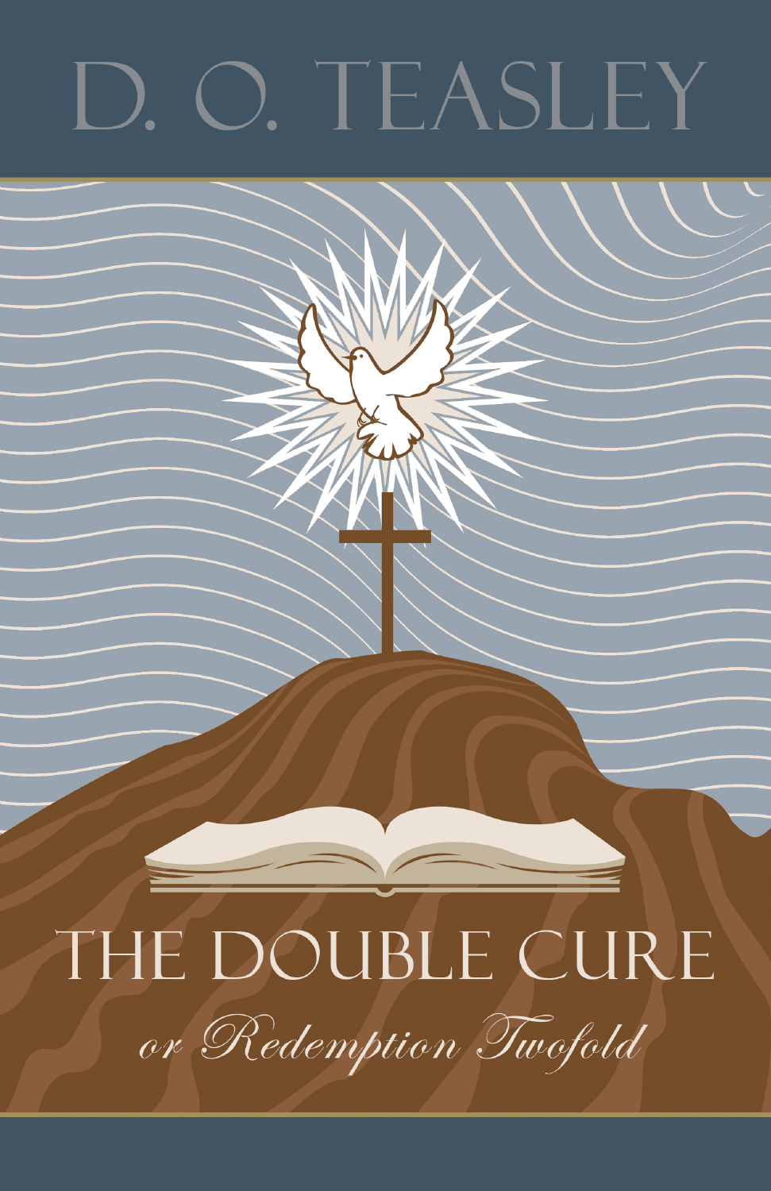# D. O. TEASLEY

# THE DOUBLE CURE

*or Redemption Twofold*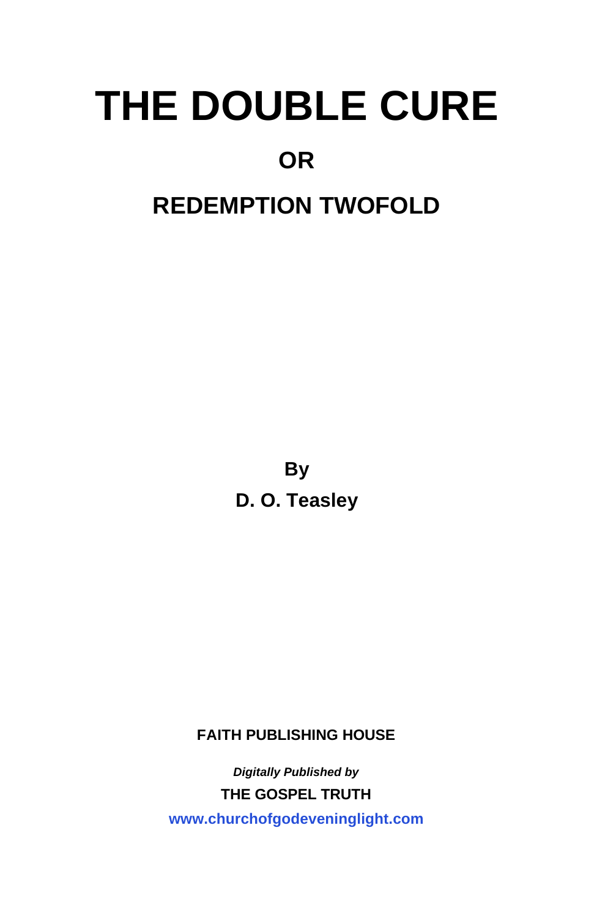# THE DOUBLE CURE

## OR

## REDEMPTION TWOFOLD

**By**

**D. O. Teasley**

**FAITH PUBLISHING HOUSE**

***Digitally Published by***

**THE GOSPEL TRUTH**

**www.churchofgodeveninglight.com**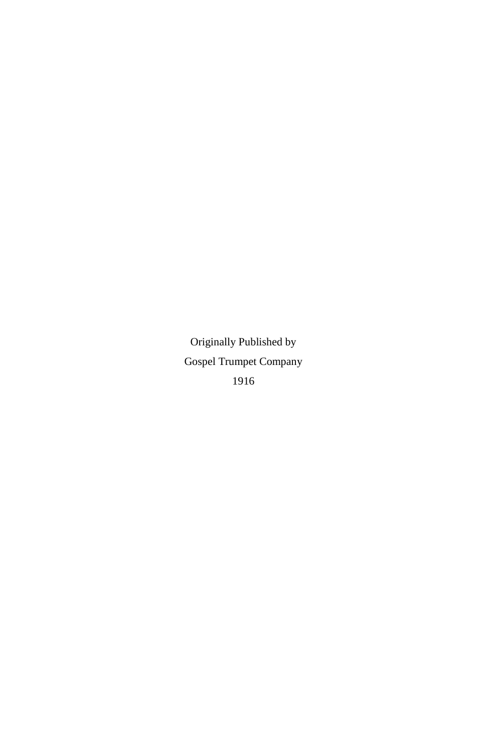Originally Published by

Gospel Trumpet Company

1916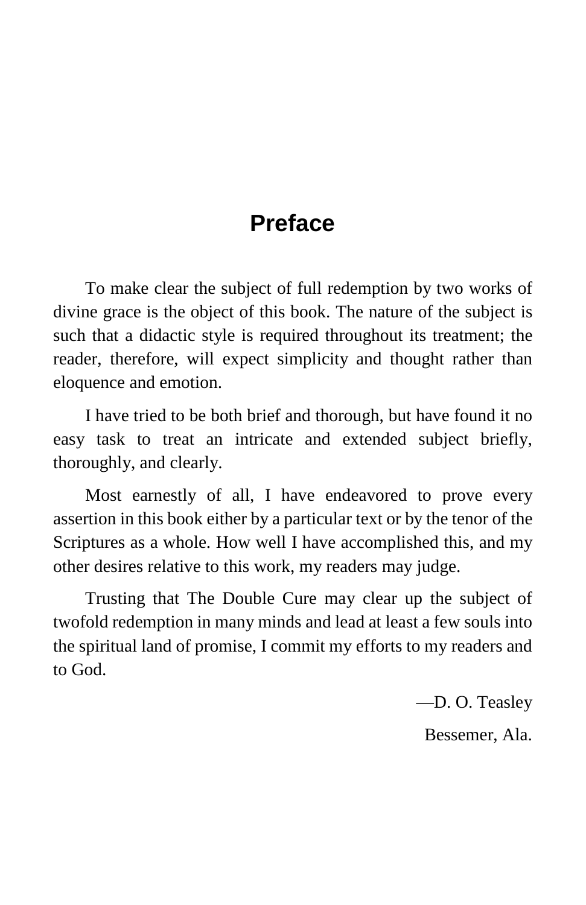# Preface

To make clear the subject of full redemption by two works of divine grace is the object of this book. The nature of the subject is such that a didactic style is required throughout its treatment; the reader, therefore, will expect simplicity and thought rather than eloquence and emotion.

I have tried to be both brief and thorough, but have found it no easy task to treat an intricate and extended subject briefly, thoroughly, and clearly.

Most earnestly of all, I have endeavored to prove every assertion in this book either by a particular text or by the tenor of the Scriptures as a whole. How well I have accomplished this, and my other desires relative to this work, my readers may judge.

Trusting that The Double Cure may clear up the subject of twofold redemption in many minds and lead at least a few souls into the spiritual land of promise, I commit my efforts to my readers and to God.

—D. O. Teasley

Bessemer, Ala.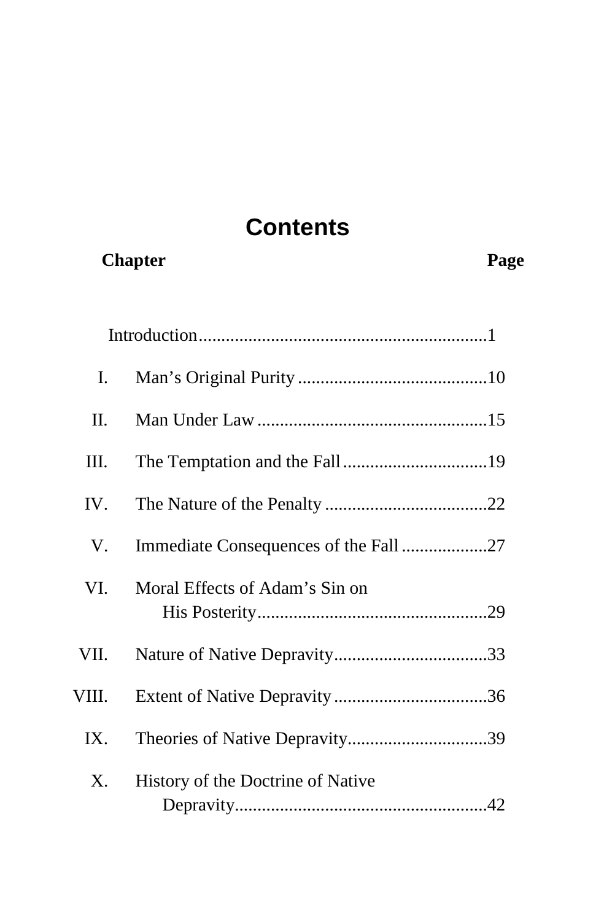# Contents

| Chapter | | Page |
|---|---|---|
| | Introduction | 1 |
| I. | Man's Original Purity | 10 |
| II. | Man Under Law | 15 |
| III. | The Temptation and the Fall | 19 |
| IV. | The Nature of the Penalty | 22 |
| V. | Immediate Consequences of the Fall | 27 |
| VI. | Moral Effects of Adam's Sin on His Posterity | 29 |
| VII. | Nature of Native Depravity | 33 |
| VIII. | Extent of Native Depravity | 36 |
| IX. | Theories of Native Depravity | 39 |
| X. | History of the Doctrine of Native Depravity | 42 |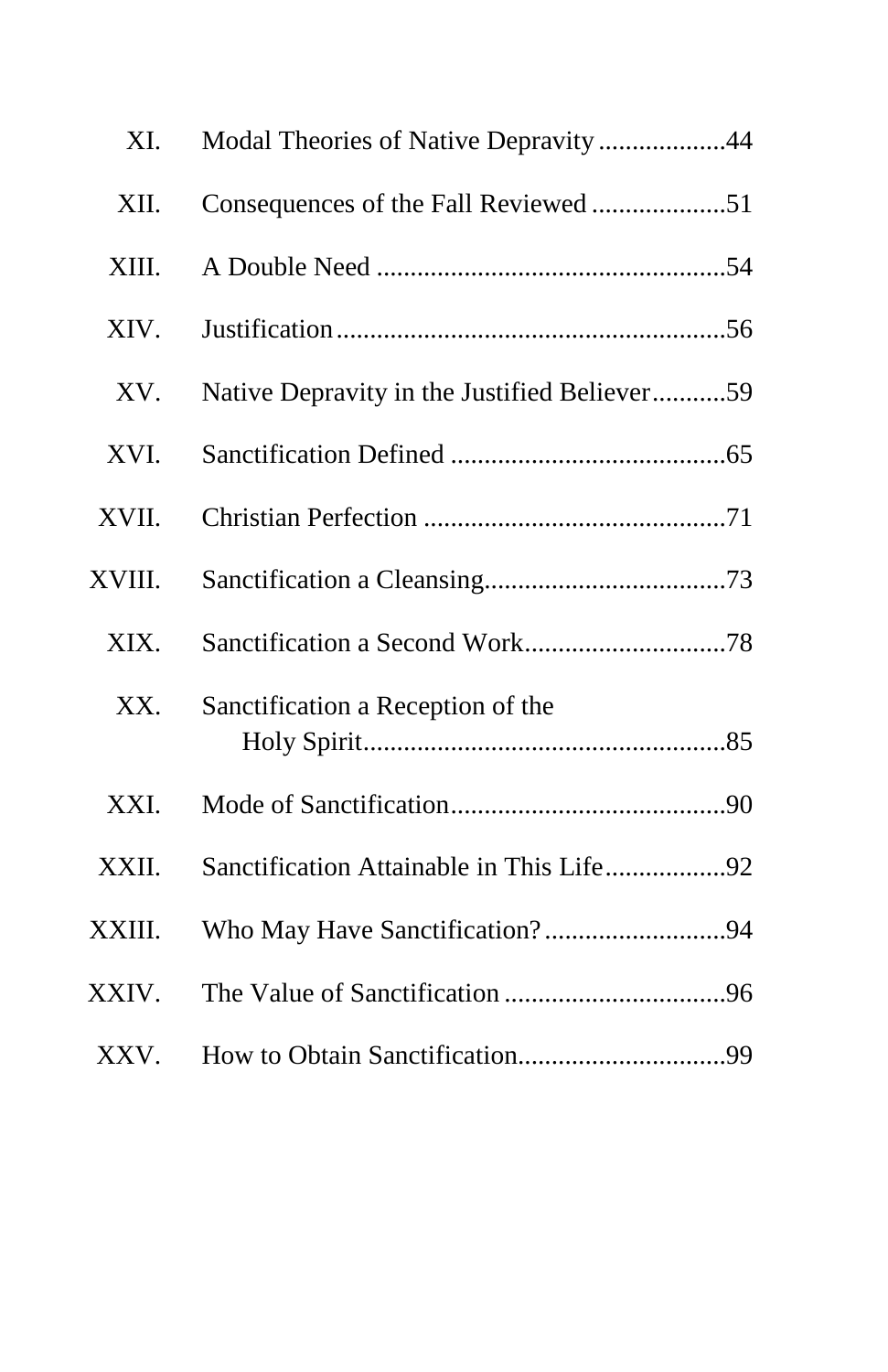| | | |
|---|---|---|
| XI. | Modal Theories of Native Depravity | 44 |
| XII. | Consequences of the Fall Reviewed | 51 |
| XIII. | A Double Need | 54 |
| XIV. | Justification | 56 |
| XV. | Native Depravity in the Justified Believer | 59 |
| XVI. | Sanctification Defined | 65 |
| XVII. | Christian Perfection | 71 |
| XVIII. | Sanctification a Cleansing | 73 |
| XIX. | Sanctification a Second Work | 78 |
| XX. | Sanctification a Reception of the Holy Spirit | 85 |
| XXI. | Mode of Sanctification | 90 |
| XXII. | Sanctification Attainable in This Life | 92 |
| XXIII. | Who May Have Sanctification? | 94 |
| XXIV. | The Value of Sanctification | 96 |
| XXV. | How to Obtain Sanctification | 99 |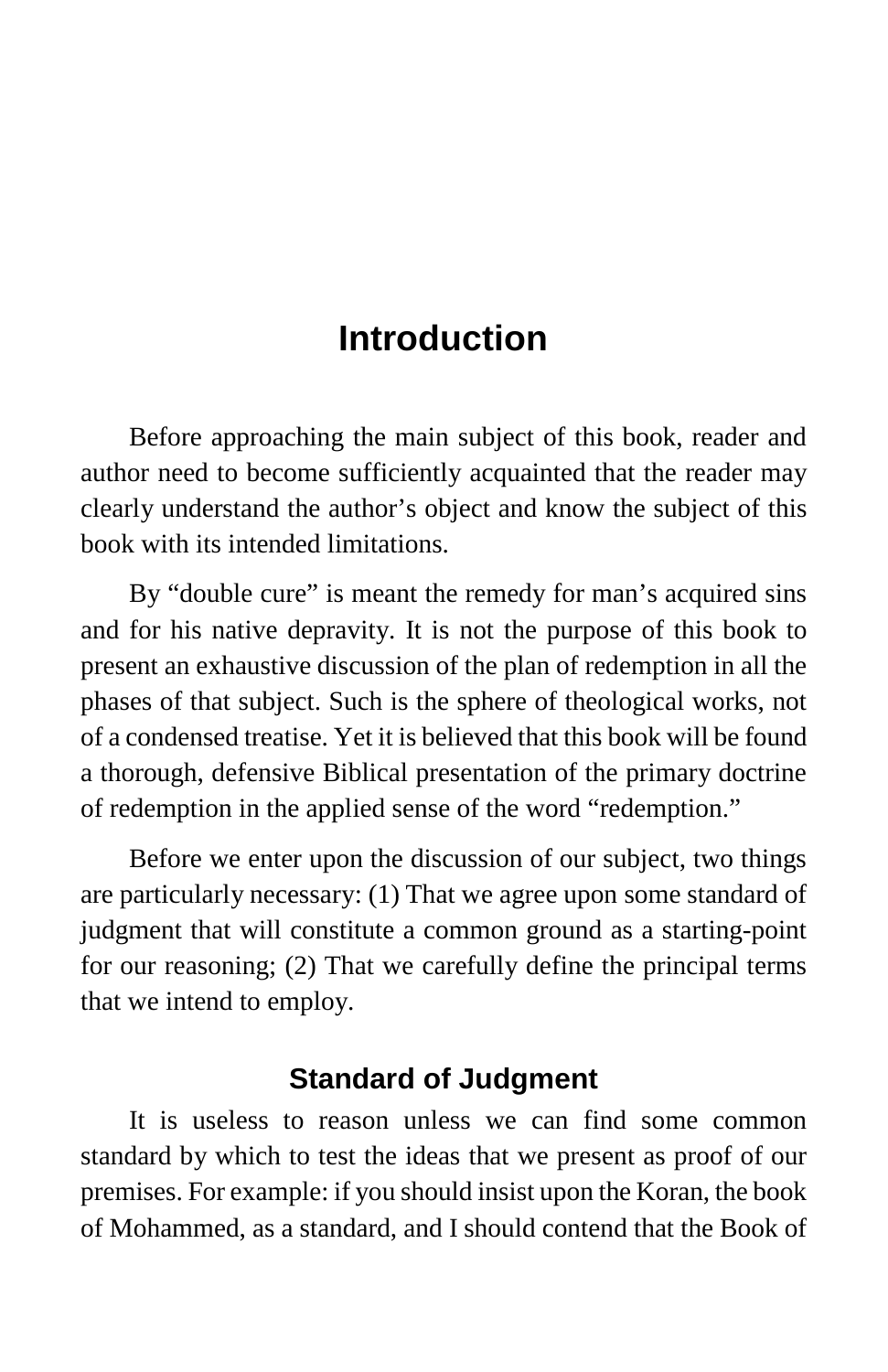# Introduction

Before approaching the main subject of this book, reader and author need to become sufficiently acquainted that the reader may clearly understand the author's object and know the subject of this book with its intended limitations.

By "double cure" is meant the remedy for man's acquired sins and for his native depravity. It is not the purpose of this book to present an exhaustive discussion of the plan of redemption in all the phases of that subject. Such is the sphere of theological works, not of a condensed treatise. Yet it is believed that this book will be found a thorough, defensive Biblical presentation of the primary doctrine of redemption in the applied sense of the word "redemption."

Before we enter upon the discussion of our subject, two things are particularly necessary: (1) That we agree upon some standard of judgment that will constitute a common ground as a starting-point for our reasoning; (2) That we carefully define the principal terms that we intend to employ.

## Standard of Judgment

It is useless to reason unless we can find some common standard by which to test the ideas that we present as proof of our premises. For example: if you should insist upon the Koran, the book of Mohammed, as a standard, and I should contend that the Book of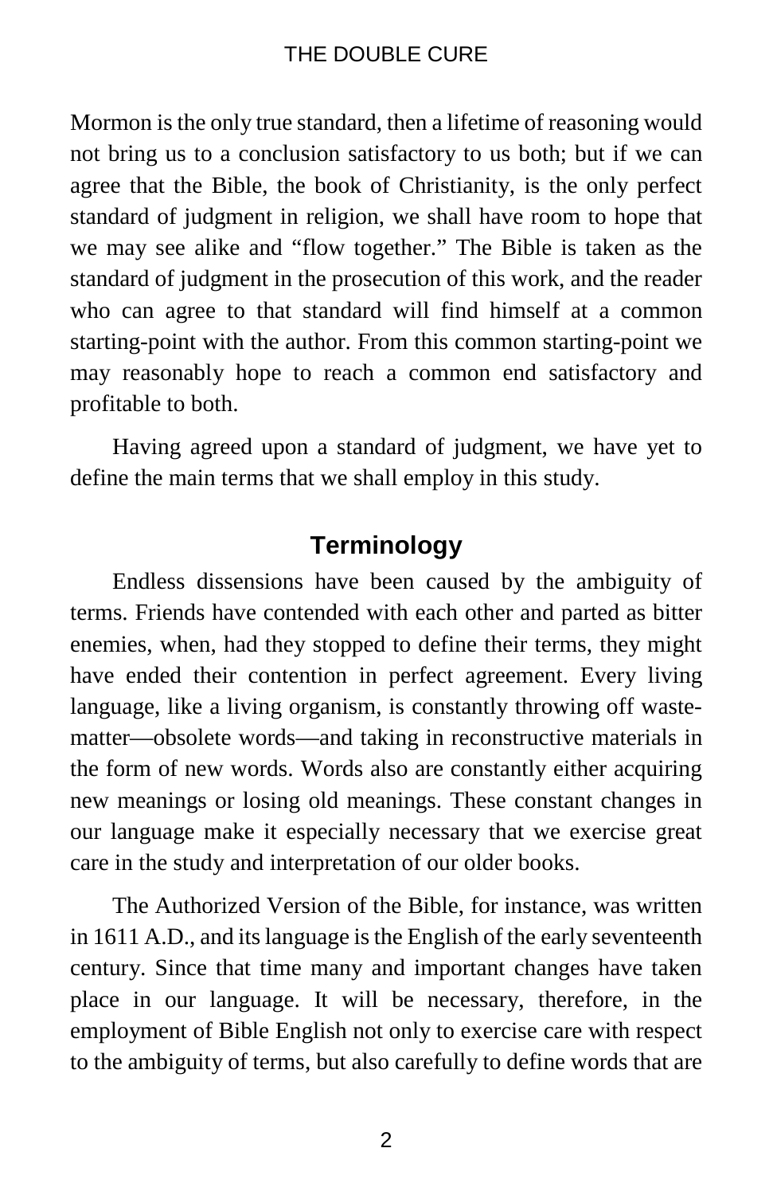Mormon is the only true standard, then a lifetime of reasoning would not bring us to a conclusion satisfactory to us both; but if we can agree that the Bible, the book of Christianity, is the only perfect standard of judgment in religion, we shall have room to hope that we may see alike and "flow together." The Bible is taken as the standard of judgment in the prosecution of this work, and the reader who can agree to that standard will find himself at a common starting-point with the author. From this common starting-point we may reasonably hope to reach a common end satisfactory and profitable to both.

Having agreed upon a standard of judgment, we have yet to define the main terms that we shall employ in this study.

## Terminology

Endless dissensions have been caused by the ambiguity of terms. Friends have contended with each other and parted as bitter enemies, when, had they stopped to define their terms, they might have ended their contention in perfect agreement. Every living language, like a living organism, is constantly throwing off waste-matter—obsolete words—and taking in reconstructive materials in the form of new words. Words also are constantly either acquiring new meanings or losing old meanings. These constant changes in our language make it especially necessary that we exercise great care in the study and interpretation of our older books.

The Authorized Version of the Bible, for instance, was written in 1611 A.D., and its language is the English of the early seventeenth century. Since that time many and important changes have taken place in our language. It will be necessary, therefore, in the employment of Bible English not only to exercise care with respect to the ambiguity of terms, but also carefully to define words that are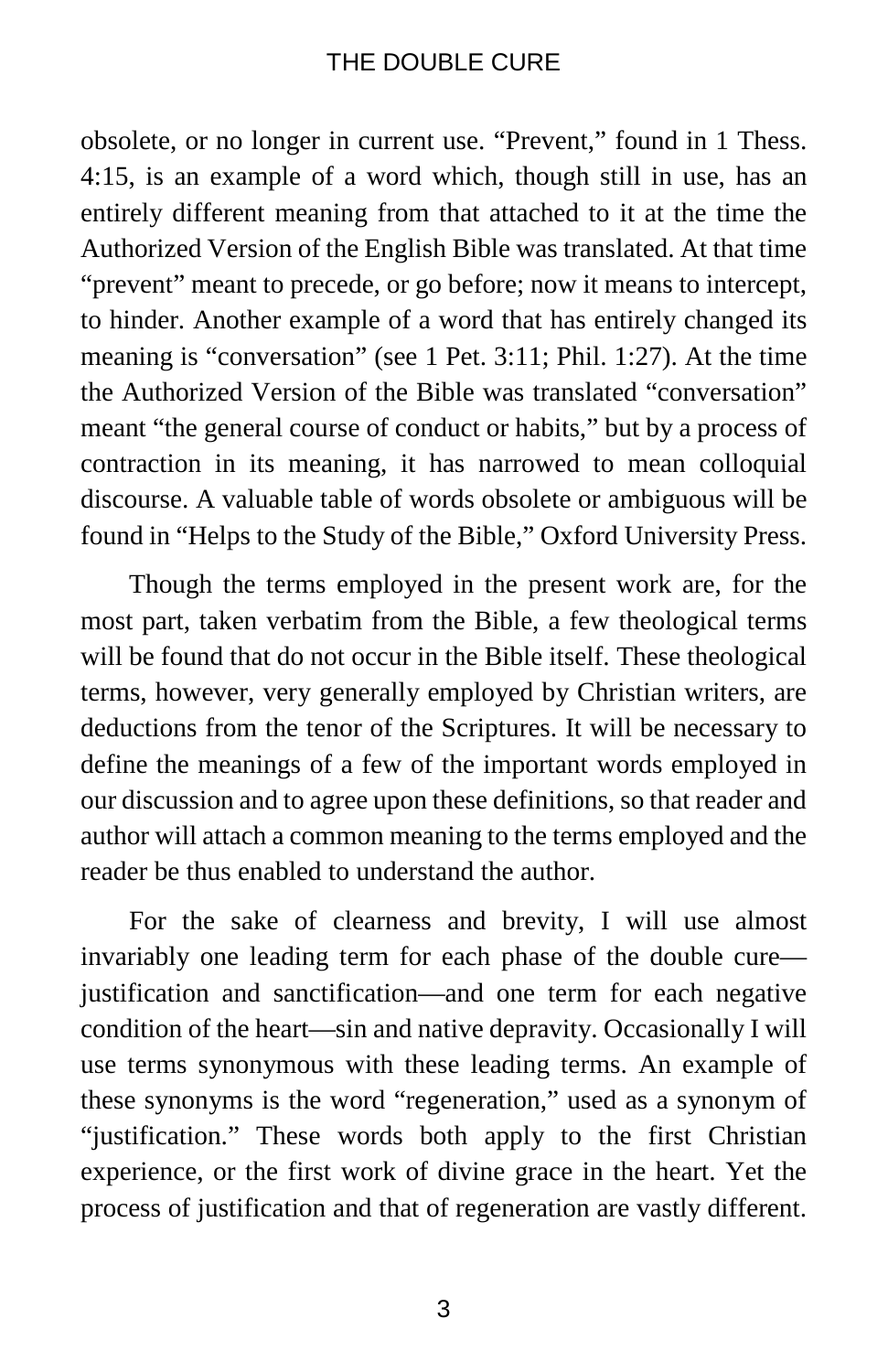obsolete, or no longer in current use. "Prevent," found in 1 Thess. 4:15, is an example of a word which, though still in use, has an entirely different meaning from that attached to it at the time the Authorized Version of the English Bible was translated. At that time "prevent" meant to precede, or go before; now it means to intercept, to hinder. Another example of a word that has entirely changed its meaning is "conversation" (see 1 Pet. 3:11; Phil. 1:27). At the time the Authorized Version of the Bible was translated "conversation" meant "the general course of conduct or habits," but by a process of contraction in its meaning, it has narrowed to mean colloquial discourse. A valuable table of words obsolete or ambiguous will be found in "Helps to the Study of the Bible," Oxford University Press.

Though the terms employed in the present work are, for the most part, taken verbatim from the Bible, a few theological terms will be found that do not occur in the Bible itself. These theological terms, however, very generally employed by Christian writers, are deductions from the tenor of the Scriptures. It will be necessary to define the meanings of a few of the important words employed in our discussion and to agree upon these definitions, so that reader and author will attach a common meaning to the terms employed and the reader be thus enabled to understand the author.

For the sake of clearness and brevity, I will use almost invariably one leading term for each phase of the double cure—justification and sanctification—and one term for each negative condition of the heart—sin and native depravity. Occasionally I will use terms synonymous with these leading terms. An example of these synonyms is the word "regeneration," used as a synonym of "justification." These words both apply to the first Christian experience, or the first work of divine grace in the heart. Yet the process of justification and that of regeneration are vastly different.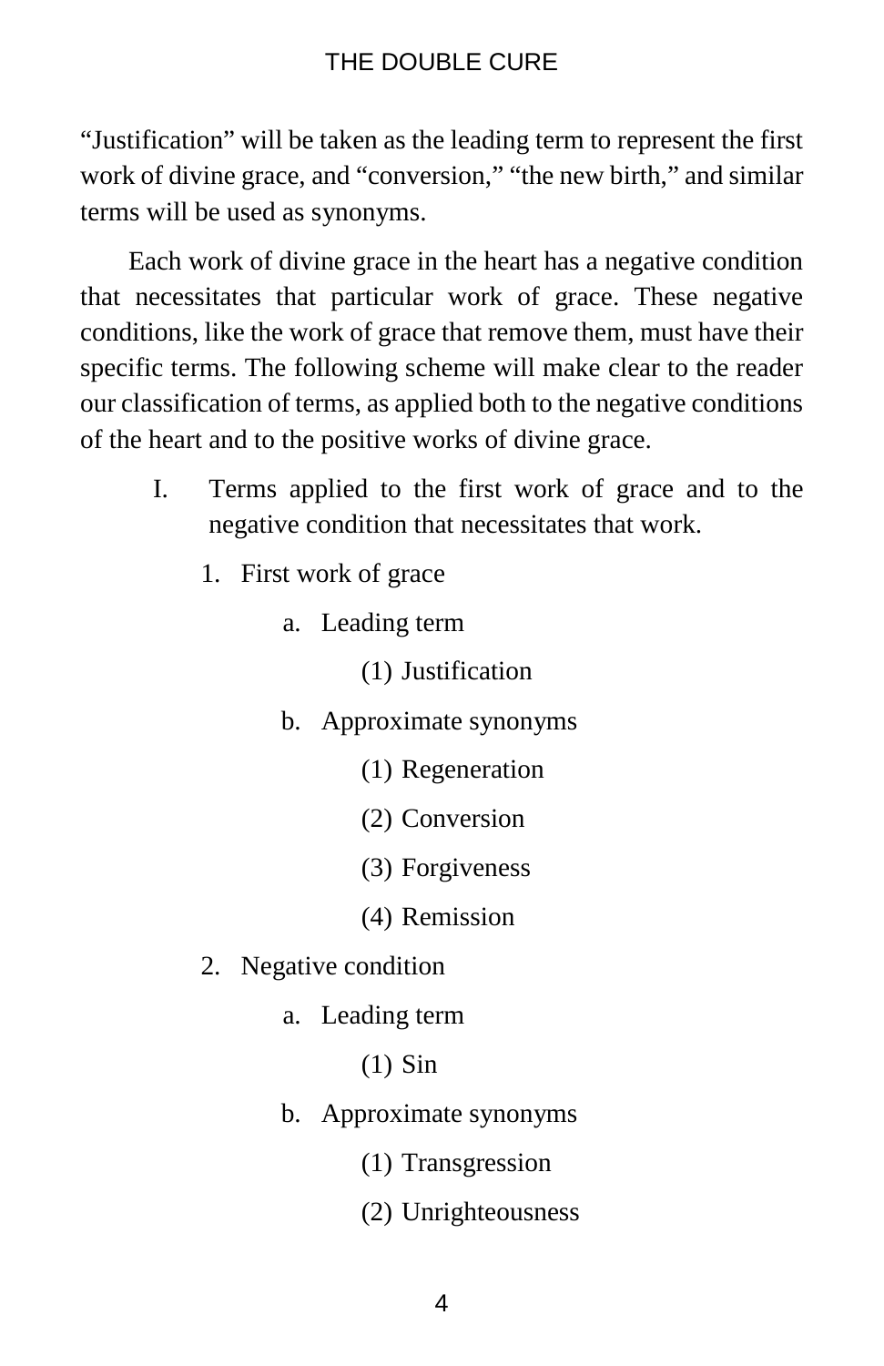"Justification" will be taken as the leading term to represent the first work of divine grace, and "conversion," "the new birth," and similar terms will be used as synonyms.

Each work of divine grace in the heart has a negative condition that necessitates that particular work of grace. These negative conditions, like the work of grace that remove them, must have their specific terms. The following scheme will make clear to the reader our classification of terms, as applied both to the negative conditions of the heart and to the positive works of divine grace.

I. Terms applied to the first work of grace and to the negative condition that necessitates that work.

  1. First work of grace

     a. Leading term

        (1) Justification

     b. Approximate synonyms

        (1) Regeneration

        (2) Conversion

        (3) Forgiveness

        (4) Remission

  2. Negative condition

     a. Leading term

        (1) Sin

     b. Approximate synonyms

        (1) Transgression

        (2) Unrighteousness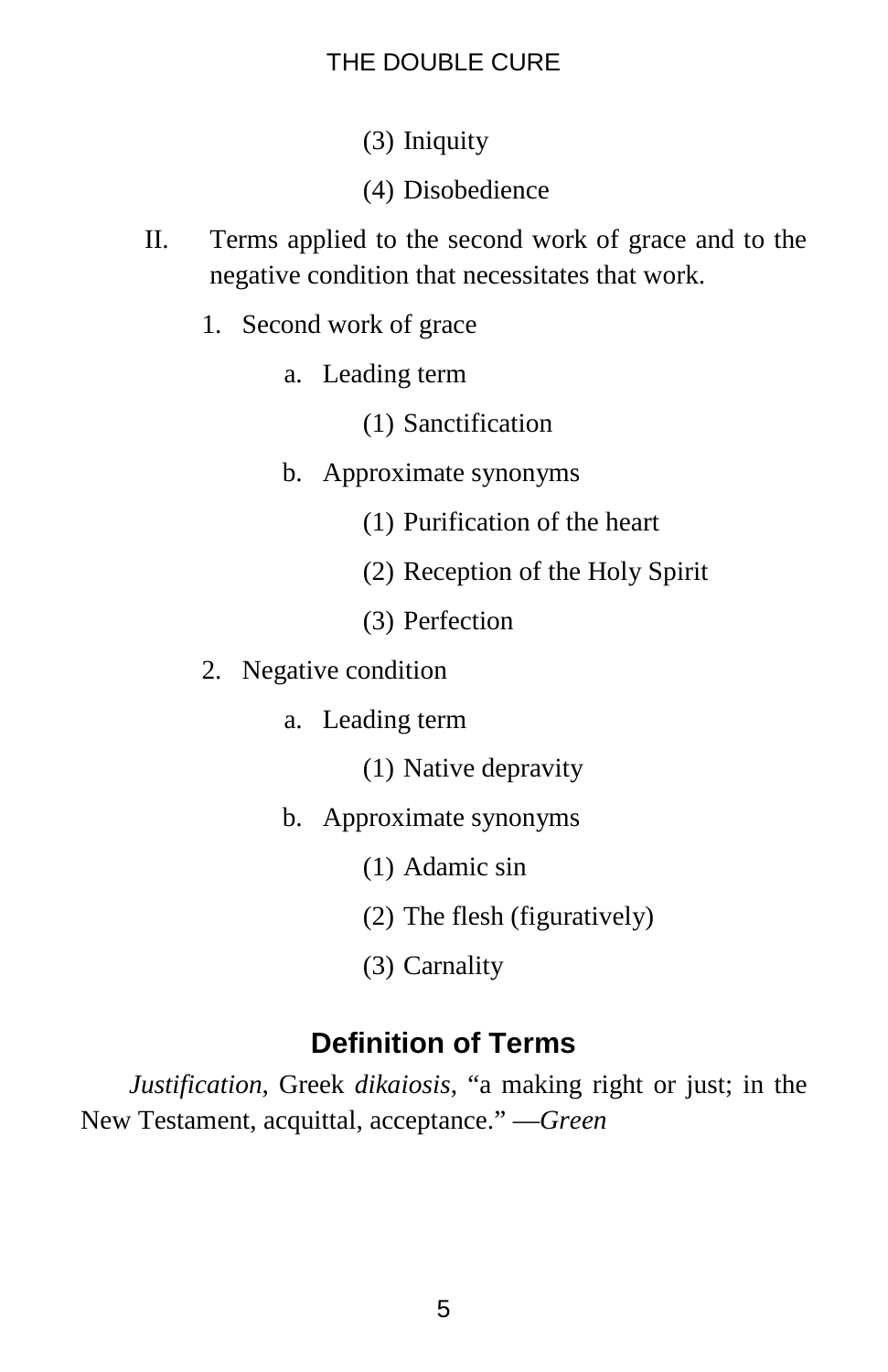(3) Iniquity

            (4) Disobedience

II. Terms applied to the second work of grace and to the negative condition that necessitates that work.

  1. Second work of grace

      a. Leading term

          (1) Sanctification

      b. Approximate synonyms

          (1) Purification of the heart

          (2) Reception of the Holy Spirit

          (3) Perfection

  2. Negative condition

      a. Leading term

          (1) Native depravity

      b. Approximate synonyms

          (1) Adamic sin

          (2) The flesh (figuratively)

          (3) Carnality

## Definition of Terms

*Justification*, Greek *dikaiosis*, “a making right or just; in the New Testament, acquittal, acceptance.” —*Green*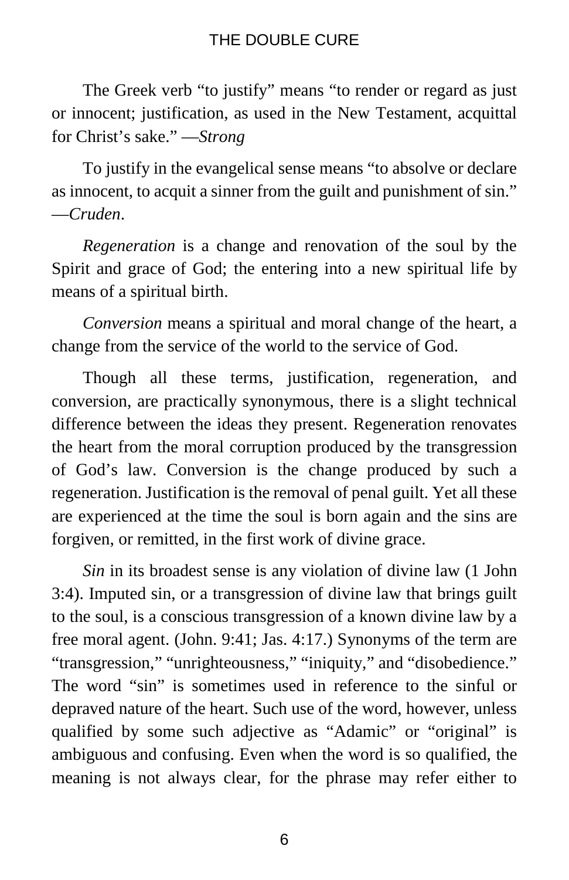The Greek verb “to justify” means “to render or regard as just or innocent; justification, as used in the New Testament, acquittal for Christ’s sake.” —*Strong*

To justify in the evangelical sense means “to absolve or declare as innocent, to acquit a sinner from the guilt and punishment of sin.” —*Cruden*.

*Regeneration* is a change and renovation of the soul by the Spirit and grace of God; the entering into a new spiritual life by means of a spiritual birth.

*Conversion* means a spiritual and moral change of the heart, a change from the service of the world to the service of God.

Though all these terms, justification, regeneration, and conversion, are practically synonymous, there is a slight technical difference between the ideas they present. Regeneration renovates the heart from the moral corruption produced by the transgression of God’s law. Conversion is the change produced by such a regeneration. Justification is the removal of penal guilt. Yet all these are experienced at the time the soul is born again and the sins are forgiven, or remitted, in the first work of divine grace.

*Sin* in its broadest sense is any violation of divine law (1 John 3:4). Imputed sin, or a transgression of divine law that brings guilt to the soul, is a conscious transgression of a known divine law by a free moral agent. (John. 9:41; Jas. 4:17.) Synonyms of the term are “transgression,” “unrighteousness,” “iniquity,” and “disobedience.” The word “sin” is sometimes used in reference to the sinful or depraved nature of the heart. Such use of the word, however, unless qualified by some such adjective as “Adamic” or “original” is ambiguous and confusing. Even when the word is so qualified, the meaning is not always clear, for the phrase may refer either to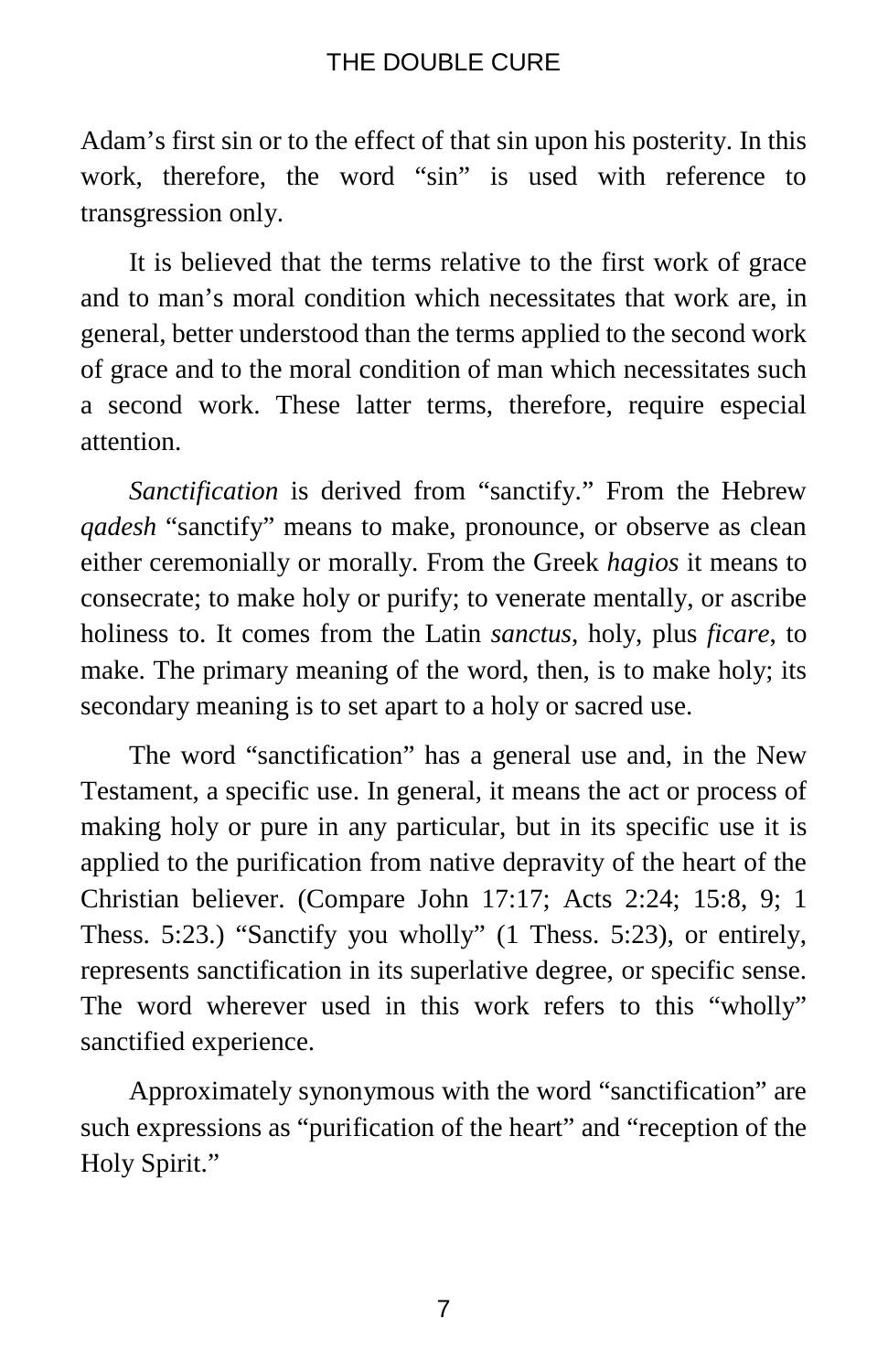Adam's first sin or to the effect of that sin upon his posterity. In this work, therefore, the word "sin" is used with reference to transgression only.

It is believed that the terms relative to the first work of grace and to man's moral condition which necessitates that work are, in general, better understood than the terms applied to the second work of grace and to the moral condition of man which necessitates such a second work. These latter terms, therefore, require especial attention.

*Sanctification* is derived from "sanctify." From the Hebrew *qadesh* "sanctify" means to make, pronounce, or observe as clean either ceremonially or morally. From the Greek *hagios* it means to consecrate; to make holy or purify; to venerate mentally, or ascribe holiness to. It comes from the Latin *sanctus*, holy, plus *ficare*, to make. The primary meaning of the word, then, is to make holy; its secondary meaning is to set apart to a holy or sacred use.

The word "sanctification" has a general use and, in the New Testament, a specific use. In general, it means the act or process of making holy or pure in any particular, but in its specific use it is applied to the purification from native depravity of the heart of the Christian believer. (Compare John 17:17; Acts 2:24; 15:8, 9; 1 Thess. 5:23.) "Sanctify you wholly" (1 Thess. 5:23), or entirely, represents sanctification in its superlative degree, or specific sense. The word wherever used in this work refers to this "wholly" sanctified experience.

Approximately synonymous with the word "sanctification" are such expressions as "purification of the heart" and "reception of the Holy Spirit."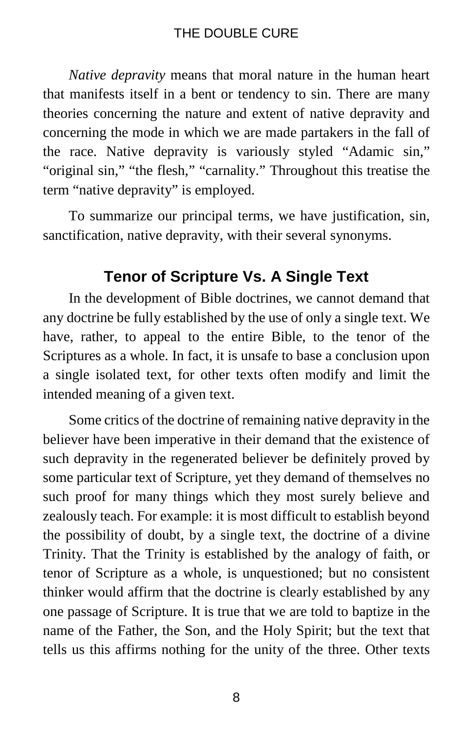*Native depravity* means that moral nature in the human heart that manifests itself in a bent or tendency to sin. There are many theories concerning the nature and extent of native depravity and concerning the mode in which we are made partakers in the fall of the race. Native depravity is variously styled "Adamic sin," "original sin," "the flesh," "carnality." Throughout this treatise the term "native depravity" is employed.

To summarize our principal terms, we have justification, sin, sanctification, native depravity, with their several synonyms.

## Tenor of Scripture Vs. A Single Text

In the development of Bible doctrines, we cannot demand that any doctrine be fully established by the use of only a single text. We have, rather, to appeal to the entire Bible, to the tenor of the Scriptures as a whole. In fact, it is unsafe to base a conclusion upon a single isolated text, for other texts often modify and limit the intended meaning of a given text.

Some critics of the doctrine of remaining native depravity in the believer have been imperative in their demand that the existence of such depravity in the regenerated believer be definitely proved by some particular text of Scripture, yet they demand of themselves no such proof for many things which they most surely believe and zealously teach. For example: it is most difficult to establish beyond the possibility of doubt, by a single text, the doctrine of a divine Trinity. That the Trinity is established by the analogy of faith, or tenor of Scripture as a whole, is unquestioned; but no consistent thinker would affirm that the doctrine is clearly established by any one passage of Scripture. It is true that we are told to baptize in the name of the Father, the Son, and the Holy Spirit; but the text that tells us this affirms nothing for the unity of the three. Other texts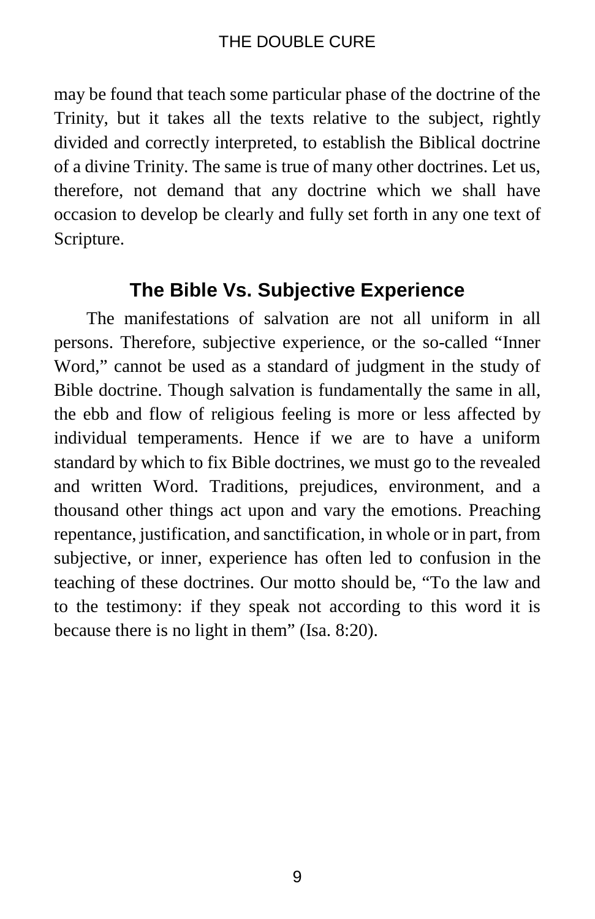may be found that teach some particular phase of the doctrine of the Trinity, but it takes all the texts relative to the subject, rightly divided and correctly interpreted, to establish the Biblical doctrine of a divine Trinity. The same is true of many other doctrines. Let us, therefore, not demand that any doctrine which we shall have occasion to develop be clearly and fully set forth in any one text of Scripture.

## The Bible Vs. Subjective Experience

The manifestations of salvation are not all uniform in all persons. Therefore, subjective experience, or the so-called "Inner Word," cannot be used as a standard of judgment in the study of Bible doctrine. Though salvation is fundamentally the same in all, the ebb and flow of religious feeling is more or less affected by individual temperaments. Hence if we are to have a uniform standard by which to fix Bible doctrines, we must go to the revealed and written Word. Traditions, prejudices, environment, and a thousand other things act upon and vary the emotions. Preaching repentance, justification, and sanctification, in whole or in part, from subjective, or inner, experience has often led to confusion in the teaching of these doctrines. Our motto should be, "To the law and to the testimony: if they speak not according to this word it is because there is no light in them" (Isa. 8:20).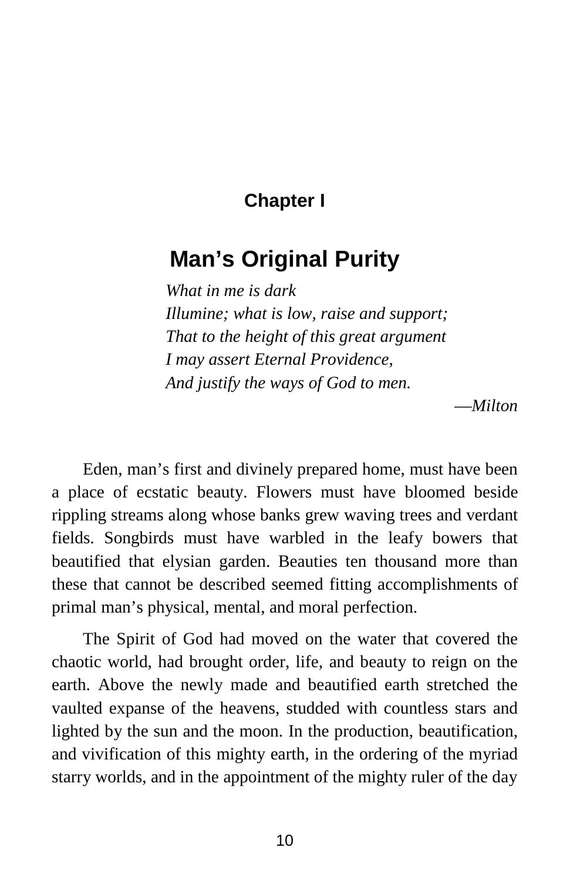## Chapter I

# Man's Original Purity

*What in me is dark*
*Illumine; what is low, raise and support;*
*That to the height of this great argument*
*I may assert Eternal Providence,*
*And justify the ways of God to men.*

—*Milton*

Eden, man's first and divinely prepared home, must have been a place of ecstatic beauty. Flowers must have bloomed beside rippling streams along whose banks grew waving trees and verdant fields. Songbirds must have warbled in the leafy bowers that beautified that elysian garden. Beauties ten thousand more than these that cannot be described seemed fitting accomplishments of primal man's physical, mental, and moral perfection.

The Spirit of God had moved on the water that covered the chaotic world, had brought order, life, and beauty to reign on the earth. Above the newly made and beautified earth stretched the vaulted expanse of the heavens, studded with countless stars and lighted by the sun and the moon. In the production, beautification, and vivification of this mighty earth, in the ordering of the myriad starry worlds, and in the appointment of the mighty ruler of the day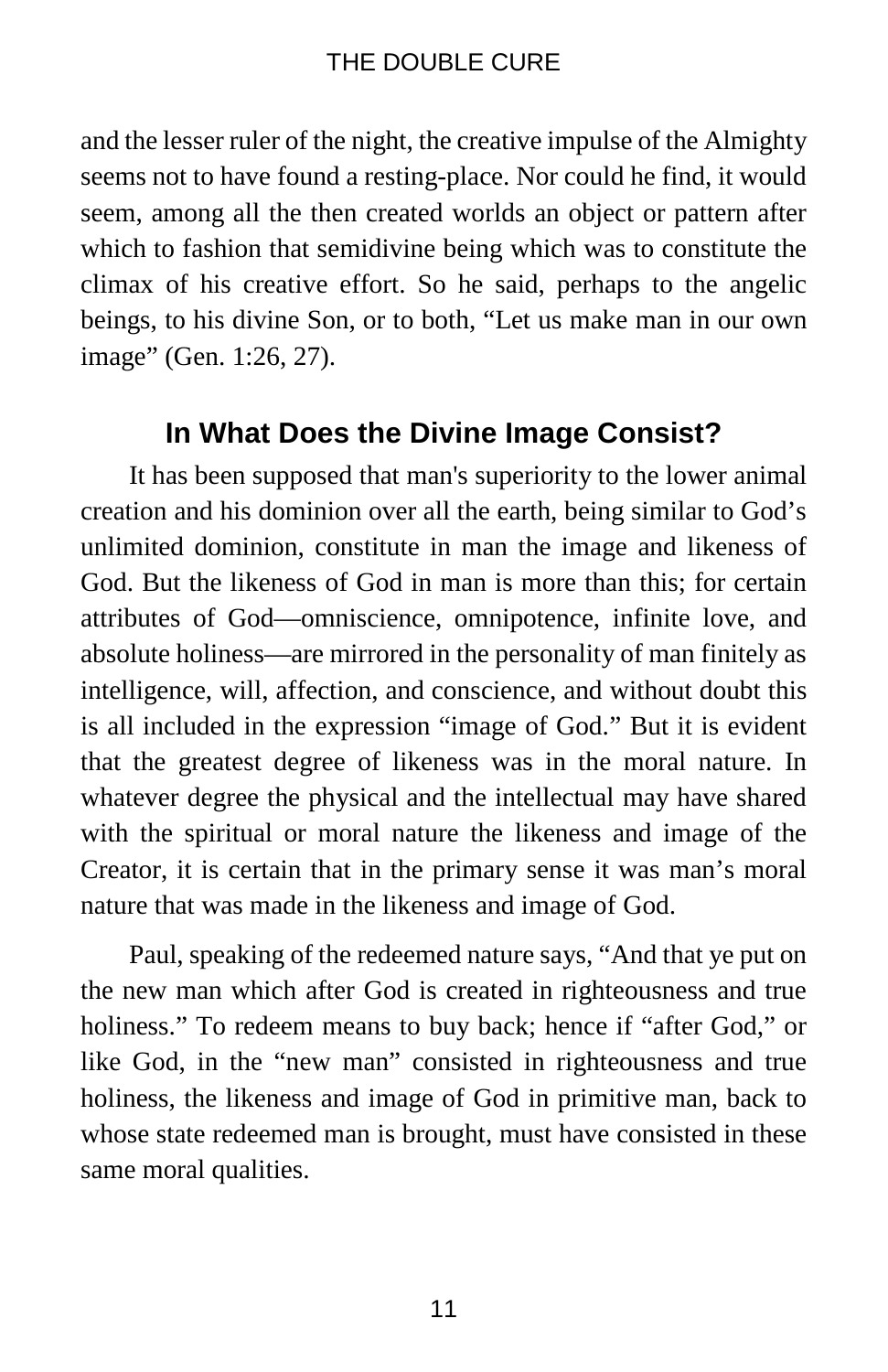and the lesser ruler of the night, the creative impulse of the Almighty seems not to have found a resting-place. Nor could he find, it would seem, among all the then created worlds an object or pattern after which to fashion that semidivine being which was to constitute the climax of his creative effort. So he said, perhaps to the angelic beings, to his divine Son, or to both, "Let us make man in our own image" (Gen. 1:26, 27).

## In What Does the Divine Image Consist?

It has been supposed that man's superiority to the lower animal creation and his dominion over all the earth, being similar to God's unlimited dominion, constitute in man the image and likeness of God. But the likeness of God in man is more than this; for certain attributes of God—omniscience, omnipotence, infinite love, and absolute holiness—are mirrored in the personality of man finitely as intelligence, will, affection, and conscience, and without doubt this is all included in the expression "image of God." But it is evident that the greatest degree of likeness was in the moral nature. In whatever degree the physical and the intellectual may have shared with the spiritual or moral nature the likeness and image of the Creator, it is certain that in the primary sense it was man's moral nature that was made in the likeness and image of God.

Paul, speaking of the redeemed nature says, "And that ye put on the new man which after God is created in righteousness and true holiness." To redeem means to buy back; hence if "after God," or like God, in the "new man" consisted in righteousness and true holiness, the likeness and image of God in primitive man, back to whose state redeemed man is brought, must have consisted in these same moral qualities.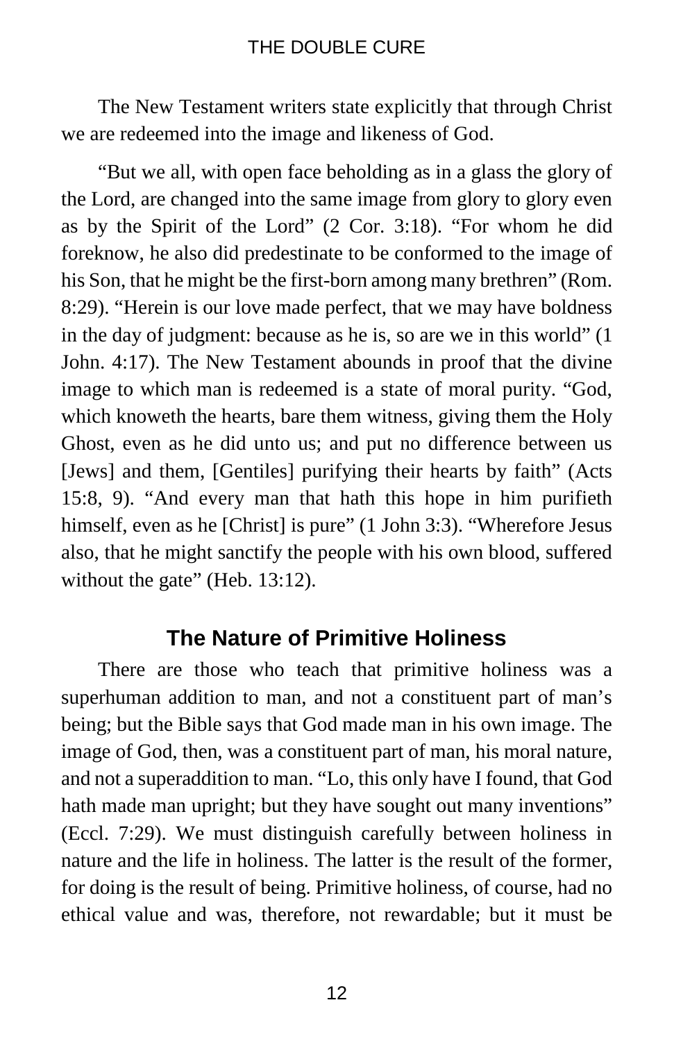The New Testament writers state explicitly that through Christ we are redeemed into the image and likeness of God.

"But we all, with open face beholding as in a glass the glory of the Lord, are changed into the same image from glory to glory even as by the Spirit of the Lord" (2 Cor. 3:18). "For whom he did foreknow, he also did predestinate to be conformed to the image of his Son, that he might be the first-born among many brethren" (Rom. 8:29). "Herein is our love made perfect, that we may have boldness in the day of judgment: because as he is, so are we in this world" (1 John. 4:17). The New Testament abounds in proof that the divine image to which man is redeemed is a state of moral purity. "God, which knoweth the hearts, bare them witness, giving them the Holy Ghost, even as he did unto us; and put no difference between us [Jews] and them, [Gentiles] purifying their hearts by faith" (Acts 15:8, 9). "And every man that hath this hope in him purifieth himself, even as he [Christ] is pure" (1 John 3:3). "Wherefore Jesus also, that he might sanctify the people with his own blood, suffered without the gate" (Heb. 13:12).

## The Nature of Primitive Holiness

There are those who teach that primitive holiness was a superhuman addition to man, and not a constituent part of man's being; but the Bible says that God made man in his own image. The image of God, then, was a constituent part of man, his moral nature, and not a superaddition to man. "Lo, this only have I found, that God hath made man upright; but they have sought out many inventions" (Eccl. 7:29). We must distinguish carefully between holiness in nature and the life in holiness. The latter is the result of the former, for doing is the result of being. Primitive holiness, of course, had no ethical value and was, therefore, not rewardable; but it must be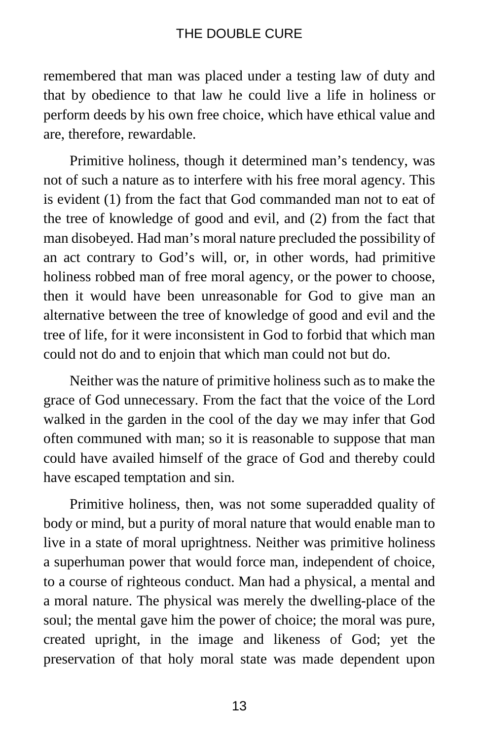remembered that man was placed under a testing law of duty and that by obedience to that law he could live a life in holiness or perform deeds by his own free choice, which have ethical value and are, therefore, rewardable.

Primitive holiness, though it determined man's tendency, was not of such a nature as to interfere with his free moral agency. This is evident (1) from the fact that God commanded man not to eat of the tree of knowledge of good and evil, and (2) from the fact that man disobeyed. Had man's moral nature precluded the possibility of an act contrary to God's will, or, in other words, had primitive holiness robbed man of free moral agency, or the power to choose, then it would have been unreasonable for God to give man an alternative between the tree of knowledge of good and evil and the tree of life, for it were inconsistent in God to forbid that which man could not do and to enjoin that which man could not but do.

Neither was the nature of primitive holiness such as to make the grace of God unnecessary. From the fact that the voice of the Lord walked in the garden in the cool of the day we may infer that God often communed with man; so it is reasonable to suppose that man could have availed himself of the grace of God and thereby could have escaped temptation and sin.

Primitive holiness, then, was not some superadded quality of body or mind, but a purity of moral nature that would enable man to live in a state of moral uprightness. Neither was primitive holiness a superhuman power that would force man, independent of choice, to a course of righteous conduct. Man had a physical, a mental and a moral nature. The physical was merely the dwelling-place of the soul; the mental gave him the power of choice; the moral was pure, created upright, in the image and likeness of God; yet the preservation of that holy moral state was made dependent upon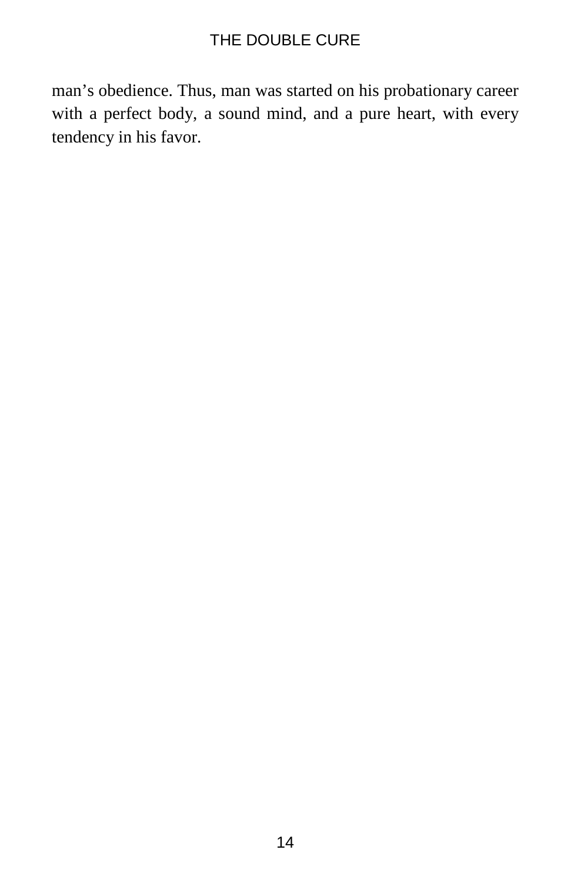man’s obedience. Thus, man was started on his probationary career with a perfect body, a sound mind, and a pure heart, with every tendency in his favor.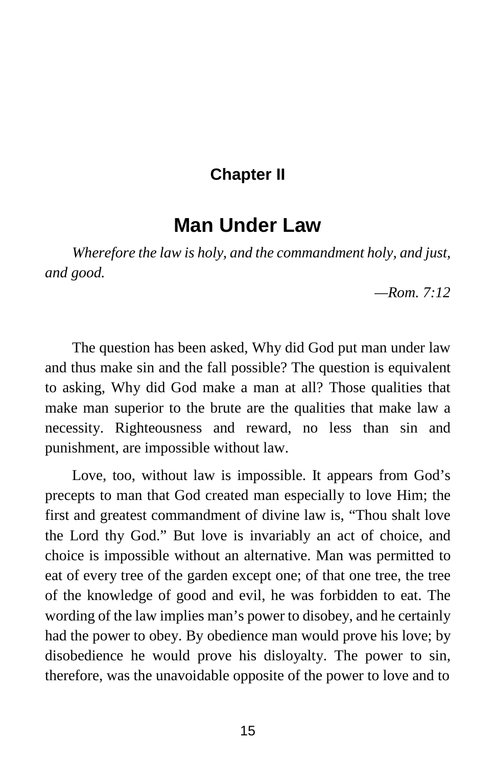## Chapter II

# Man Under Law

*Wherefore the law is holy, and the commandment holy, and just, and good.*

*—Rom. 7:12*

The question has been asked, Why did God put man under law and thus make sin and the fall possible? The question is equivalent to asking, Why did God make a man at all? Those qualities that make man superior to the brute are the qualities that make law a necessity. Righteousness and reward, no less than sin and punishment, are impossible without law.

Love, too, without law is impossible. It appears from God's precepts to man that God created man especially to love Him; the first and greatest commandment of divine law is, "Thou shalt love the Lord thy God." But love is invariably an act of choice, and choice is impossible without an alternative. Man was permitted to eat of every tree of the garden except one; of that one tree, the tree of the knowledge of good and evil, he was forbidden to eat. The wording of the law implies man's power to disobey, and he certainly had the power to obey. By obedience man would prove his love; by disobedience he would prove his disloyalty. The power to sin, therefore, was the unavoidable opposite of the power to love and to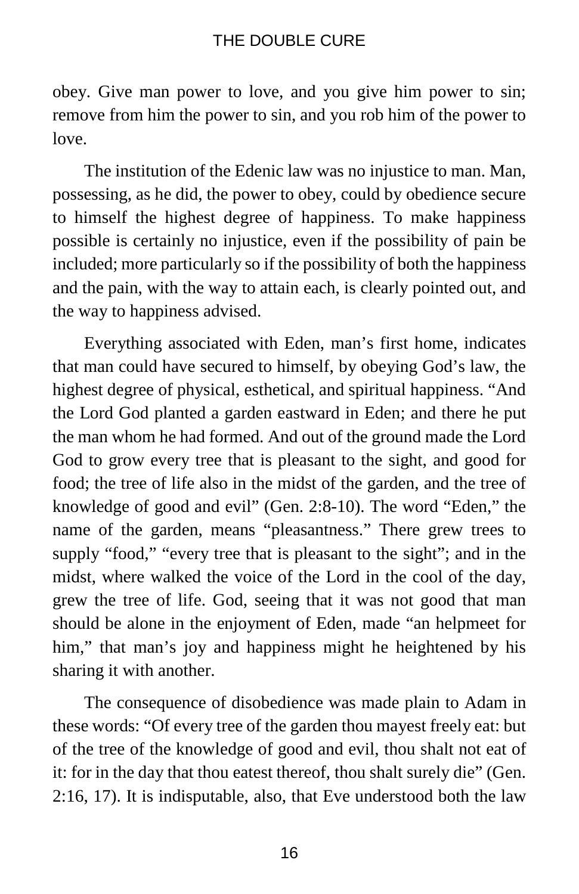obey. Give man power to love, and you give him power to sin; remove from him the power to sin, and you rob him of the power to love.

The institution of the Edenic law was no injustice to man. Man, possessing, as he did, the power to obey, could by obedience secure to himself the highest degree of happiness. To make happiness possible is certainly no injustice, even if the possibility of pain be included; more particularly so if the possibility of both the happiness and the pain, with the way to attain each, is clearly pointed out, and the way to happiness advised.

Everything associated with Eden, man's first home, indicates that man could have secured to himself, by obeying God's law, the highest degree of physical, esthetical, and spiritual happiness. "And the Lord God planted a garden eastward in Eden; and there he put the man whom he had formed. And out of the ground made the Lord God to grow every tree that is pleasant to the sight, and good for food; the tree of life also in the midst of the garden, and the tree of knowledge of good and evil" (Gen. 2:8-10). The word "Eden," the name of the garden, means "pleasantness." There grew trees to supply "food," "every tree that is pleasant to the sight"; and in the midst, where walked the voice of the Lord in the cool of the day, grew the tree of life. God, seeing that it was not good that man should be alone in the enjoyment of Eden, made "an helpmeet for him," that man's joy and happiness might he heightened by his sharing it with another.

The consequence of disobedience was made plain to Adam in these words: "Of every tree of the garden thou mayest freely eat: but of the tree of the knowledge of good and evil, thou shalt not eat of it: for in the day that thou eatest thereof, thou shalt surely die" (Gen. 2:16, 17). It is indisputable, also, that Eve understood both the law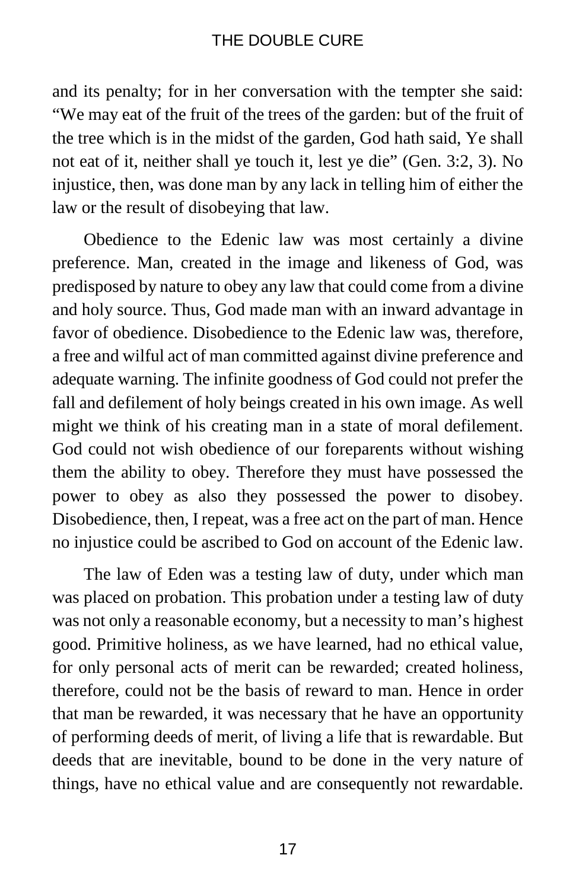and its penalty; for in her conversation with the tempter she said: "We may eat of the fruit of the trees of the garden: but of the fruit of the tree which is in the midst of the garden, God hath said, Ye shall not eat of it, neither shall ye touch it, lest ye die" (Gen. 3:2, 3). No injustice, then, was done man by any lack in telling him of either the law or the result of disobeying that law.

Obedience to the Edenic law was most certainly a divine preference. Man, created in the image and likeness of God, was predisposed by nature to obey any law that could come from a divine and holy source. Thus, God made man with an inward advantage in favor of obedience. Disobedience to the Edenic law was, therefore, a free and wilful act of man committed against divine preference and adequate warning. The infinite goodness of God could not prefer the fall and defilement of holy beings created in his own image. As well might we think of his creating man in a state of moral defilement. God could not wish obedience of our foreparents without wishing them the ability to obey. Therefore they must have possessed the power to obey as also they possessed the power to disobey. Disobedience, then, I repeat, was a free act on the part of man. Hence no injustice could be ascribed to God on account of the Edenic law.

The law of Eden was a testing law of duty, under which man was placed on probation. This probation under a testing law of duty was not only a reasonable economy, but a necessity to man's highest good. Primitive holiness, as we have learned, had no ethical value, for only personal acts of merit can be rewarded; created holiness, therefore, could not be the basis of reward to man. Hence in order that man be rewarded, it was necessary that he have an opportunity of performing deeds of merit, of living a life that is rewardable. But deeds that are inevitable, bound to be done in the very nature of things, have no ethical value and are consequently not rewardable.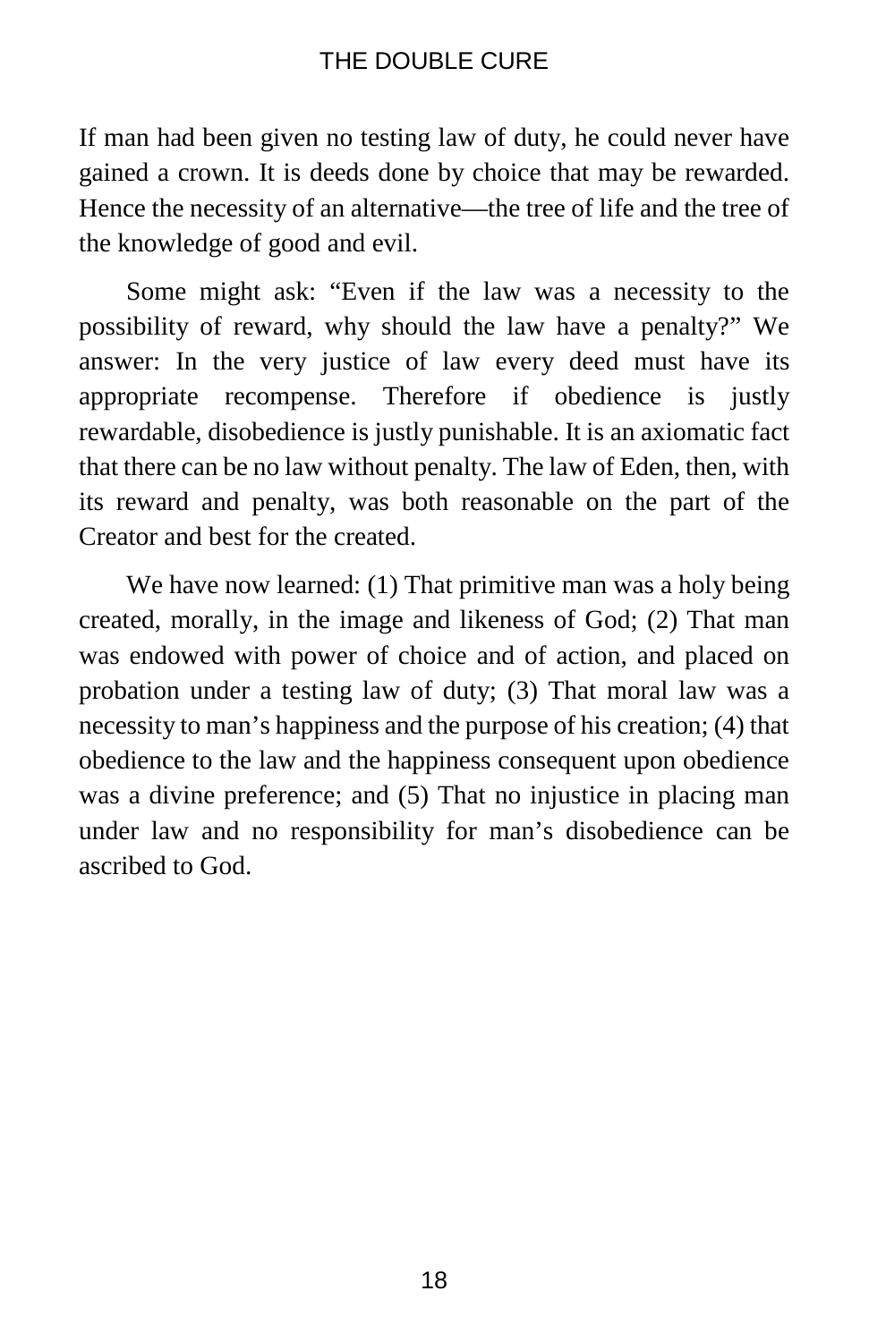If man had been given no testing law of duty, he could never have gained a crown. It is deeds done by choice that may be rewarded. Hence the necessity of an alternative—the tree of life and the tree of the knowledge of good and evil.

Some might ask: "Even if the law was a necessity to the possibility of reward, why should the law have a penalty?" We answer: In the very justice of law every deed must have its appropriate recompense. Therefore if obedience is justly rewardable, disobedience is justly punishable. It is an axiomatic fact that there can be no law without penalty. The law of Eden, then, with its reward and penalty, was both reasonable on the part of the Creator and best for the created.

We have now learned: (1) That primitive man was a holy being created, morally, in the image and likeness of God; (2) That man was endowed with power of choice and of action, and placed on probation under a testing law of duty; (3) That moral law was a necessity to man's happiness and the purpose of his creation; (4) that obedience to the law and the happiness consequent upon obedience was a divine preference; and (5) That no injustice in placing man under law and no responsibility for man's disobedience can be ascribed to God.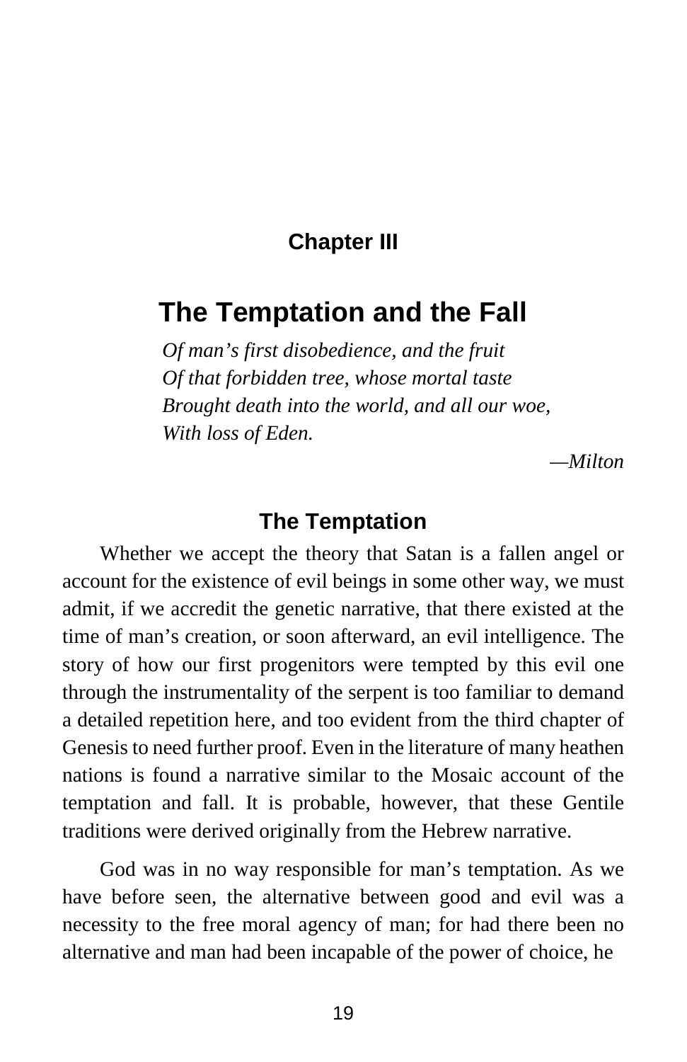## Chapter III

# The Temptation and the Fall

*Of man's first disobedience, and the fruit*
*Of that forbidden tree, whose mortal taste*
*Brought death into the world, and all our woe,*
*With loss of Eden.*

—*Milton*

### The Temptation

Whether we accept the theory that Satan is a fallen angel or account for the existence of evil beings in some other way, we must admit, if we accredit the genetic narrative, that there existed at the time of man's creation, or soon afterward, an evil intelligence. The story of how our first progenitors were tempted by this evil one through the instrumentality of the serpent is too familiar to demand a detailed repetition here, and too evident from the third chapter of Genesis to need further proof. Even in the literature of many heathen nations is found a narrative similar to the Mosaic account of the temptation and fall. It is probable, however, that these Gentile traditions were derived originally from the Hebrew narrative.

God was in no way responsible for man's temptation. As we have before seen, the alternative between good and evil was a necessity to the free moral agency of man; for had there been no alternative and man had been incapable of the power of choice, he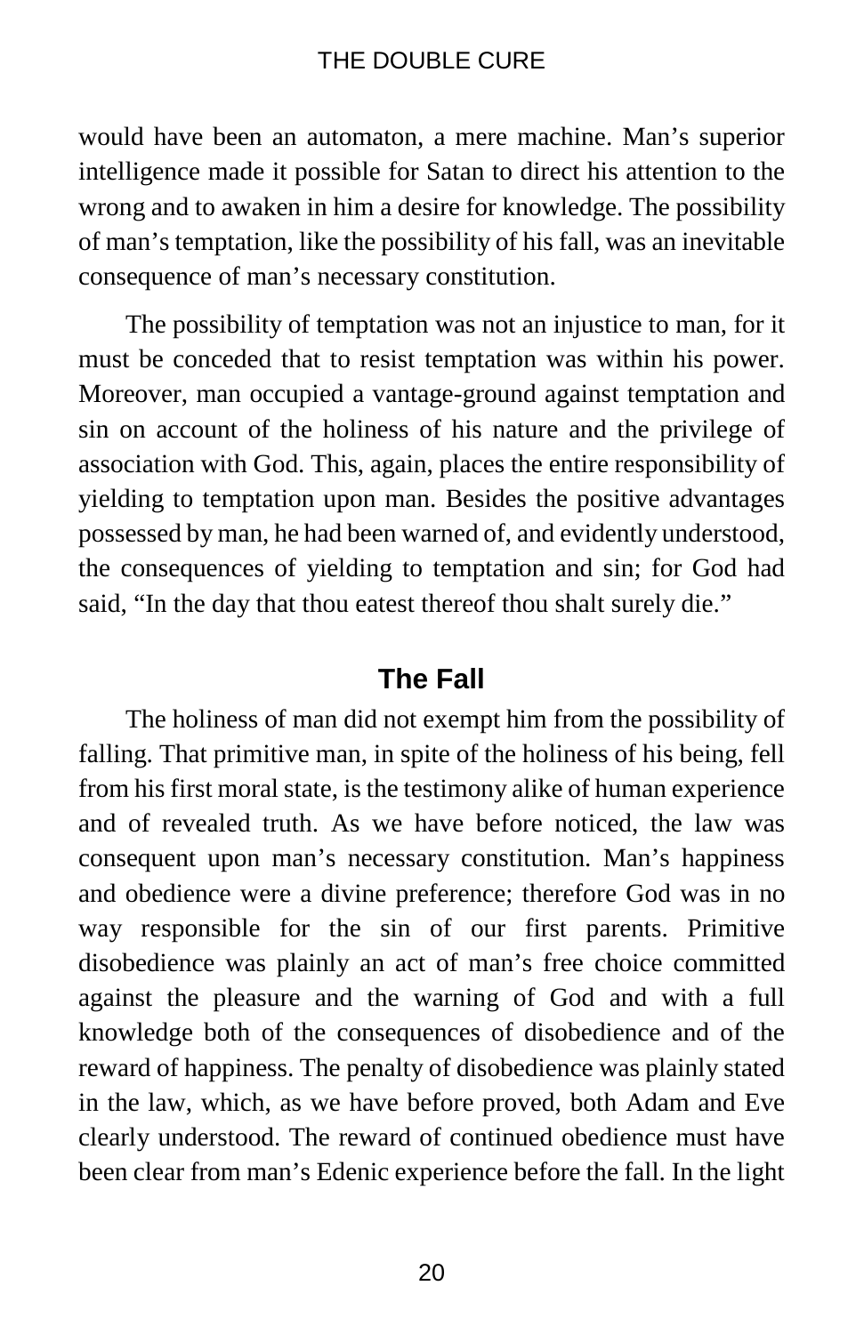would have been an automaton, a mere machine. Man's superior intelligence made it possible for Satan to direct his attention to the wrong and to awaken in him a desire for knowledge. The possibility of man's temptation, like the possibility of his fall, was an inevitable consequence of man's necessary constitution.

The possibility of temptation was not an injustice to man, for it must be conceded that to resist temptation was within his power. Moreover, man occupied a vantage-ground against temptation and sin on account of the holiness of his nature and the privilege of association with God. This, again, places the entire responsibility of yielding to temptation upon man. Besides the positive advantages possessed by man, he had been warned of, and evidently understood, the consequences of yielding to temptation and sin; for God had said, "In the day that thou eatest thereof thou shalt surely die."

## The Fall

The holiness of man did not exempt him from the possibility of falling. That primitive man, in spite of the holiness of his being, fell from his first moral state, is the testimony alike of human experience and of revealed truth. As we have before noticed, the law was consequent upon man's necessary constitution. Man's happiness and obedience were a divine preference; therefore God was in no way responsible for the sin of our first parents. Primitive disobedience was plainly an act of man's free choice committed against the pleasure and the warning of God and with a full knowledge both of the consequences of disobedience and of the reward of happiness. The penalty of disobedience was plainly stated in the law, which, as we have before proved, both Adam and Eve clearly understood. The reward of continued obedience must have been clear from man's Edenic experience before the fall. In the light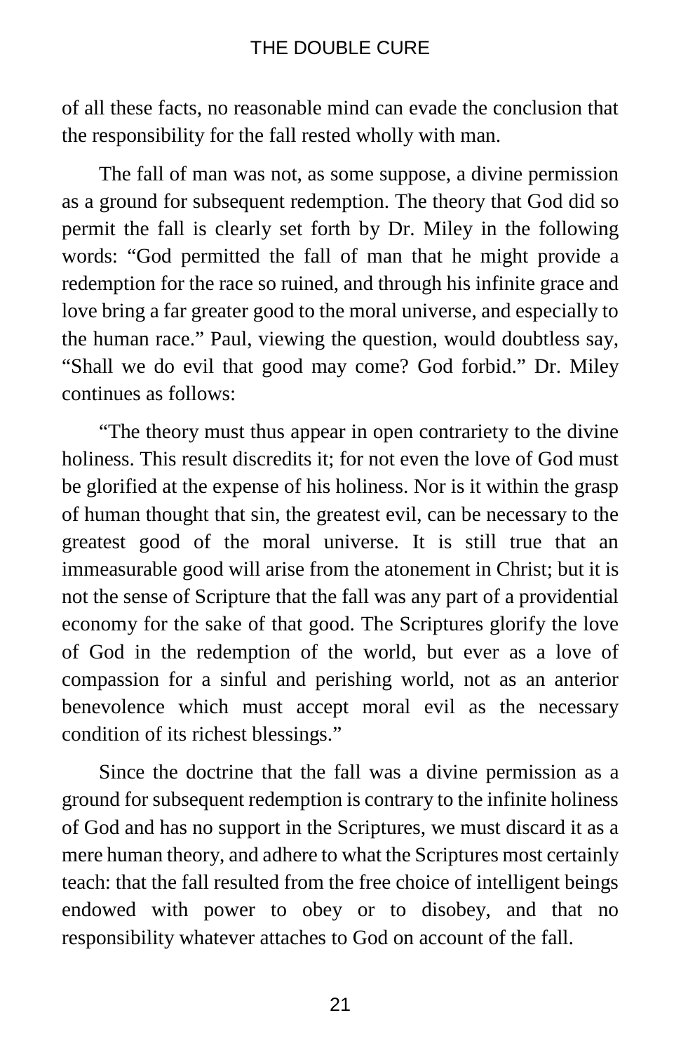of all these facts, no reasonable mind can evade the conclusion that the responsibility for the fall rested wholly with man.

The fall of man was not, as some suppose, a divine permission as a ground for subsequent redemption. The theory that God did so permit the fall is clearly set forth by Dr. Miley in the following words: "God permitted the fall of man that he might provide a redemption for the race so ruined, and through his infinite grace and love bring a far greater good to the moral universe, and especially to the human race." Paul, viewing the question, would doubtless say, "Shall we do evil that good may come? God forbid." Dr. Miley continues as follows:

"The theory must thus appear in open contrariety to the divine holiness. This result discredits it; for not even the love of God must be glorified at the expense of his holiness. Nor is it within the grasp of human thought that sin, the greatest evil, can be necessary to the greatest good of the moral universe. It is still true that an immeasurable good will arise from the atonement in Christ; but it is not the sense of Scripture that the fall was any part of a providential economy for the sake of that good. The Scriptures glorify the love of God in the redemption of the world, but ever as a love of compassion for a sinful and perishing world, not as an anterior benevolence which must accept moral evil as the necessary condition of its richest blessings."

Since the doctrine that the fall was a divine permission as a ground for subsequent redemption is contrary to the infinite holiness of God and has no support in the Scriptures, we must discard it as a mere human theory, and adhere to what the Scriptures most certainly teach: that the fall resulted from the free choice of intelligent beings endowed with power to obey or to disobey, and that no responsibility whatever attaches to God on account of the fall.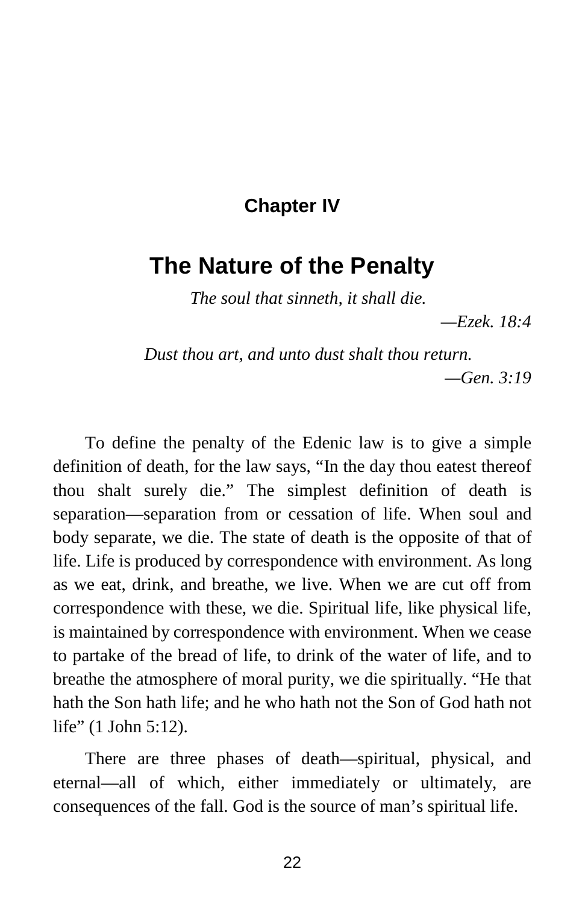## Chapter IV

# The Nature of the Penalty

*The soul that sinneth, it shall die.*

*—Ezek. 18:4*

*Dust thou art, and unto dust shalt thou return.*

*—Gen. 3:19*

To define the penalty of the Edenic law is to give a simple definition of death, for the law says, "In the day thou eatest thereof thou shalt surely die." The simplest definition of death is separation—separation from or cessation of life. When soul and body separate, we die. The state of death is the opposite of that of life. Life is produced by correspondence with environment. As long as we eat, drink, and breathe, we live. When we are cut off from correspondence with these, we die. Spiritual life, like physical life, is maintained by correspondence with environment. When we cease to partake of the bread of life, to drink of the water of life, and to breathe the atmosphere of moral purity, we die spiritually. "He that hath the Son hath life; and he who hath not the Son of God hath not life" (1 John 5:12).

There are three phases of death—spiritual, physical, and eternal—all of which, either immediately or ultimately, are consequences of the fall. God is the source of man's spiritual life.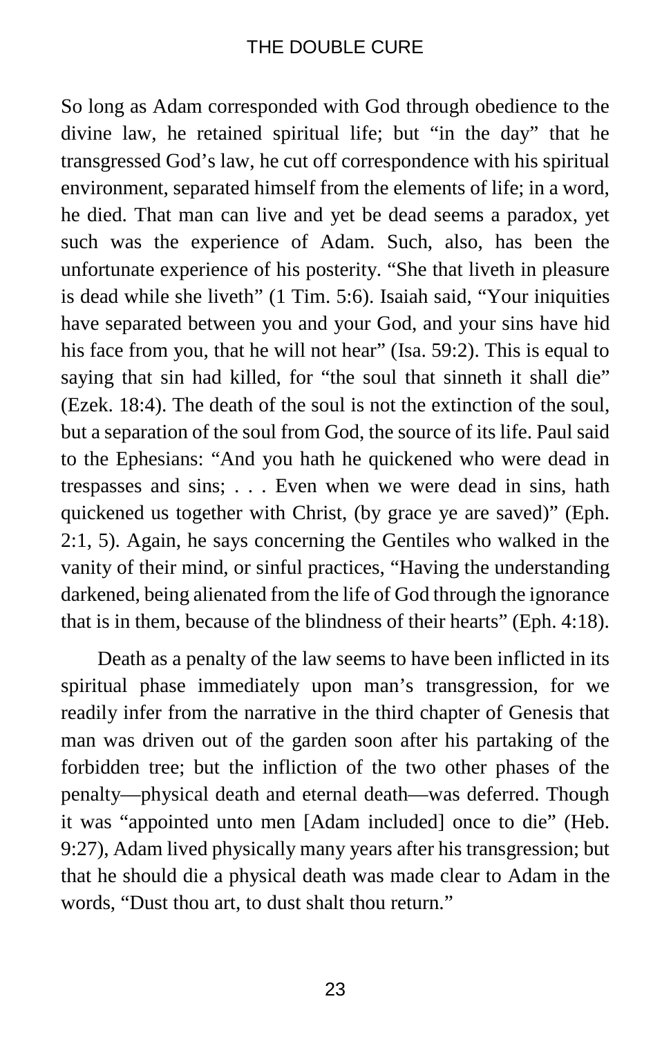So long as Adam corresponded with God through obedience to the divine law, he retained spiritual life; but "in the day" that he transgressed God's law, he cut off correspondence with his spiritual environment, separated himself from the elements of life; in a word, he died. That man can live and yet be dead seems a paradox, yet such was the experience of Adam. Such, also, has been the unfortunate experience of his posterity. "She that liveth in pleasure is dead while she liveth" (1 Tim. 5:6). Isaiah said, "Your iniquities have separated between you and your God, and your sins have hid his face from you, that he will not hear" (Isa. 59:2). This is equal to saying that sin had killed, for "the soul that sinneth it shall die" (Ezek. 18:4). The death of the soul is not the extinction of the soul, but a separation of the soul from God, the source of its life. Paul said to the Ephesians: "And you hath he quickened who were dead in trespasses and sins; . . . Even when we were dead in sins, hath quickened us together with Christ, (by grace ye are saved)" (Eph. 2:1, 5). Again, he says concerning the Gentiles who walked in the vanity of their mind, or sinful practices, "Having the understanding darkened, being alienated from the life of God through the ignorance that is in them, because of the blindness of their hearts" (Eph. 4:18).

Death as a penalty of the law seems to have been inflicted in its spiritual phase immediately upon man's transgression, for we readily infer from the narrative in the third chapter of Genesis that man was driven out of the garden soon after his partaking of the forbidden tree; but the infliction of the two other phases of the penalty—physical death and eternal death—was deferred. Though it was "appointed unto men [Adam included] once to die" (Heb. 9:27), Adam lived physically many years after his transgression; but that he should die a physical death was made clear to Adam in the words, "Dust thou art, to dust shalt thou return."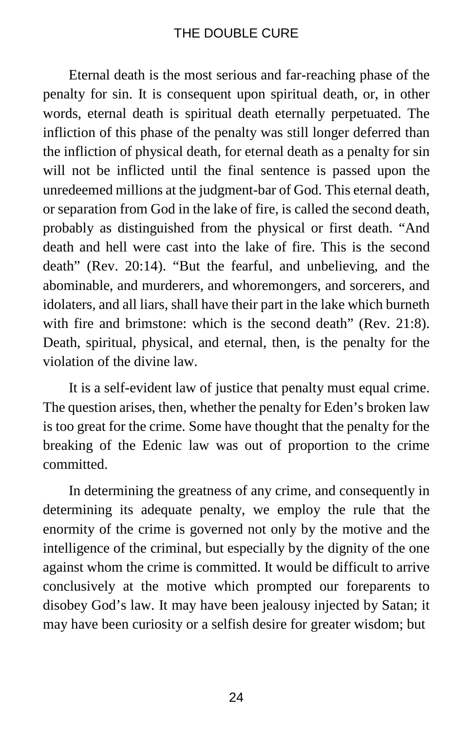Eternal death is the most serious and far-reaching phase of the penalty for sin. It is consequent upon spiritual death, or, in other words, eternal death is spiritual death eternally perpetuated. The infliction of this phase of the penalty was still longer deferred than the infliction of physical death, for eternal death as a penalty for sin will not be inflicted until the final sentence is passed upon the unredeemed millions at the judgment-bar of God. This eternal death, or separation from God in the lake of fire, is called the second death, probably as distinguished from the physical or first death. "And death and hell were cast into the lake of fire. This is the second death" (Rev. 20:14). "But the fearful, and unbelieving, and the abominable, and murderers, and whoremongers, and sorcerers, and idolaters, and all liars, shall have their part in the lake which burneth with fire and brimstone: which is the second death" (Rev. 21:8). Death, spiritual, physical, and eternal, then, is the penalty for the violation of the divine law.

It is a self-evident law of justice that penalty must equal crime. The question arises, then, whether the penalty for Eden's broken law is too great for the crime. Some have thought that the penalty for the breaking of the Edenic law was out of proportion to the crime committed.

In determining the greatness of any crime, and consequently in determining its adequate penalty, we employ the rule that the enormity of the crime is governed not only by the motive and the intelligence of the criminal, but especially by the dignity of the one against whom the crime is committed. It would be difficult to arrive conclusively at the motive which prompted our foreparents to disobey God's law. It may have been jealousy injected by Satan; it may have been curiosity or a selfish desire for greater wisdom; but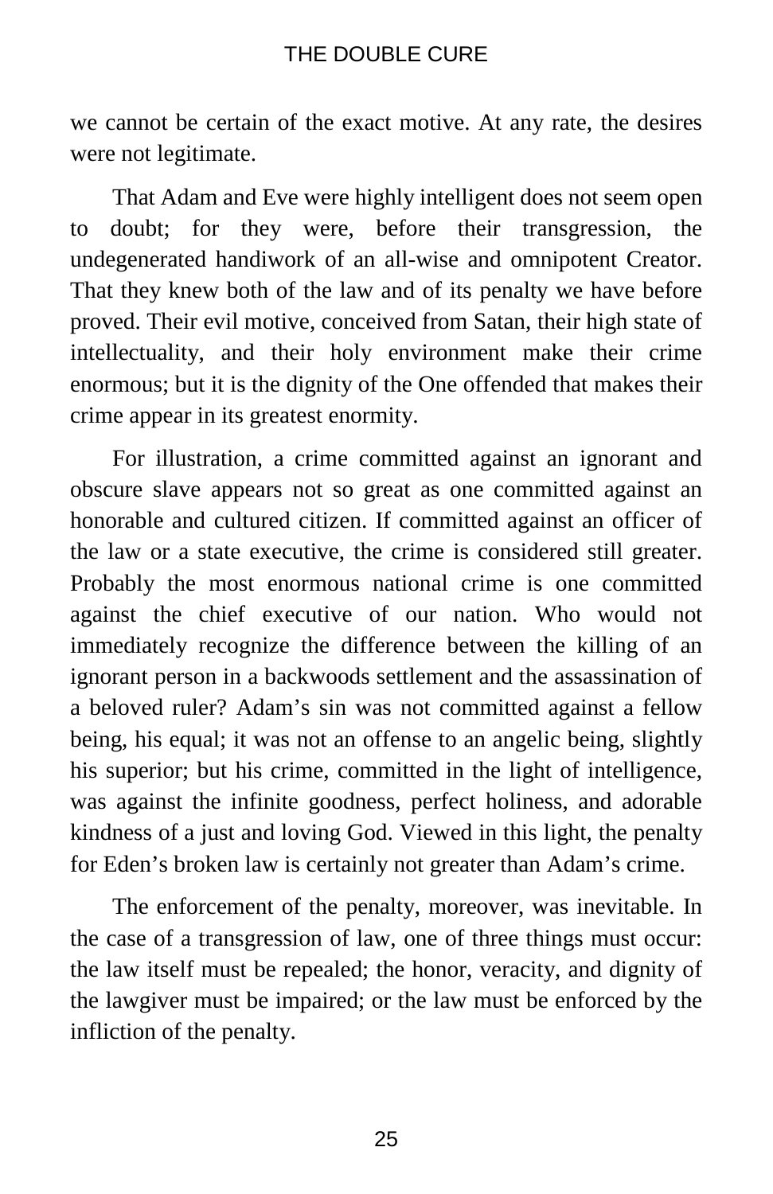we cannot be certain of the exact motive. At any rate, the desires were not legitimate.

That Adam and Eve were highly intelligent does not seem open to doubt; for they were, before their transgression, the undegenerated handiwork of an all-wise and omnipotent Creator. That they knew both of the law and of its penalty we have before proved. Their evil motive, conceived from Satan, their high state of intellectuality, and their holy environment make their crime enormous; but it is the dignity of the One offended that makes their crime appear in its greatest enormity.

For illustration, a crime committed against an ignorant and obscure slave appears not so great as one committed against an honorable and cultured citizen. If committed against an officer of the law or a state executive, the crime is considered still greater. Probably the most enormous national crime is one committed against the chief executive of our nation. Who would not immediately recognize the difference between the killing of an ignorant person in a backwoods settlement and the assassination of a beloved ruler? Adam's sin was not committed against a fellow being, his equal; it was not an offense to an angelic being, slightly his superior; but his crime, committed in the light of intelligence, was against the infinite goodness, perfect holiness, and adorable kindness of a just and loving God. Viewed in this light, the penalty for Eden's broken law is certainly not greater than Adam's crime.

The enforcement of the penalty, moreover, was inevitable. In the case of a transgression of law, one of three things must occur: the law itself must be repealed; the honor, veracity, and dignity of the lawgiver must be impaired; or the law must be enforced by the infliction of the penalty.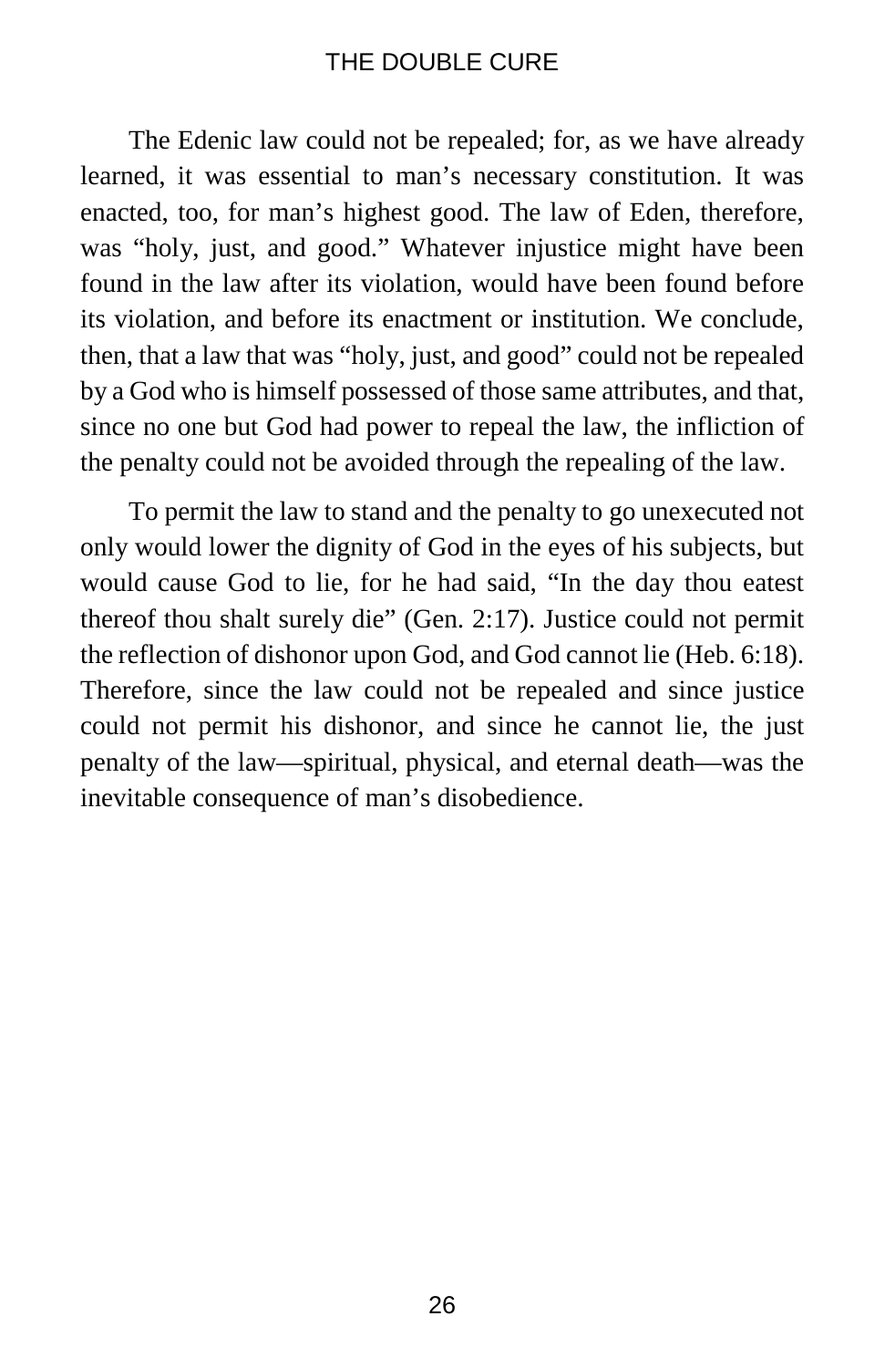The Edenic law could not be repealed; for, as we have already learned, it was essential to man’s necessary constitution. It was enacted, too, for man’s highest good. The law of Eden, therefore, was “holy, just, and good.” Whatever injustice might have been found in the law after its violation, would have been found before its violation, and before its enactment or institution. We conclude, then, that a law that was “holy, just, and good” could not be repealed by a God who is himself possessed of those same attributes, and that, since no one but God had power to repeal the law, the infliction of the penalty could not be avoided through the repealing of the law.

To permit the law to stand and the penalty to go unexecuted not only would lower the dignity of God in the eyes of his subjects, but would cause God to lie, for he had said, “In the day thou eatest thereof thou shalt surely die” (Gen. 2:17). Justice could not permit the reflection of dishonor upon God, and God cannot lie (Heb. 6:18). Therefore, since the law could not be repealed and since justice could not permit his dishonor, and since he cannot lie, the just penalty of the law—spiritual, physical, and eternal death—was the inevitable consequence of man’s disobedience.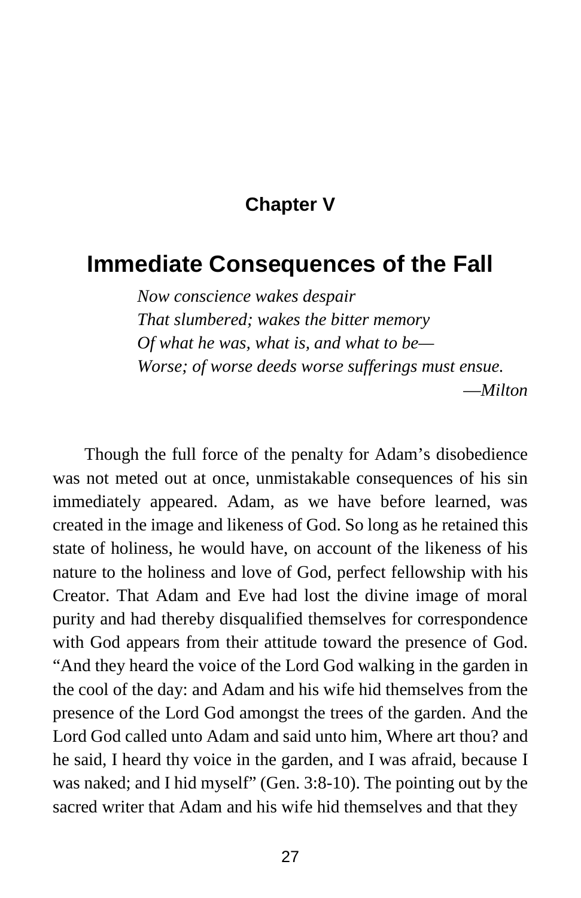## Chapter V

# Immediate Consequences of the Fall

*Now conscience wakes despair*
*That slumbered; wakes the bitter memory*
*Of what he was, what is, and what to be—*
*Worse; of worse deeds worse sufferings must ensue.*
—*Milton*

Though the full force of the penalty for Adam's disobedience was not meted out at once, unmistakable consequences of his sin immediately appeared. Adam, as we have before learned, was created in the image and likeness of God. So long as he retained this state of holiness, he would have, on account of the likeness of his nature to the holiness and love of God, perfect fellowship with his Creator. That Adam and Eve had lost the divine image of moral purity and had thereby disqualified themselves for correspondence with God appears from their attitude toward the presence of God. "And they heard the voice of the Lord God walking in the garden in the cool of the day: and Adam and his wife hid themselves from the presence of the Lord God amongst the trees of the garden. And the Lord God called unto Adam and said unto him, Where art thou? and he said, I heard thy voice in the garden, and I was afraid, because I was naked; and I hid myself" (Gen. 3:8-10). The pointing out by the sacred writer that Adam and his wife hid themselves and that they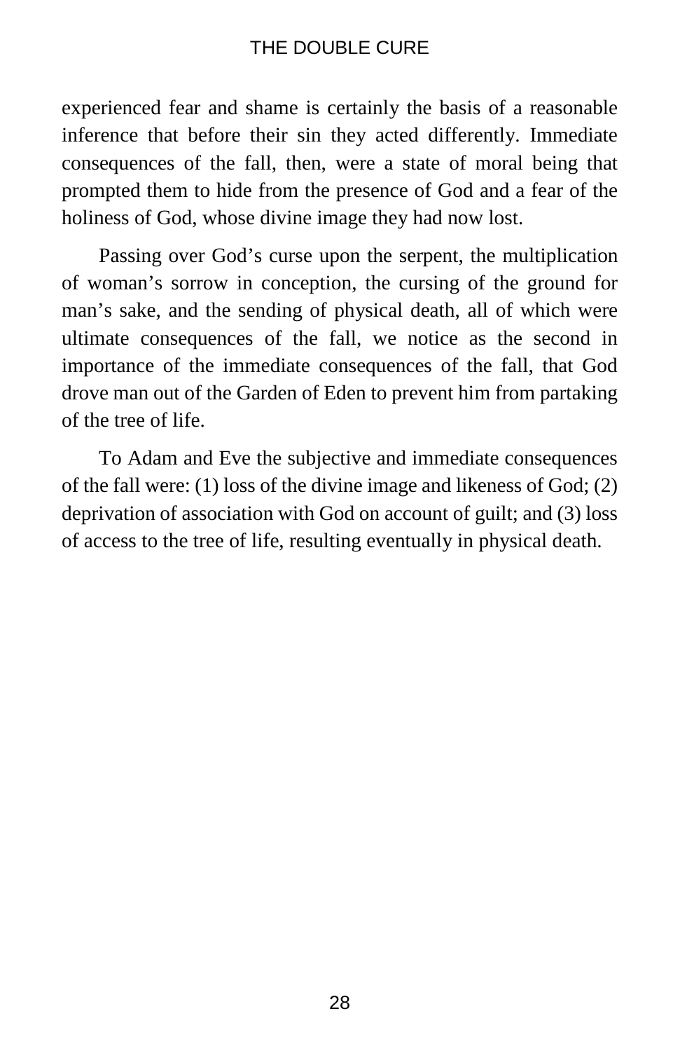experienced fear and shame is certainly the basis of a reasonable inference that before their sin they acted differently. Immediate consequences of the fall, then, were a state of moral being that prompted them to hide from the presence of God and a fear of the holiness of God, whose divine image they had now lost.

Passing over God's curse upon the serpent, the multiplication of woman's sorrow in conception, the cursing of the ground for man's sake, and the sending of physical death, all of which were ultimate consequences of the fall, we notice as the second in importance of the immediate consequences of the fall, that God drove man out of the Garden of Eden to prevent him from partaking of the tree of life.

To Adam and Eve the subjective and immediate consequences of the fall were: (1) loss of the divine image and likeness of God; (2) deprivation of association with God on account of guilt; and (3) loss of access to the tree of life, resulting eventually in physical death.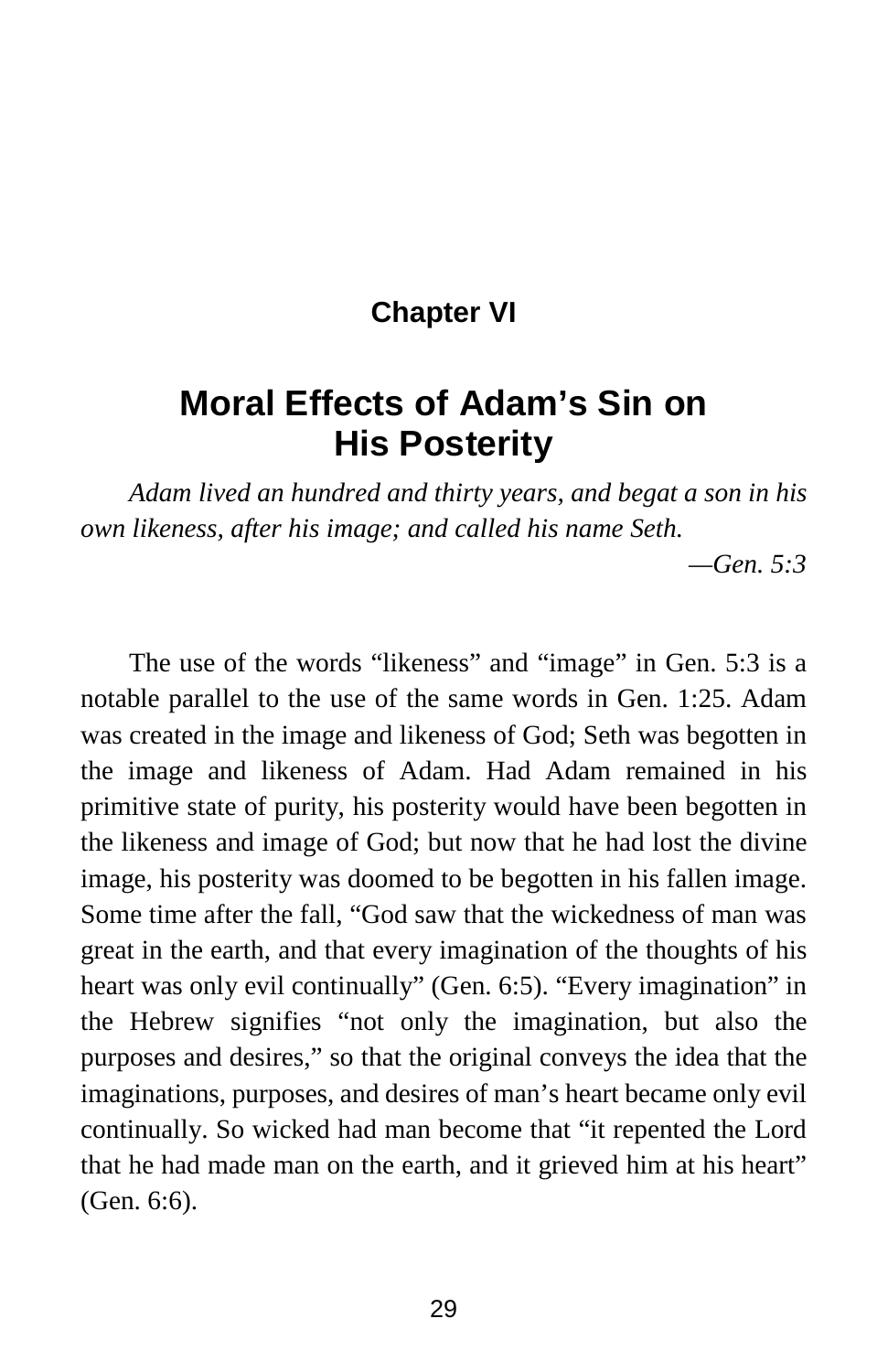## Chapter VI

# Moral Effects of Adam's Sin on His Posterity

*Adam lived an hundred and thirty years, and begat a son in his own likeness, after his image; and called his name Seth.*

*—Gen. 5:3*

The use of the words "likeness" and "image" in Gen. 5:3 is a notable parallel to the use of the same words in Gen. 1:25. Adam was created in the image and likeness of God; Seth was begotten in the image and likeness of Adam. Had Adam remained in his primitive state of purity, his posterity would have been begotten in the likeness and image of God; but now that he had lost the divine image, his posterity was doomed to be begotten in his fallen image. Some time after the fall, "God saw that the wickedness of man was great in the earth, and that every imagination of the thoughts of his heart was only evil continually" (Gen. 6:5). "Every imagination" in the Hebrew signifies "not only the imagination, but also the purposes and desires," so that the original conveys the idea that the imaginations, purposes, and desires of man's heart became only evil continually. So wicked had man become that "it repented the Lord that he had made man on the earth, and it grieved him at his heart" (Gen. 6:6).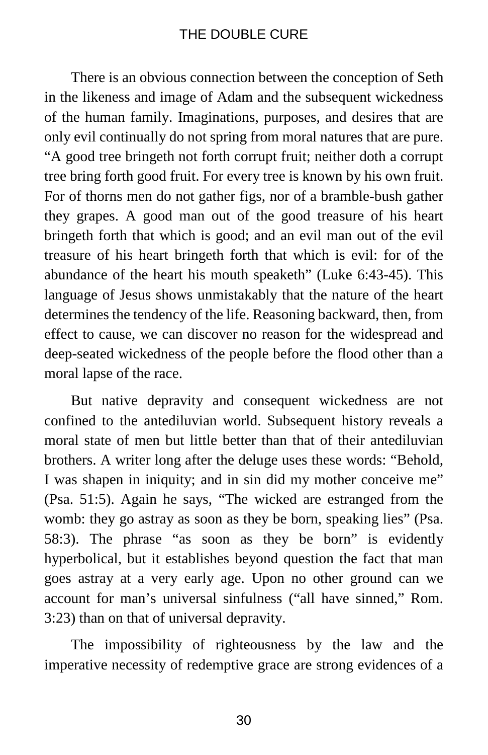There is an obvious connection between the conception of Seth in the likeness and image of Adam and the subsequent wickedness of the human family. Imaginations, purposes, and desires that are only evil continually do not spring from moral natures that are pure. "A good tree bringeth not forth corrupt fruit; neither doth a corrupt tree bring forth good fruit. For every tree is known by his own fruit. For of thorns men do not gather figs, nor of a bramble-bush gather they grapes. A good man out of the good treasure of his heart bringeth forth that which is good; and an evil man out of the evil treasure of his heart bringeth forth that which is evil: for of the abundance of the heart his mouth speaketh" (Luke 6:43-45). This language of Jesus shows unmistakably that the nature of the heart determines the tendency of the life. Reasoning backward, then, from effect to cause, we can discover no reason for the widespread and deep-seated wickedness of the people before the flood other than a moral lapse of the race.

But native depravity and consequent wickedness are not confined to the antediluvian world. Subsequent history reveals a moral state of men but little better than that of their antediluvian brothers. A writer long after the deluge uses these words: "Behold, I was shapen in iniquity; and in sin did my mother conceive me" (Psa. 51:5). Again he says, "The wicked are estranged from the womb: they go astray as soon as they be born, speaking lies" (Psa. 58:3). The phrase "as soon as they be born" is evidently hyperbolical, but it establishes beyond question the fact that man goes astray at a very early age. Upon no other ground can we account for man's universal sinfulness ("all have sinned," Rom. 3:23) than on that of universal depravity.

The impossibility of righteousness by the law and the imperative necessity of redemptive grace are strong evidences of a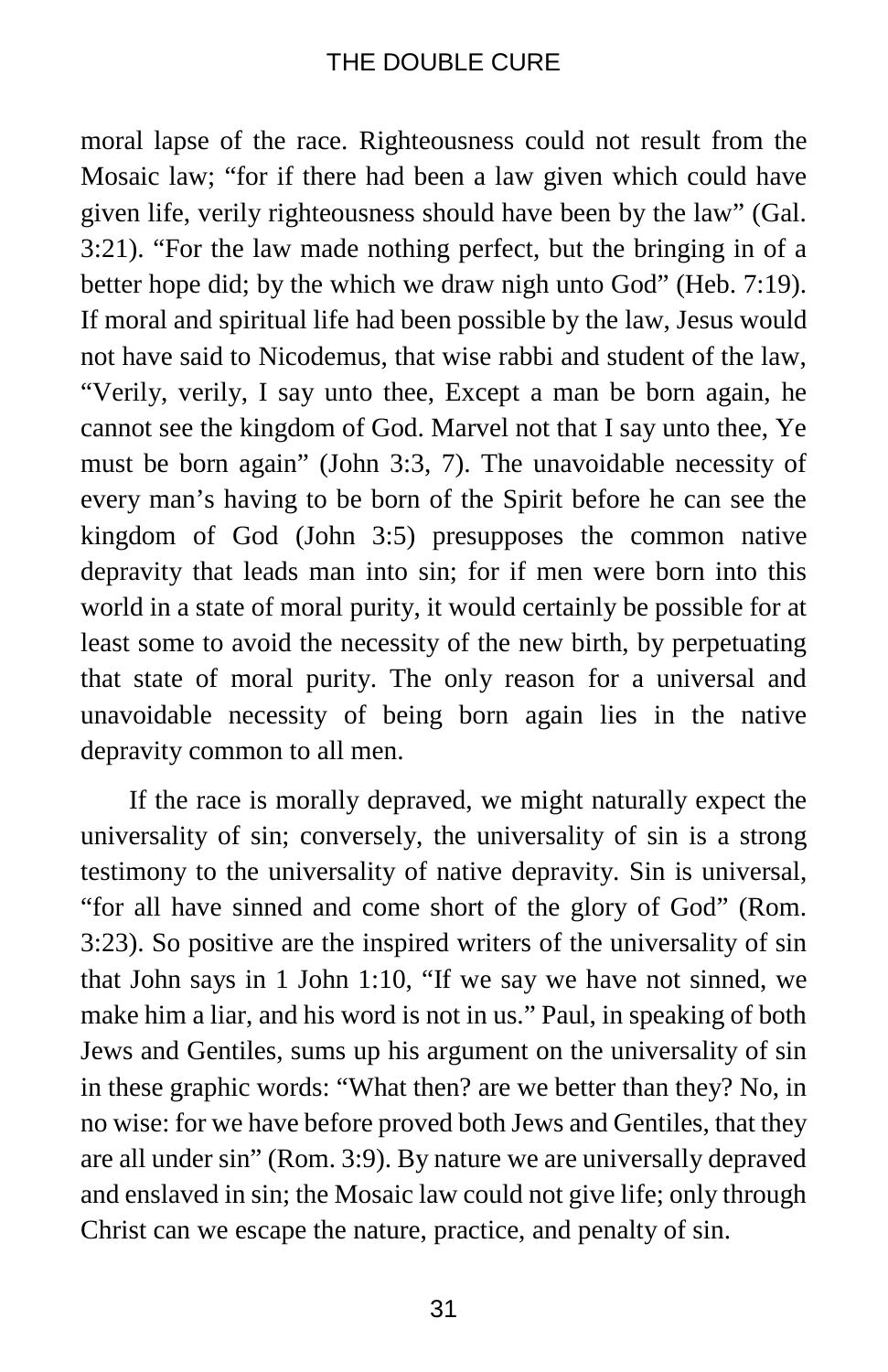moral lapse of the race. Righteousness could not result from the Mosaic law; "for if there had been a law given which could have given life, verily righteousness should have been by the law" (Gal. 3:21). "For the law made nothing perfect, but the bringing in of a better hope did; by the which we draw nigh unto God" (Heb. 7:19). If moral and spiritual life had been possible by the law, Jesus would not have said to Nicodemus, that wise rabbi and student of the law, "Verily, verily, I say unto thee, Except a man be born again, he cannot see the kingdom of God. Marvel not that I say unto thee, Ye must be born again" (John 3:3, 7). The unavoidable necessity of every man's having to be born of the Spirit before he can see the kingdom of God (John 3:5) presupposes the common native depravity that leads man into sin; for if men were born into this world in a state of moral purity, it would certainly be possible for at least some to avoid the necessity of the new birth, by perpetuating that state of moral purity. The only reason for a universal and unavoidable necessity of being born again lies in the native depravity common to all men.

If the race is morally depraved, we might naturally expect the universality of sin; conversely, the universality of sin is a strong testimony to the universality of native depravity. Sin is universal, "for all have sinned and come short of the glory of God" (Rom. 3:23). So positive are the inspired writers of the universality of sin that John says in 1 John 1:10, "If we say we have not sinned, we make him a liar, and his word is not in us." Paul, in speaking of both Jews and Gentiles, sums up his argument on the universality of sin in these graphic words: "What then? are we better than they? No, in no wise: for we have before proved both Jews and Gentiles, that they are all under sin" (Rom. 3:9). By nature we are universally depraved and enslaved in sin; the Mosaic law could not give life; only through Christ can we escape the nature, practice, and penalty of sin.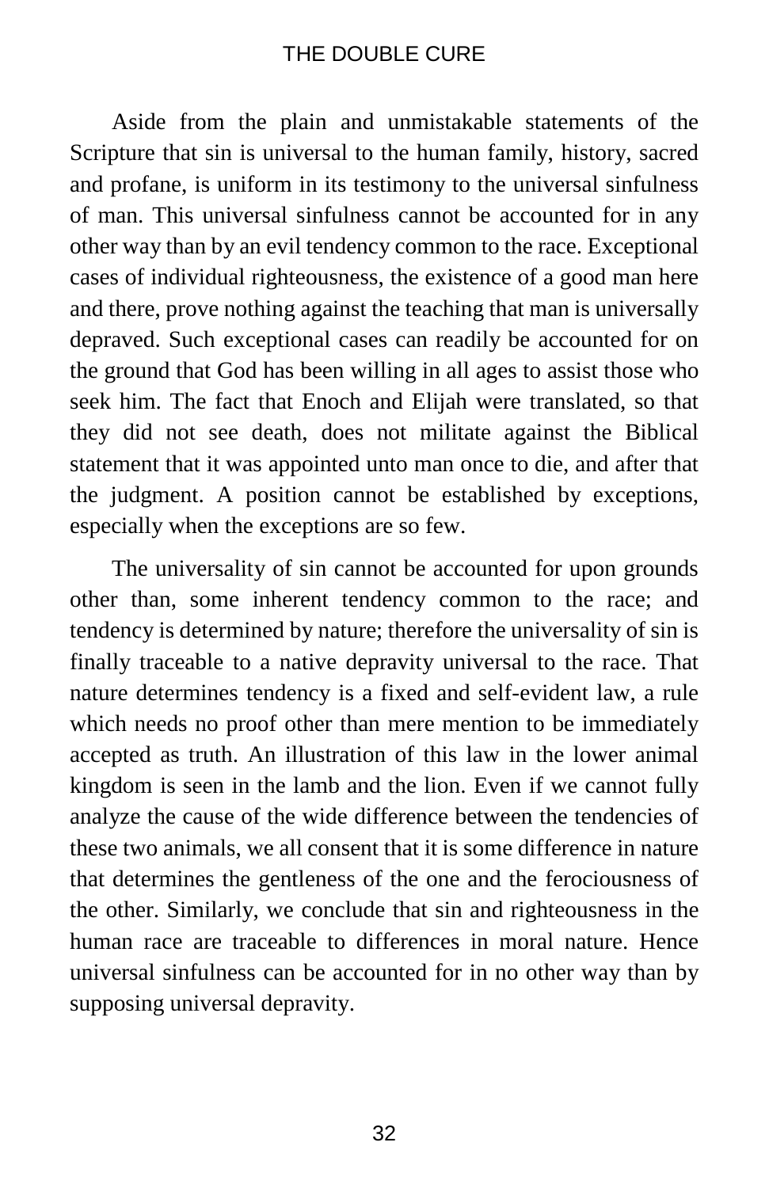Aside from the plain and unmistakable statements of the Scripture that sin is universal to the human family, history, sacred and profane, is uniform in its testimony to the universal sinfulness of man. This universal sinfulness cannot be accounted for in any other way than by an evil tendency common to the race. Exceptional cases of individual righteousness, the existence of a good man here and there, prove nothing against the teaching that man is universally depraved. Such exceptional cases can readily be accounted for on the ground that God has been willing in all ages to assist those who seek him. The fact that Enoch and Elijah were translated, so that they did not see death, does not militate against the Biblical statement that it was appointed unto man once to die, and after that the judgment. A position cannot be established by exceptions, especially when the exceptions are so few.

The universality of sin cannot be accounted for upon grounds other than, some inherent tendency common to the race; and tendency is determined by nature; therefore the universality of sin is finally traceable to a native depravity universal to the race. That nature determines tendency is a fixed and self-evident law, a rule which needs no proof other than mere mention to be immediately accepted as truth. An illustration of this law in the lower animal kingdom is seen in the lamb and the lion. Even if we cannot fully analyze the cause of the wide difference between the tendencies of these two animals, we all consent that it is some difference in nature that determines the gentleness of the one and the ferociousness of the other. Similarly, we conclude that sin and righteousness in the human race are traceable to differences in moral nature. Hence universal sinfulness can be accounted for in no other way than by supposing universal depravity.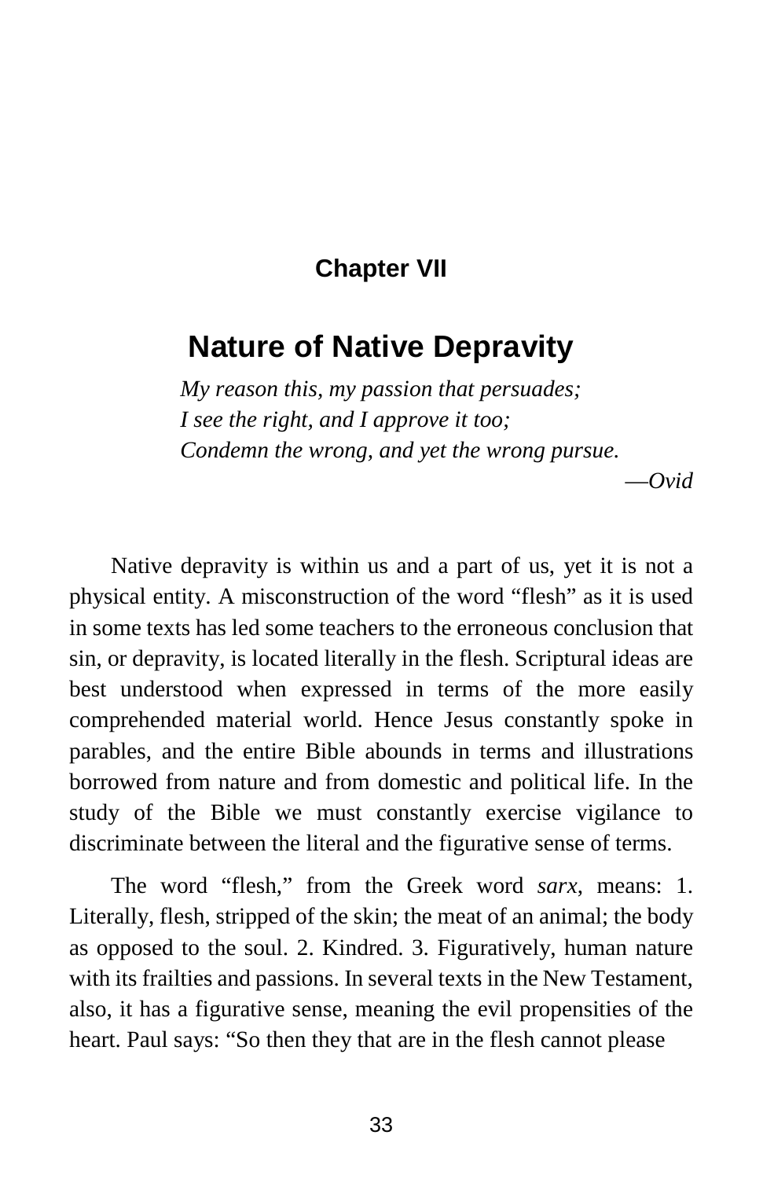## Chapter VII

# Nature of Native Depravity

*My reason this, my passion that persuades;*
*I see the right, and I approve it too;*
*Condemn the wrong, and yet the wrong pursue.*

—*Ovid*

Native depravity is within us and a part of us, yet it is not a physical entity. A misconstruction of the word "flesh" as it is used in some texts has led some teachers to the erroneous conclusion that sin, or depravity, is located literally in the flesh. Scriptural ideas are best understood when expressed in terms of the more easily comprehended material world. Hence Jesus constantly spoke in parables, and the entire Bible abounds in terms and illustrations borrowed from nature and from domestic and political life. In the study of the Bible we must constantly exercise vigilance to discriminate between the literal and the figurative sense of terms.

The word "flesh," from the Greek word *sarx*, means: 1. Literally, flesh, stripped of the skin; the meat of an animal; the body as opposed to the soul. 2. Kindred. 3. Figuratively, human nature with its frailties and passions. In several texts in the New Testament, also, it has a figurative sense, meaning the evil propensities of the heart. Paul says: "So then they that are in the flesh cannot please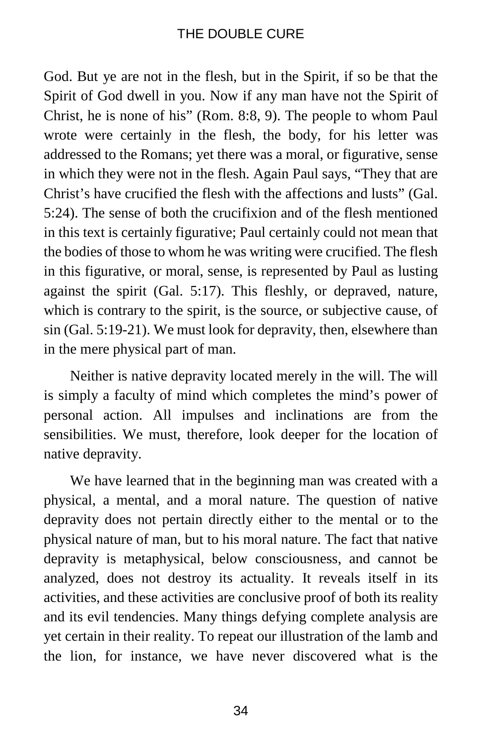God. But ye are not in the flesh, but in the Spirit, if so be that the Spirit of God dwell in you. Now if any man have not the Spirit of Christ, he is none of his" (Rom. 8:8, 9). The people to whom Paul wrote were certainly in the flesh, the body, for his letter was addressed to the Romans; yet there was a moral, or figurative, sense in which they were not in the flesh. Again Paul says, "They that are Christ's have crucified the flesh with the affections and lusts" (Gal. 5:24). The sense of both the crucifixion and of the flesh mentioned in this text is certainly figurative; Paul certainly could not mean that the bodies of those to whom he was writing were crucified. The flesh in this figurative, or moral, sense, is represented by Paul as lusting against the spirit (Gal. 5:17). This fleshly, or depraved, nature, which is contrary to the spirit, is the source, or subjective cause, of sin (Gal. 5:19-21). We must look for depravity, then, elsewhere than in the mere physical part of man.

Neither is native depravity located merely in the will. The will is simply a faculty of mind which completes the mind's power of personal action. All impulses and inclinations are from the sensibilities. We must, therefore, look deeper for the location of native depravity.

We have learned that in the beginning man was created with a physical, a mental, and a moral nature. The question of native depravity does not pertain directly either to the mental or to the physical nature of man, but to his moral nature. The fact that native depravity is metaphysical, below consciousness, and cannot be analyzed, does not destroy its actuality. It reveals itself in its activities, and these activities are conclusive proof of both its reality and its evil tendencies. Many things defying complete analysis are yet certain in their reality. To repeat our illustration of the lamb and the lion, for instance, we have never discovered what is the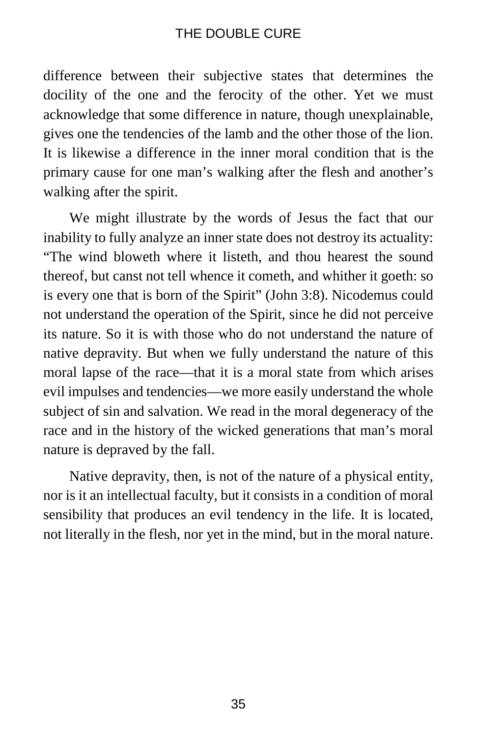difference between their subjective states that determines the docility of the one and the ferocity of the other. Yet we must acknowledge that some difference in nature, though unexplainable, gives one the tendencies of the lamb and the other those of the lion. It is likewise a difference in the inner moral condition that is the primary cause for one man's walking after the flesh and another's walking after the spirit.

We might illustrate by the words of Jesus the fact that our inability to fully analyze an inner state does not destroy its actuality: "The wind bloweth where it listeth, and thou hearest the sound thereof, but canst not tell whence it cometh, and whither it goeth: so is every one that is born of the Spirit" (John 3:8). Nicodemus could not understand the operation of the Spirit, since he did not perceive its nature. So it is with those who do not understand the nature of native depravity. But when we fully understand the nature of this moral lapse of the race—that it is a moral state from which arises evil impulses and tendencies—we more easily understand the whole subject of sin and salvation. We read in the moral degeneracy of the race and in the history of the wicked generations that man's moral nature is depraved by the fall.

Native depravity, then, is not of the nature of a physical entity, nor is it an intellectual faculty, but it consists in a condition of moral sensibility that produces an evil tendency in the life. It is located, not literally in the flesh, nor yet in the mind, but in the moral nature.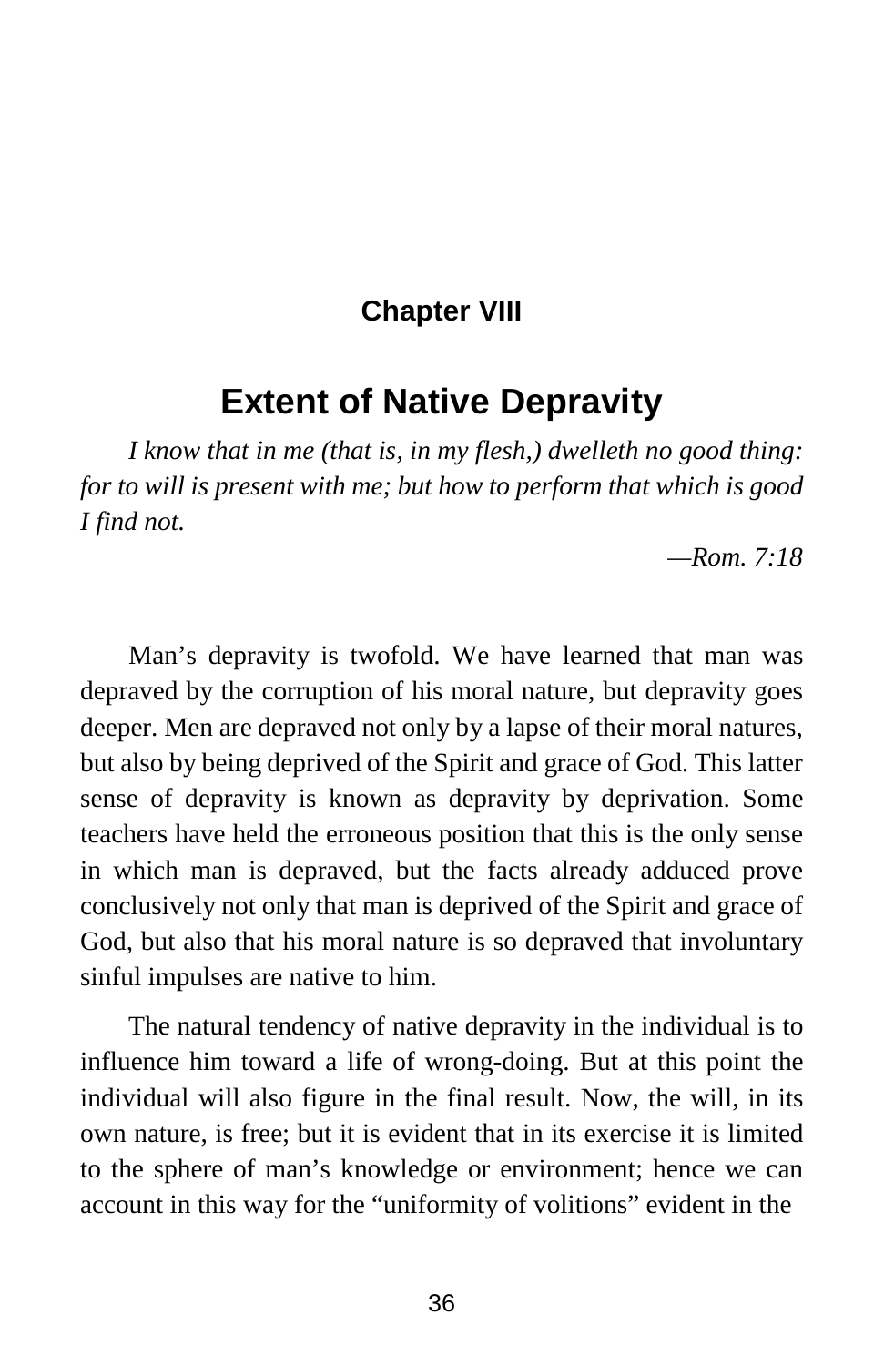## Chapter VIII

# Extent of Native Depravity

*I know that in me (that is, in my flesh,) dwelleth no good thing: for to will is present with me; but how to perform that which is good I find not.*

*—Rom. 7:18*

Man's depravity is twofold. We have learned that man was depraved by the corruption of his moral nature, but depravity goes deeper. Men are depraved not only by a lapse of their moral natures, but also by being deprived of the Spirit and grace of God. This latter sense of depravity is known as depravity by deprivation. Some teachers have held the erroneous position that this is the only sense in which man is depraved, but the facts already adduced prove conclusively not only that man is deprived of the Spirit and grace of God, but also that his moral nature is so depraved that involuntary sinful impulses are native to him.

The natural tendency of native depravity in the individual is to influence him toward a life of wrong-doing. But at this point the individual will also figure in the final result. Now, the will, in its own nature, is free; but it is evident that in its exercise it is limited to the sphere of man's knowledge or environment; hence we can account in this way for the "uniformity of volitions" evident in the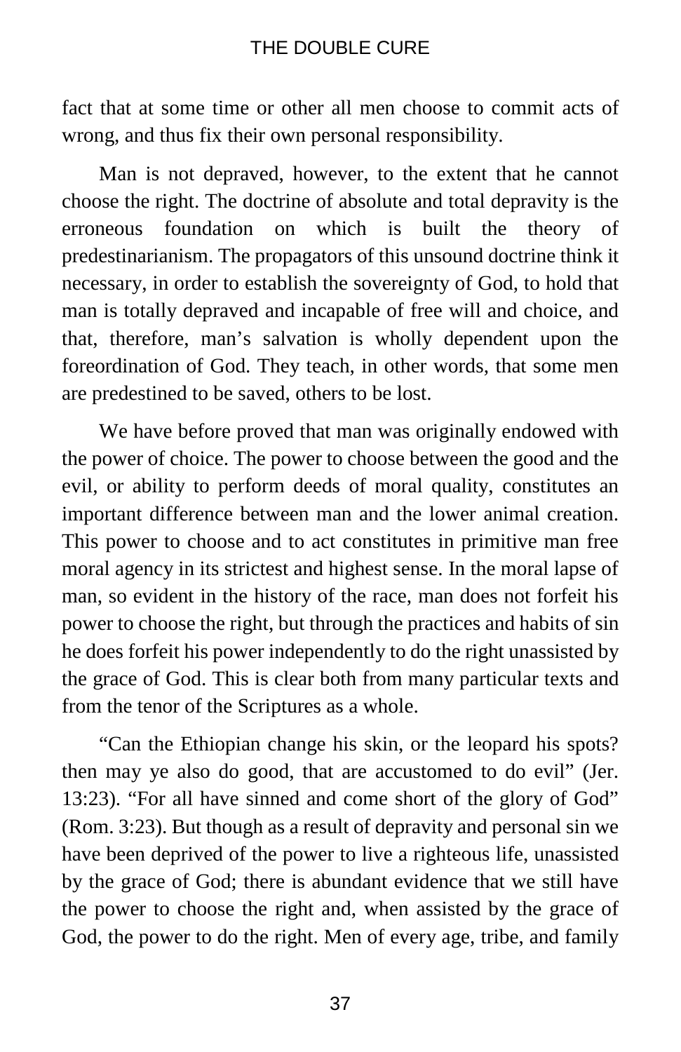fact that at some time or other all men choose to commit acts of wrong, and thus fix their own personal responsibility.

Man is not depraved, however, to the extent that he cannot choose the right. The doctrine of absolute and total depravity is the erroneous foundation on which is built the theory of predestinarianism. The propagators of this unsound doctrine think it necessary, in order to establish the sovereignty of God, to hold that man is totally depraved and incapable of free will and choice, and that, therefore, man's salvation is wholly dependent upon the foreordination of God. They teach, in other words, that some men are predestined to be saved, others to be lost.

We have before proved that man was originally endowed with the power of choice. The power to choose between the good and the evil, or ability to perform deeds of moral quality, constitutes an important difference between man and the lower animal creation. This power to choose and to act constitutes in primitive man free moral agency in its strictest and highest sense. In the moral lapse of man, so evident in the history of the race, man does not forfeit his power to choose the right, but through the practices and habits of sin he does forfeit his power independently to do the right unassisted by the grace of God. This is clear both from many particular texts and from the tenor of the Scriptures as a whole.

"Can the Ethiopian change his skin, or the leopard his spots? then may ye also do good, that are accustomed to do evil" (Jer. 13:23). "For all have sinned and come short of the glory of God" (Rom. 3:23). But though as a result of depravity and personal sin we have been deprived of the power to live a righteous life, unassisted by the grace of God; there is abundant evidence that we still have the power to choose the right and, when assisted by the grace of God, the power to do the right. Men of every age, tribe, and family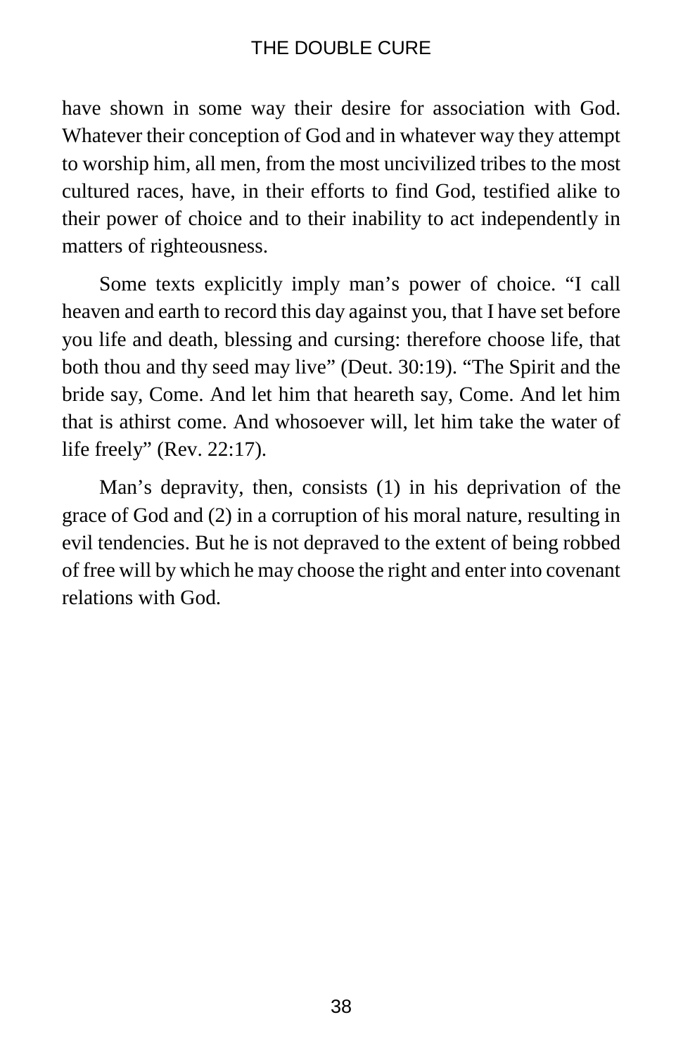have shown in some way their desire for association with God. Whatever their conception of God and in whatever way they attempt to worship him, all men, from the most uncivilized tribes to the most cultured races, have, in their efforts to find God, testified alike to their power of choice and to their inability to act independently in matters of righteousness.

Some texts explicitly imply man's power of choice. "I call heaven and earth to record this day against you, that I have set before you life and death, blessing and cursing: therefore choose life, that both thou and thy seed may live" (Deut. 30:19). "The Spirit and the bride say, Come. And let him that heareth say, Come. And let him that is athirst come. And whosoever will, let him take the water of life freely" (Rev. 22:17).

Man's depravity, then, consists (1) in his deprivation of the grace of God and (2) in a corruption of his moral nature, resulting in evil tendencies. But he is not depraved to the extent of being robbed of free will by which he may choose the right and enter into covenant relations with God.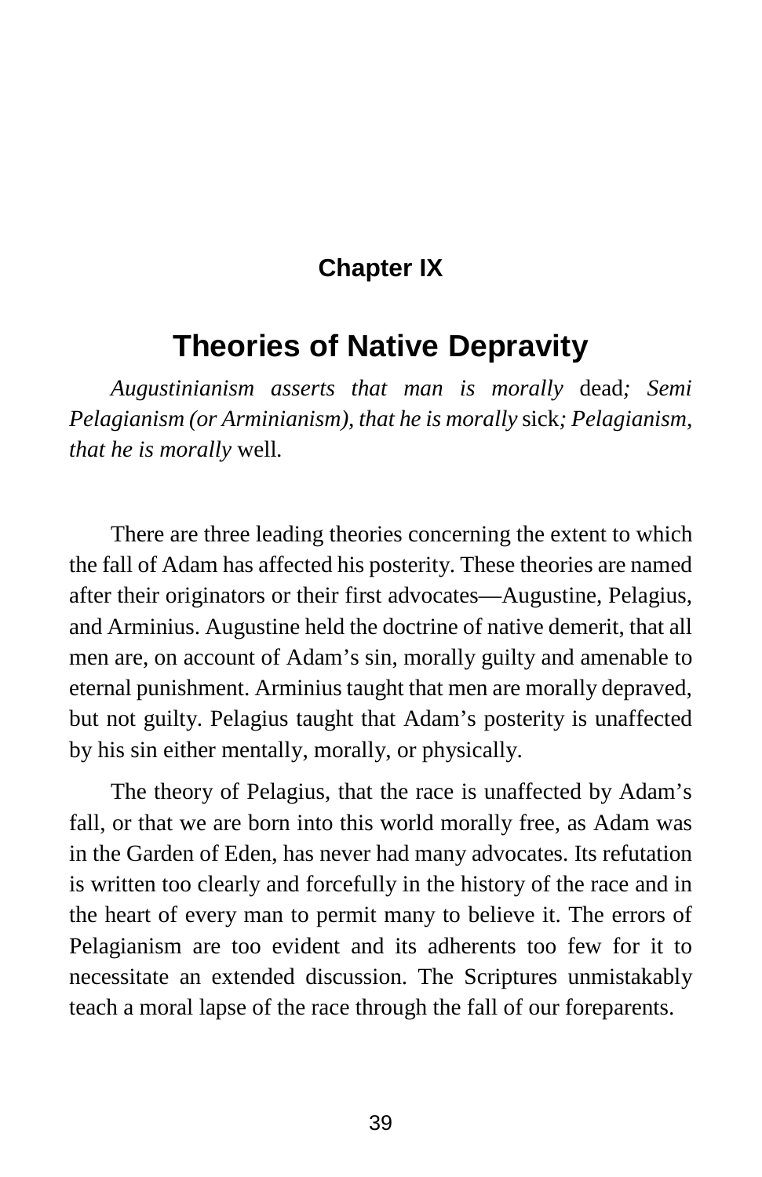## Chapter IX

# Theories of Native Depravity

*Augustinianism asserts that man is morally* dead*; Semi Pelagianism (or Arminianism), that he is morally* sick*; Pelagianism, that he is morally* well*.*

There are three leading theories concerning the extent to which the fall of Adam has affected his posterity. These theories are named after their originators or their first advocates—Augustine, Pelagius, and Arminius. Augustine held the doctrine of native demerit, that all men are, on account of Adam's sin, morally guilty and amenable to eternal punishment. Arminius taught that men are morally depraved, but not guilty. Pelagius taught that Adam's posterity is unaffected by his sin either mentally, morally, or physically.

The theory of Pelagius, that the race is unaffected by Adam's fall, or that we are born into this world morally free, as Adam was in the Garden of Eden, has never had many advocates. Its refutation is written too clearly and forcefully in the history of the race and in the heart of every man to permit many to believe it. The errors of Pelagianism are too evident and its adherents too few for it to necessitate an extended discussion. The Scriptures unmistakably teach a moral lapse of the race through the fall of our foreparents.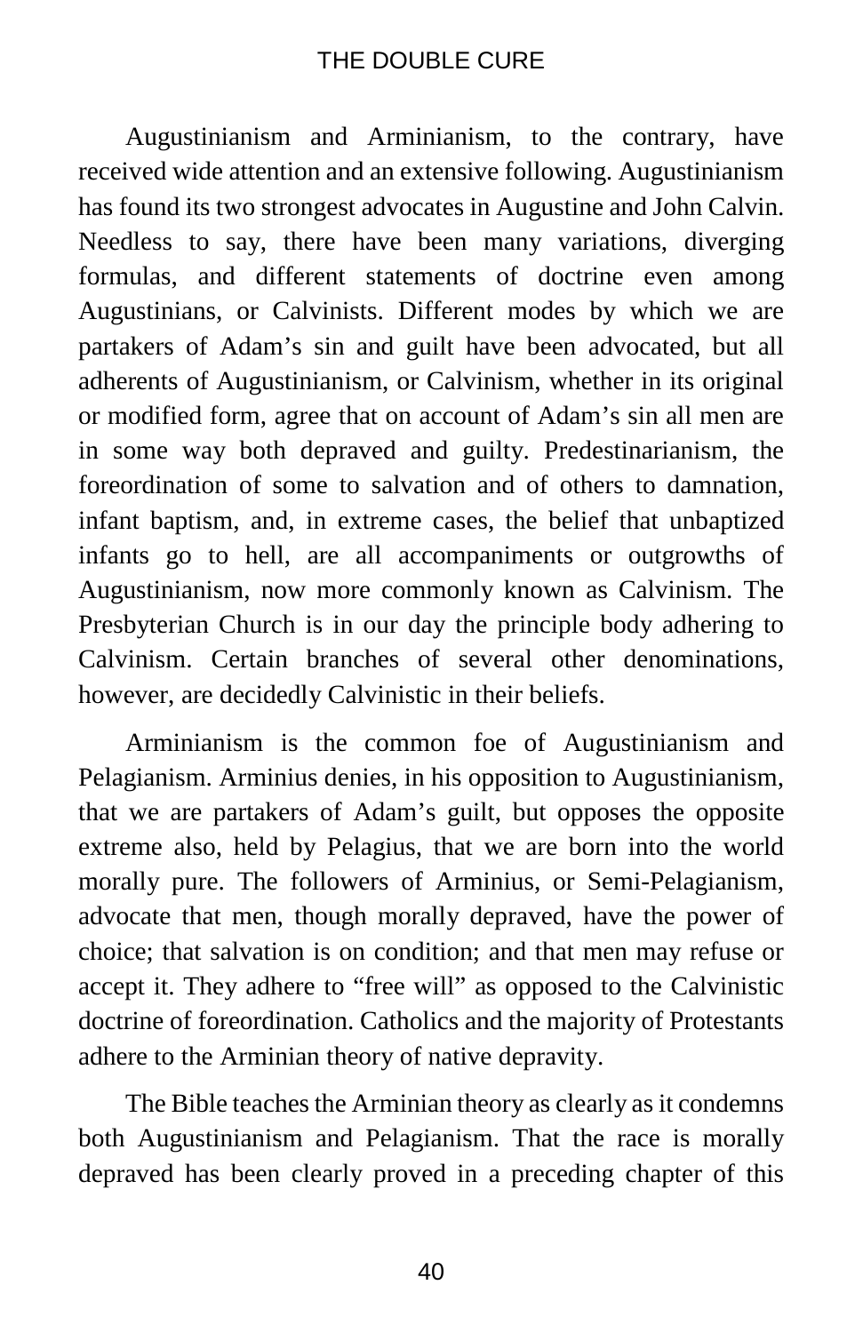Augustinianism and Arminianism, to the contrary, have received wide attention and an extensive following. Augustinianism has found its two strongest advocates in Augustine and John Calvin. Needless to say, there have been many variations, diverging formulas, and different statements of doctrine even among Augustinians, or Calvinists. Different modes by which we are partakers of Adam's sin and guilt have been advocated, but all adherents of Augustinianism, or Calvinism, whether in its original or modified form, agree that on account of Adam's sin all men are in some way both depraved and guilty. Predestinarianism, the foreordination of some to salvation and of others to damnation, infant baptism, and, in extreme cases, the belief that unbaptized infants go to hell, are all accompaniments or outgrowths of Augustinianism, now more commonly known as Calvinism. The Presbyterian Church is in our day the principle body adhering to Calvinism. Certain branches of several other denominations, however, are decidedly Calvinistic in their beliefs.

Arminianism is the common foe of Augustinianism and Pelagianism. Arminius denies, in his opposition to Augustinianism, that we are partakers of Adam's guilt, but opposes the opposite extreme also, held by Pelagius, that we are born into the world morally pure. The followers of Arminius, or Semi-Pelagianism, advocate that men, though morally depraved, have the power of choice; that salvation is on condition; and that men may refuse or accept it. They adhere to "free will" as opposed to the Calvinistic doctrine of foreordination. Catholics and the majority of Protestants adhere to the Arminian theory of native depravity.

The Bible teaches the Arminian theory as clearly as it condemns both Augustinianism and Pelagianism. That the race is morally depraved has been clearly proved in a preceding chapter of this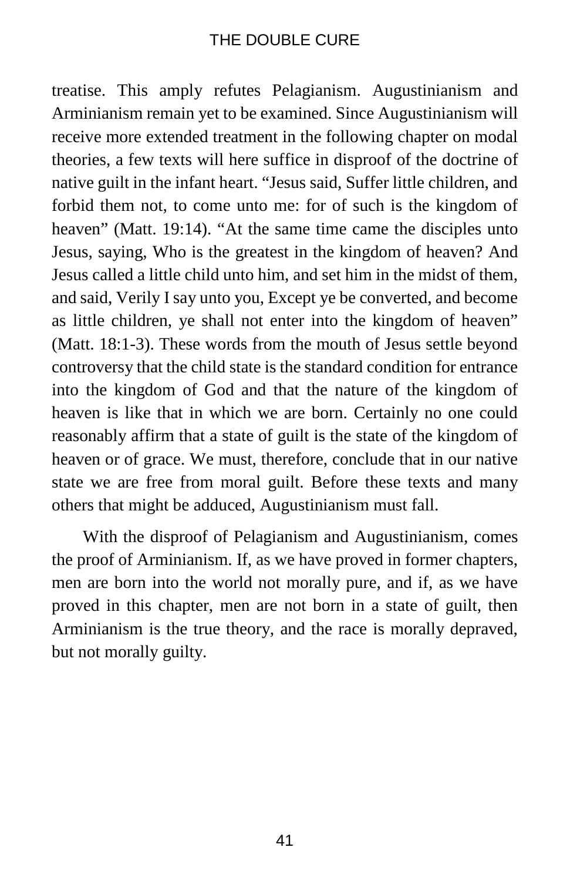treatise. This amply refutes Pelagianism. Augustinianism and Arminianism remain yet to be examined. Since Augustinianism will receive more extended treatment in the following chapter on modal theories, a few texts will here suffice in disproof of the doctrine of native guilt in the infant heart. “Jesus said, Suffer little children, and forbid them not, to come unto me: for of such is the kingdom of heaven” (Matt. 19:14). “At the same time came the disciples unto Jesus, saying, Who is the greatest in the kingdom of heaven? And Jesus called a little child unto him, and set him in the midst of them, and said, Verily I say unto you, Except ye be converted, and become as little children, ye shall not enter into the kingdom of heaven” (Matt. 18:1-3). These words from the mouth of Jesus settle beyond controversy that the child state is the standard condition for entrance into the kingdom of God and that the nature of the kingdom of heaven is like that in which we are born. Certainly no one could reasonably affirm that a state of guilt is the state of the kingdom of heaven or of grace. We must, therefore, conclude that in our native state we are free from moral guilt. Before these texts and many others that might be adduced, Augustinianism must fall.

With the disproof of Pelagianism and Augustinianism, comes the proof of Arminianism. If, as we have proved in former chapters, men are born into the world not morally pure, and if, as we have proved in this chapter, men are not born in a state of guilt, then Arminianism is the true theory, and the race is morally depraved, but not morally guilty.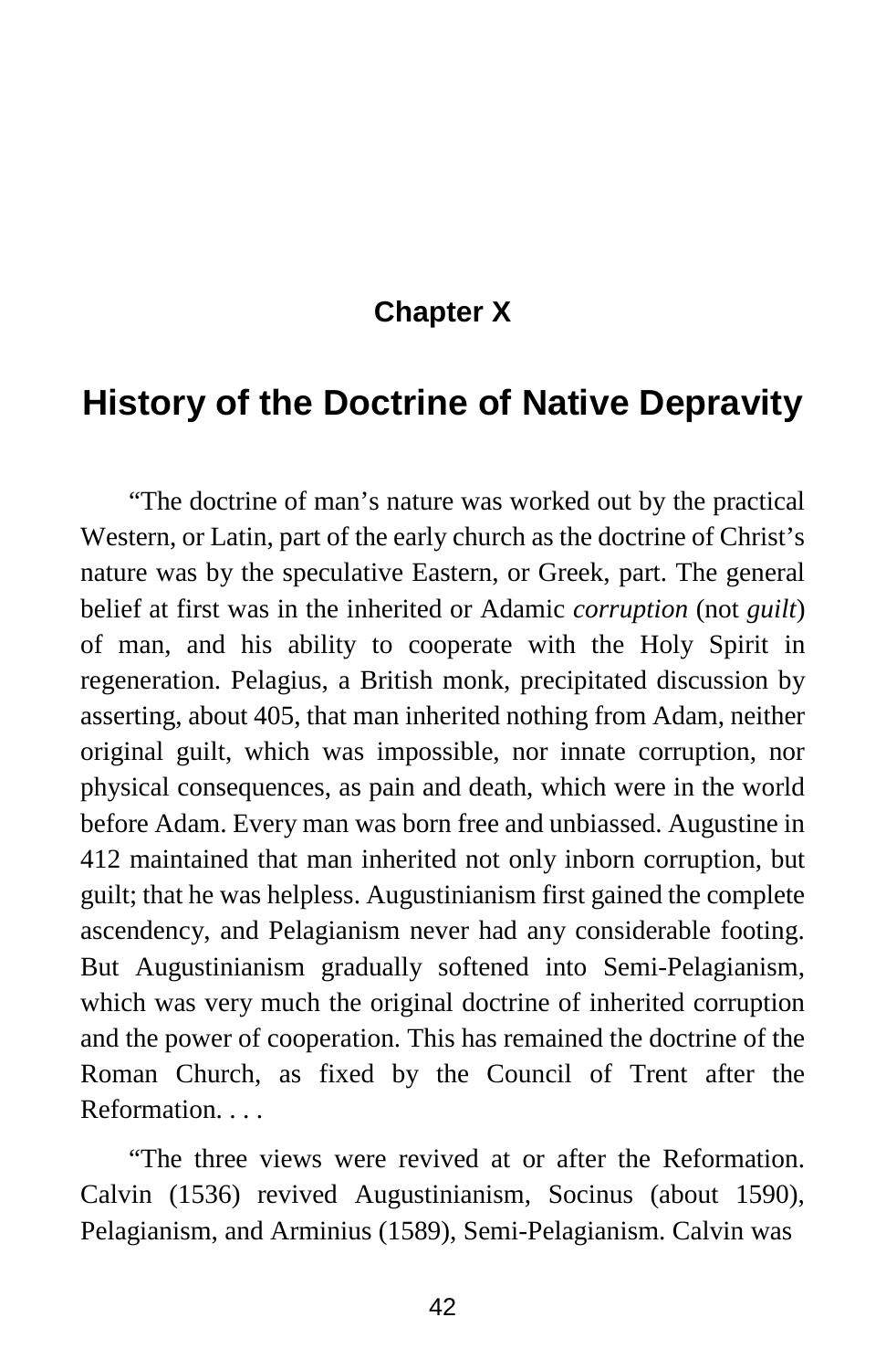## Chapter X

# History of the Doctrine of Native Depravity

"The doctrine of man's nature was worked out by the practical Western, or Latin, part of the early church as the doctrine of Christ's nature was by the speculative Eastern, or Greek, part. The general belief at first was in the inherited or Adamic *corruption* (not *guilt*) of man, and his ability to cooperate with the Holy Spirit in regeneration. Pelagius, a British monk, precipitated discussion by asserting, about 405, that man inherited nothing from Adam, neither original guilt, which was impossible, nor innate corruption, nor physical consequences, as pain and death, which were in the world before Adam. Every man was born free and unbiassed. Augustine in 412 maintained that man inherited not only inborn corruption, but guilt; that he was helpless. Augustinianism first gained the complete ascendency, and Pelagianism never had any considerable footing. But Augustinianism gradually softened into Semi-Pelagianism, which was very much the original doctrine of inherited corruption and the power of cooperation. This has remained the doctrine of the Roman Church, as fixed by the Council of Trent after the Reformation. . . .

"The three views were revived at or after the Reformation. Calvin (1536) revived Augustinianism, Socinus (about 1590), Pelagianism, and Arminius (1589), Semi-Pelagianism. Calvin was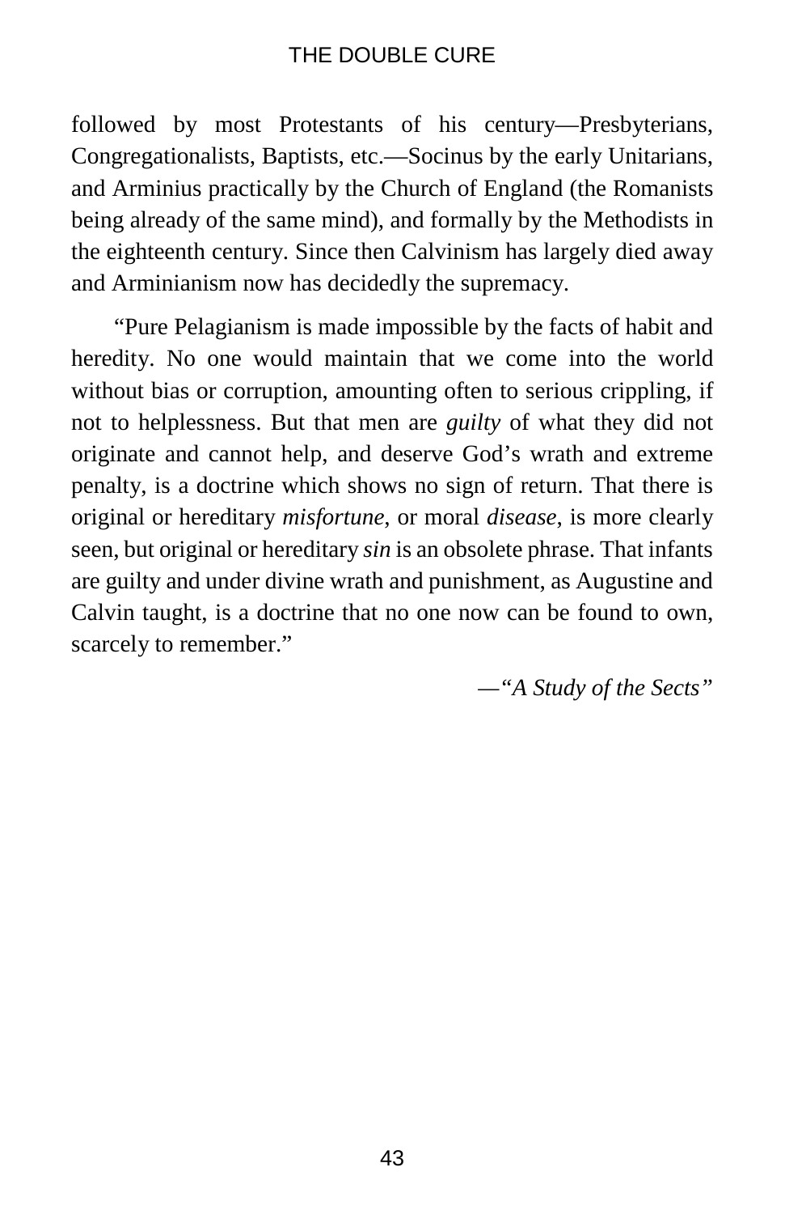followed by most Protestants of his century—Presbyterians, Congregationalists, Baptists, etc.—Socinus by the early Unitarians, and Arminius practically by the Church of England (the Romanists being already of the same mind), and formally by the Methodists in the eighteenth century. Since then Calvinism has largely died away and Arminianism now has decidedly the supremacy.

"Pure Pelagianism is made impossible by the facts of habit and heredity. No one would maintain that we come into the world without bias or corruption, amounting often to serious crippling, if not to helplessness. But that men are *guilty* of what they did not originate and cannot help, and deserve God's wrath and extreme penalty, is a doctrine which shows no sign of return. That there is original or hereditary *misfortune*, or moral *disease*, is more clearly seen, but original or hereditary *sin* is an obsolete phrase. That infants are guilty and under divine wrath and punishment, as Augustine and Calvin taught, is a doctrine that no one now can be found to own, scarcely to remember."

—*"A Study of the Sects"*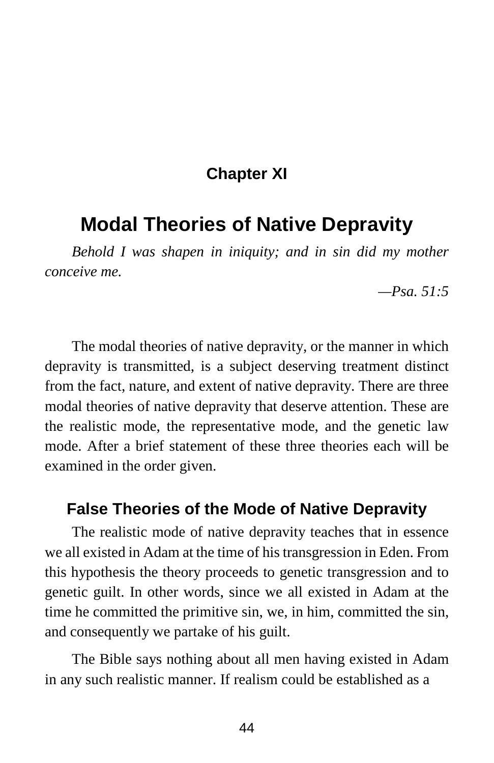### Chapter XI

# Modal Theories of Native Depravity

*Behold I was shapen in iniquity; and in sin did my mother conceive me.*

*—Psa. 51:5*

The modal theories of native depravity, or the manner in which depravity is transmitted, is a subject deserving treatment distinct from the fact, nature, and extent of native depravity. There are three modal theories of native depravity that deserve attention. These are the realistic mode, the representative mode, and the genetic law mode. After a brief statement of these three theories each will be examined in the order given.

## False Theories of the Mode of Native Depravity

The realistic mode of native depravity teaches that in essence we all existed in Adam at the time of his transgression in Eden. From this hypothesis the theory proceeds to genetic transgression and to genetic guilt. In other words, since we all existed in Adam at the time he committed the primitive sin, we, in him, committed the sin, and consequently we partake of his guilt.

The Bible says nothing about all men having existed in Adam in any such realistic manner. If realism could be established as a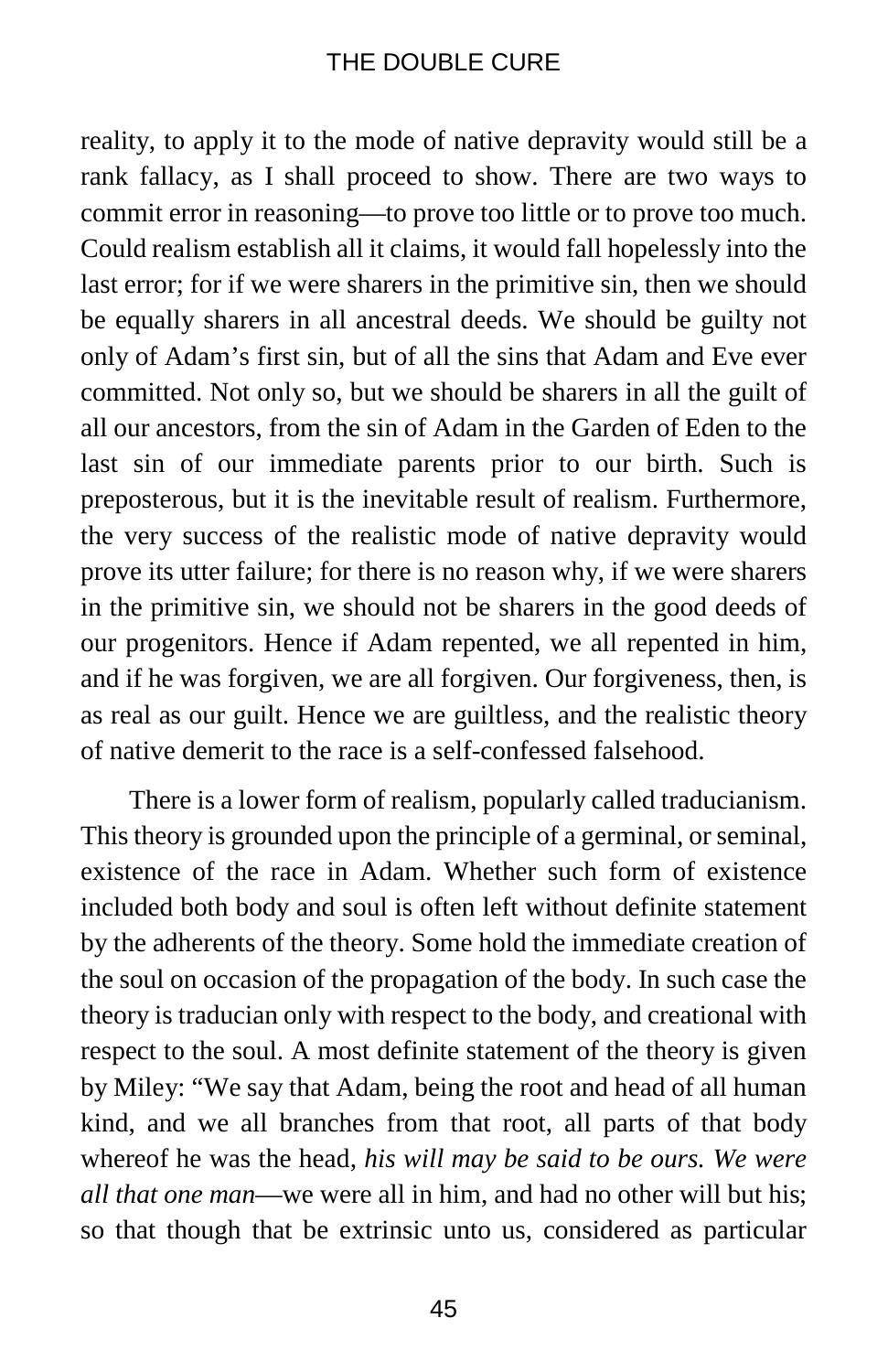reality, to apply it to the mode of native depravity would still be a rank fallacy, as I shall proceed to show. There are two ways to commit error in reasoning—to prove too little or to prove too much. Could realism establish all it claims, it would fall hopelessly into the last error; for if we were sharers in the primitive sin, then we should be equally sharers in all ancestral deeds. We should be guilty not only of Adam's first sin, but of all the sins that Adam and Eve ever committed. Not only so, but we should be sharers in all the guilt of all our ancestors, from the sin of Adam in the Garden of Eden to the last sin of our immediate parents prior to our birth. Such is preposterous, but it is the inevitable result of realism. Furthermore, the very success of the realistic mode of native depravity would prove its utter failure; for there is no reason why, if we were sharers in the primitive sin, we should not be sharers in the good deeds of our progenitors. Hence if Adam repented, we all repented in him, and if he was forgiven, we are all forgiven. Our forgiveness, then, is as real as our guilt. Hence we are guiltless, and the realistic theory of native demerit to the race is a self-confessed falsehood.

There is a lower form of realism, popularly called traducianism. This theory is grounded upon the principle of a germinal, or seminal, existence of the race in Adam. Whether such form of existence included both body and soul is often left without definite statement by the adherents of the theory. Some hold the immediate creation of the soul on occasion of the propagation of the body. In such case the theory is traducian only with respect to the body, and creational with respect to the soul. A most definite statement of the theory is given by Miley: "We say that Adam, being the root and head of all human kind, and we all branches from that root, all parts of that body whereof he was the head, *his will may be said to be ours. We were all that one man*—we were all in him, and had no other will but his; so that though that be extrinsic unto us, considered as particular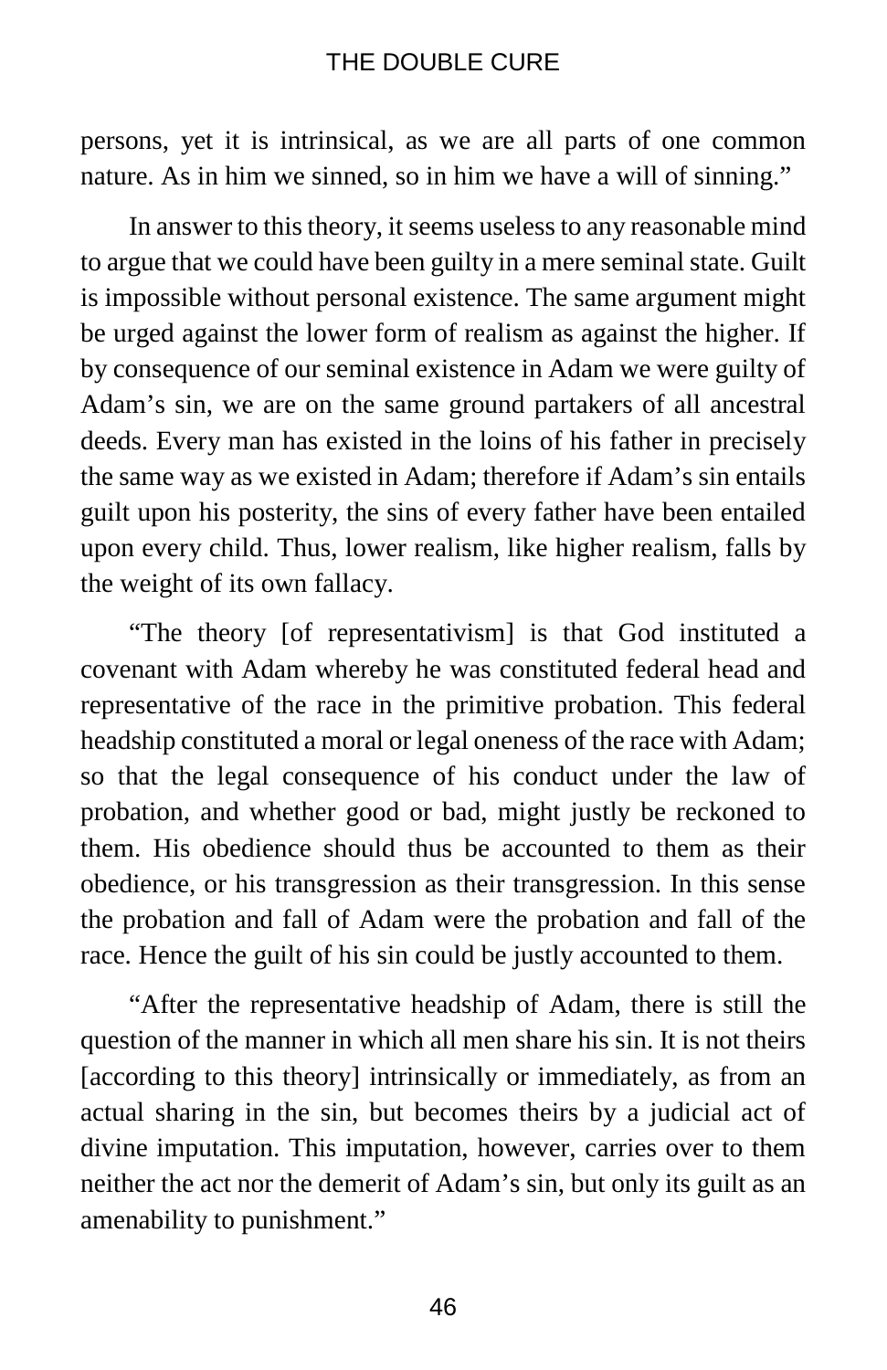persons, yet it is intrinsical, as we are all parts of one common nature. As in him we sinned, so in him we have a will of sinning."

In answer to this theory, it seems useless to any reasonable mind to argue that we could have been guilty in a mere seminal state. Guilt is impossible without personal existence. The same argument might be urged against the lower form of realism as against the higher. If by consequence of our seminal existence in Adam we were guilty of Adam's sin, we are on the same ground partakers of all ancestral deeds. Every man has existed in the loins of his father in precisely the same way as we existed in Adam; therefore if Adam's sin entails guilt upon his posterity, the sins of every father have been entailed upon every child. Thus, lower realism, like higher realism, falls by the weight of its own fallacy.

"The theory [of representativism] is that God instituted a covenant with Adam whereby he was constituted federal head and representative of the race in the primitive probation. This federal headship constituted a moral or legal oneness of the race with Adam; so that the legal consequence of his conduct under the law of probation, and whether good or bad, might justly be reckoned to them. His obedience should thus be accounted to them as their obedience, or his transgression as their transgression. In this sense the probation and fall of Adam were the probation and fall of the race. Hence the guilt of his sin could be justly accounted to them.

"After the representative headship of Adam, there is still the question of the manner in which all men share his sin. It is not theirs [according to this theory] intrinsically or immediately, as from an actual sharing in the sin, but becomes theirs by a judicial act of divine imputation. This imputation, however, carries over to them neither the act nor the demerit of Adam's sin, but only its guilt as an amenability to punishment."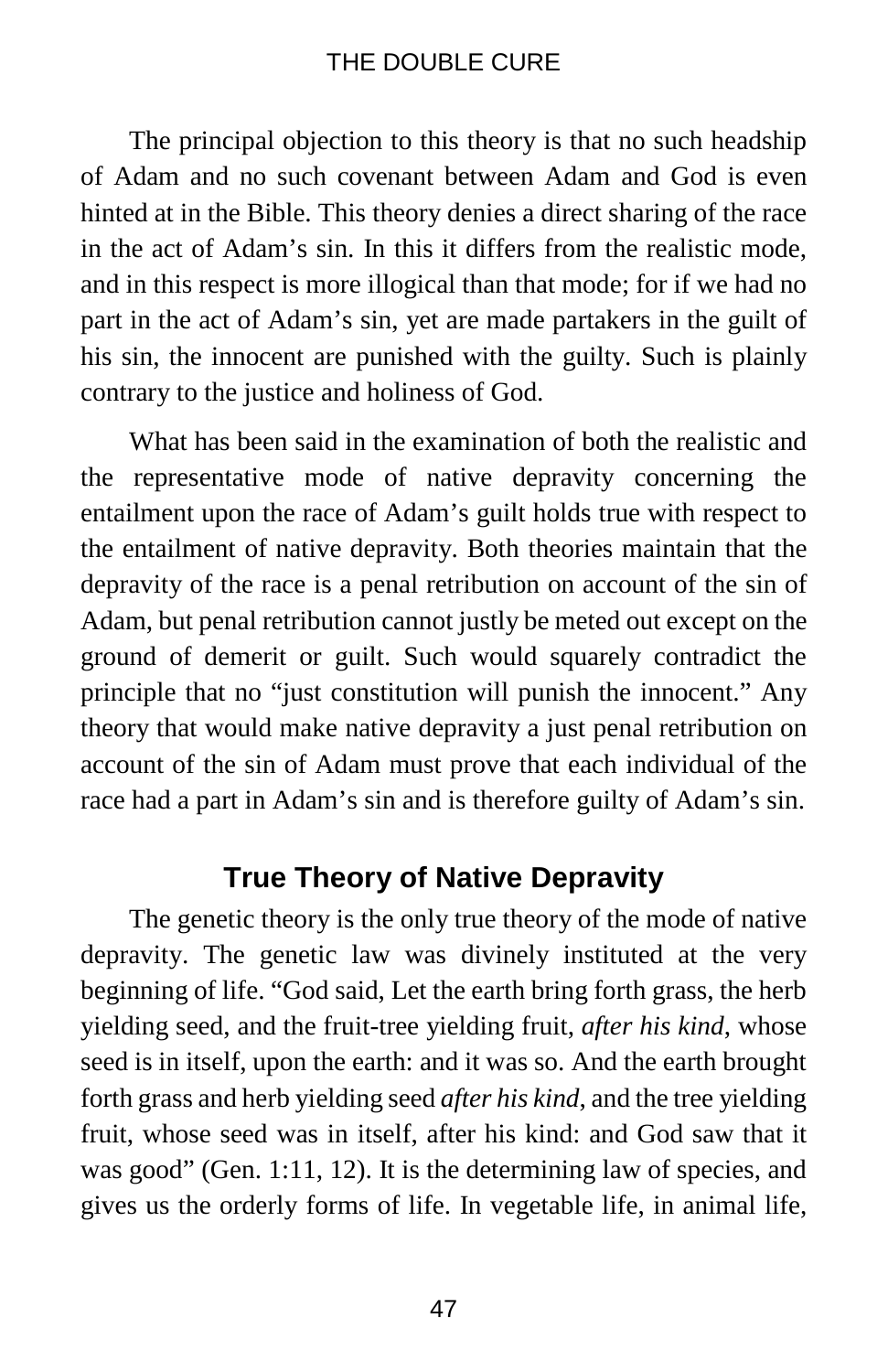The principal objection to this theory is that no such headship of Adam and no such covenant between Adam and God is even hinted at in the Bible. This theory denies a direct sharing of the race in the act of Adam's sin. In this it differs from the realistic mode, and in this respect is more illogical than that mode; for if we had no part in the act of Adam's sin, yet are made partakers in the guilt of his sin, the innocent are punished with the guilty. Such is plainly contrary to the justice and holiness of God.

What has been said in the examination of both the realistic and the representative mode of native depravity concerning the entailment upon the race of Adam's guilt holds true with respect to the entailment of native depravity. Both theories maintain that the depravity of the race is a penal retribution on account of the sin of Adam, but penal retribution cannot justly be meted out except on the ground of demerit or guilt. Such would squarely contradict the principle that no "just constitution will punish the innocent." Any theory that would make native depravity a just penal retribution on account of the sin of Adam must prove that each individual of the race had a part in Adam's sin and is therefore guilty of Adam's sin.

## True Theory of Native Depravity

The genetic theory is the only true theory of the mode of native depravity. The genetic law was divinely instituted at the very beginning of life. "God said, Let the earth bring forth grass, the herb yielding seed, and the fruit-tree yielding fruit, *after his kind*, whose seed is in itself, upon the earth: and it was so. And the earth brought forth grass and herb yielding seed *after his kind*, and the tree yielding fruit, whose seed was in itself, after his kind: and God saw that it was good" (Gen. 1:11, 12). It is the determining law of species, and gives us the orderly forms of life. In vegetable life, in animal life,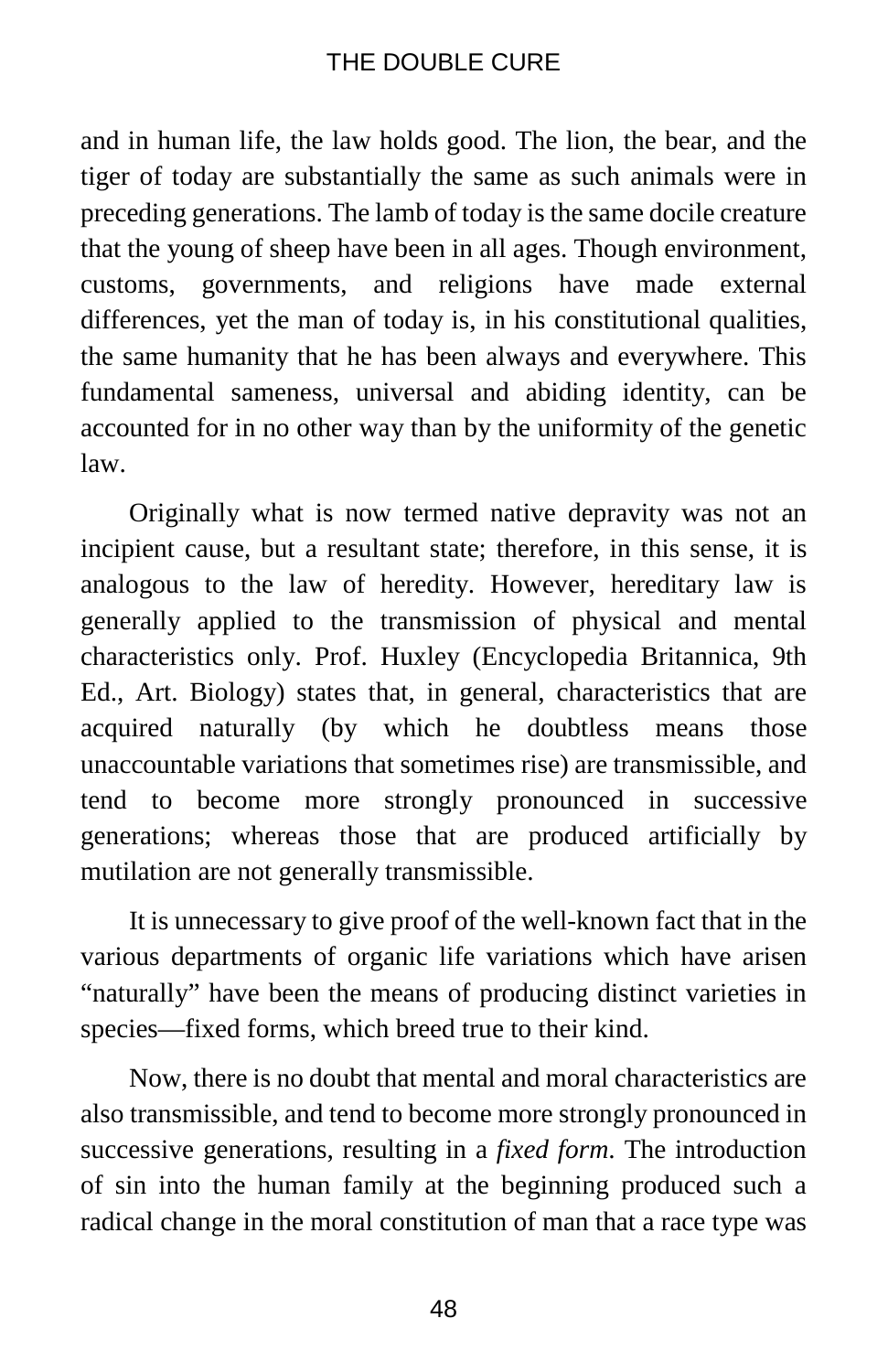and in human life, the law holds good. The lion, the bear, and the tiger of today are substantially the same as such animals were in preceding generations. The lamb of today is the same docile creature that the young of sheep have been in all ages. Though environment, customs, governments, and religions have made external differences, yet the man of today is, in his constitutional qualities, the same humanity that he has been always and everywhere. This fundamental sameness, universal and abiding identity, can be accounted for in no other way than by the uniformity of the genetic law.

Originally what is now termed native depravity was not an incipient cause, but a resultant state; therefore, in this sense, it is analogous to the law of heredity. However, hereditary law is generally applied to the transmission of physical and mental characteristics only. Prof. Huxley (Encyclopedia Britannica, 9th Ed., Art. Biology) states that, in general, characteristics that are acquired naturally (by which he doubtless means those unaccountable variations that sometimes rise) are transmissible, and tend to become more strongly pronounced in successive generations; whereas those that are produced artificially by mutilation are not generally transmissible.

It is unnecessary to give proof of the well-known fact that in the various departments of organic life variations which have arisen "naturally" have been the means of producing distinct varieties in species—fixed forms, which breed true to their kind.

Now, there is no doubt that mental and moral characteristics are also transmissible, and tend to become more strongly pronounced in successive generations, resulting in a *fixed form*. The introduction of sin into the human family at the beginning produced such a radical change in the moral constitution of man that a race type was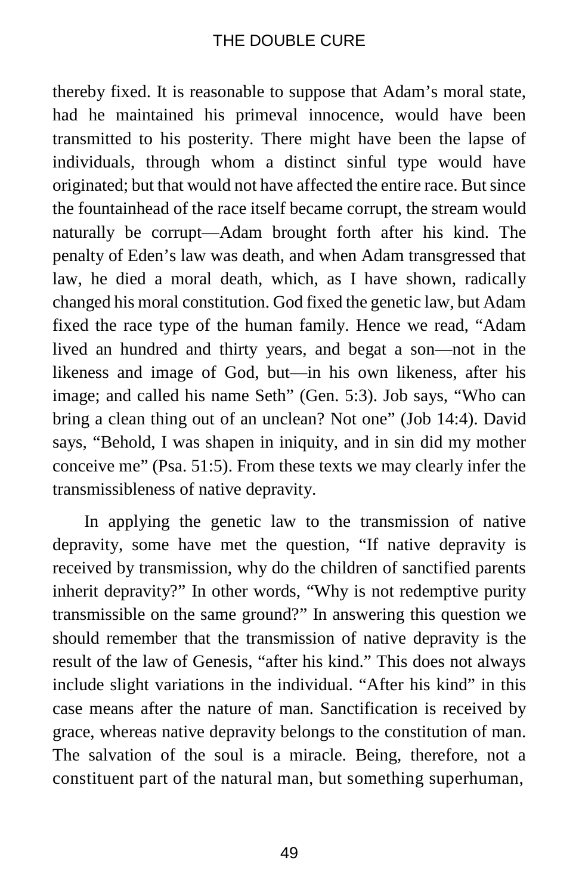thereby fixed. It is reasonable to suppose that Adam's moral state, had he maintained his primeval innocence, would have been transmitted to his posterity. There might have been the lapse of individuals, through whom a distinct sinful type would have originated; but that would not have affected the entire race. But since the fountainhead of the race itself became corrupt, the stream would naturally be corrupt—Adam brought forth after his kind. The penalty of Eden's law was death, and when Adam transgressed that law, he died a moral death, which, as I have shown, radically changed his moral constitution. God fixed the genetic law, but Adam fixed the race type of the human family. Hence we read, "Adam lived an hundred and thirty years, and begat a son—not in the likeness and image of God, but—in his own likeness, after his image; and called his name Seth" (Gen. 5:3). Job says, "Who can bring a clean thing out of an unclean? Not one" (Job 14:4). David says, "Behold, I was shapen in iniquity, and in sin did my mother conceive me" (Psa. 51:5). From these texts we may clearly infer the transmissibleness of native depravity.

In applying the genetic law to the transmission of native depravity, some have met the question, "If native depravity is received by transmission, why do the children of sanctified parents inherit depravity?" In other words, "Why is not redemptive purity transmissible on the same ground?" In answering this question we should remember that the transmission of native depravity is the result of the law of Genesis, "after his kind." This does not always include slight variations in the individual. "After his kind" in this case means after the nature of man. Sanctification is received by grace, whereas native depravity belongs to the constitution of man. The salvation of the soul is a miracle. Being, therefore, not a constituent part of the natural man, but something superhuman,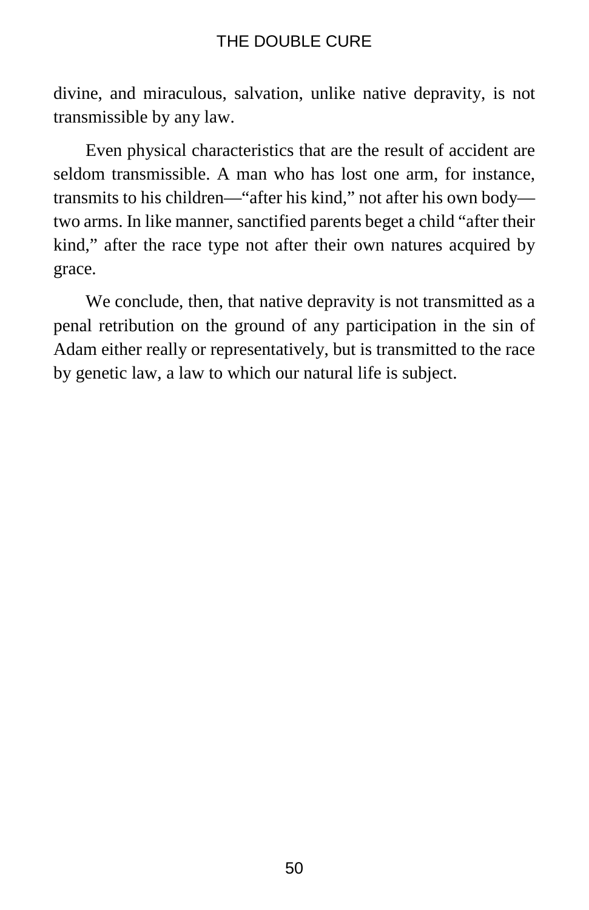divine, and miraculous, salvation, unlike native depravity, is not transmissible by any law.

Even physical characteristics that are the result of accident are seldom transmissible. A man who has lost one arm, for instance, transmits to his children—"after his kind," not after his own body—two arms. In like manner, sanctified parents beget a child "after their kind," after the race type not after their own natures acquired by grace.

We conclude, then, that native depravity is not transmitted as a penal retribution on the ground of any participation in the sin of Adam either really or representatively, but is transmitted to the race by genetic law, a law to which our natural life is subject.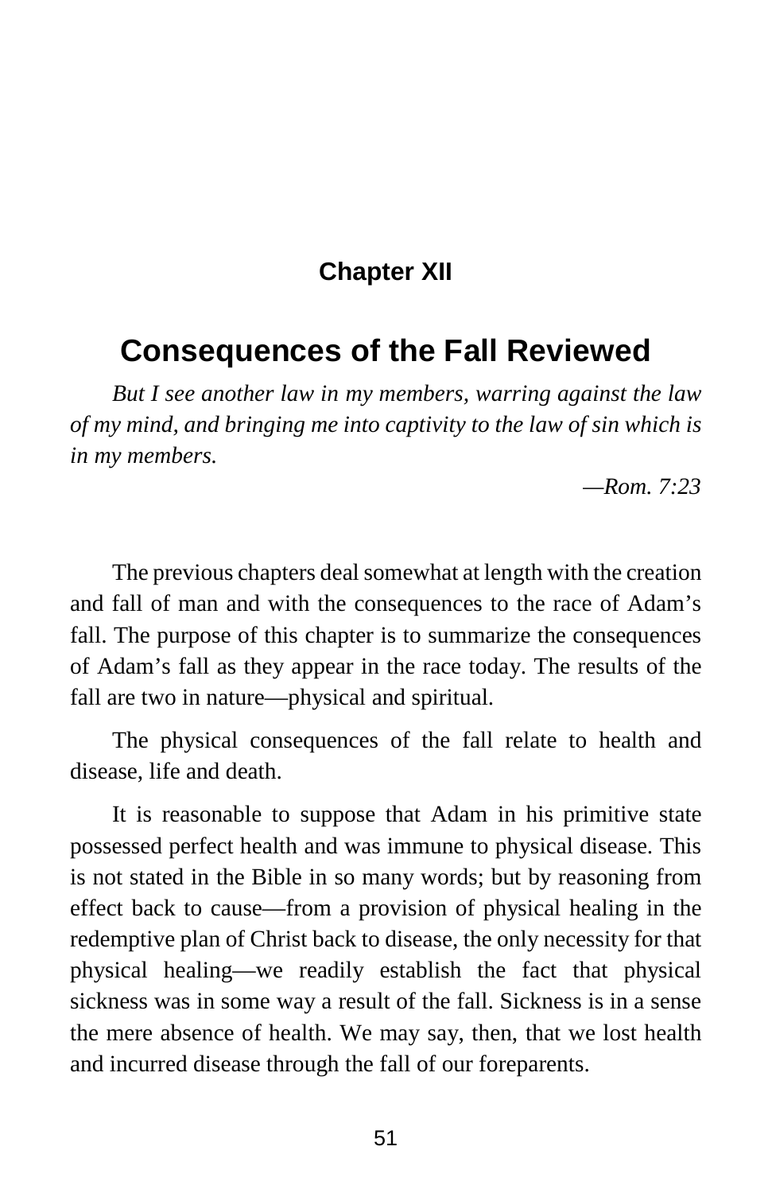## Chapter XII

# Consequences of the Fall Reviewed

*But I see another law in my members, warring against the law of my mind, and bringing me into captivity to the law of sin which is in my members.*

*—Rom. 7:23*

The previous chapters deal somewhat at length with the creation and fall of man and with the consequences to the race of Adam's fall. The purpose of this chapter is to summarize the consequences of Adam's fall as they appear in the race today. The results of the fall are two in nature—physical and spiritual.

The physical consequences of the fall relate to health and disease, life and death.

It is reasonable to suppose that Adam in his primitive state possessed perfect health and was immune to physical disease. This is not stated in the Bible in so many words; but by reasoning from effect back to cause—from a provision of physical healing in the redemptive plan of Christ back to disease, the only necessity for that physical healing—we readily establish the fact that physical sickness was in some way a result of the fall. Sickness is in a sense the mere absence of health. We may say, then, that we lost health and incurred disease through the fall of our foreparents.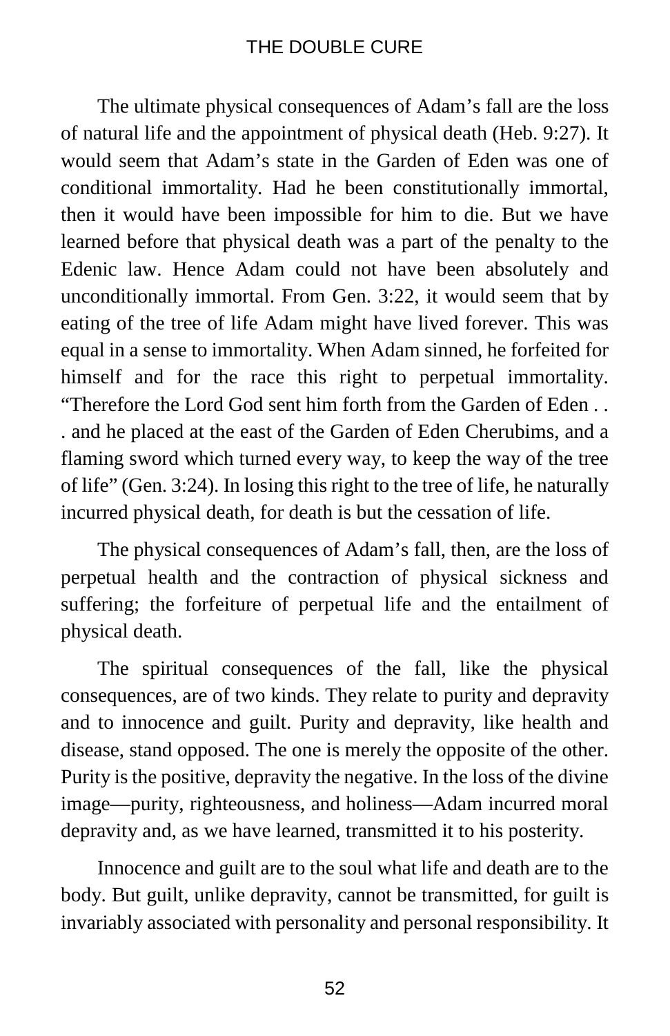The ultimate physical consequences of Adam's fall are the loss of natural life and the appointment of physical death (Heb. 9:27). It would seem that Adam's state in the Garden of Eden was one of conditional immortality. Had he been constitutionally immortal, then it would have been impossible for him to die. But we have learned before that physical death was a part of the penalty to the Edenic law. Hence Adam could not have been absolutely and unconditionally immortal. From Gen. 3:22, it would seem that by eating of the tree of life Adam might have lived forever. This was equal in a sense to immortality. When Adam sinned, he forfeited for himself and for the race this right to perpetual immortality. "Therefore the Lord God sent him forth from the Garden of Eden . . . and he placed at the east of the Garden of Eden Cherubims, and a flaming sword which turned every way, to keep the way of the tree of life" (Gen. 3:24). In losing this right to the tree of life, he naturally incurred physical death, for death is but the cessation of life.

The physical consequences of Adam's fall, then, are the loss of perpetual health and the contraction of physical sickness and suffering; the forfeiture of perpetual life and the entailment of physical death.

The spiritual consequences of the fall, like the physical consequences, are of two kinds. They relate to purity and depravity and to innocence and guilt. Purity and depravity, like health and disease, stand opposed. The one is merely the opposite of the other. Purity is the positive, depravity the negative. In the loss of the divine image—purity, righteousness, and holiness—Adam incurred moral depravity and, as we have learned, transmitted it to his posterity.

Innocence and guilt are to the soul what life and death are to the body. But guilt, unlike depravity, cannot be transmitted, for guilt is invariably associated with personality and personal responsibility. It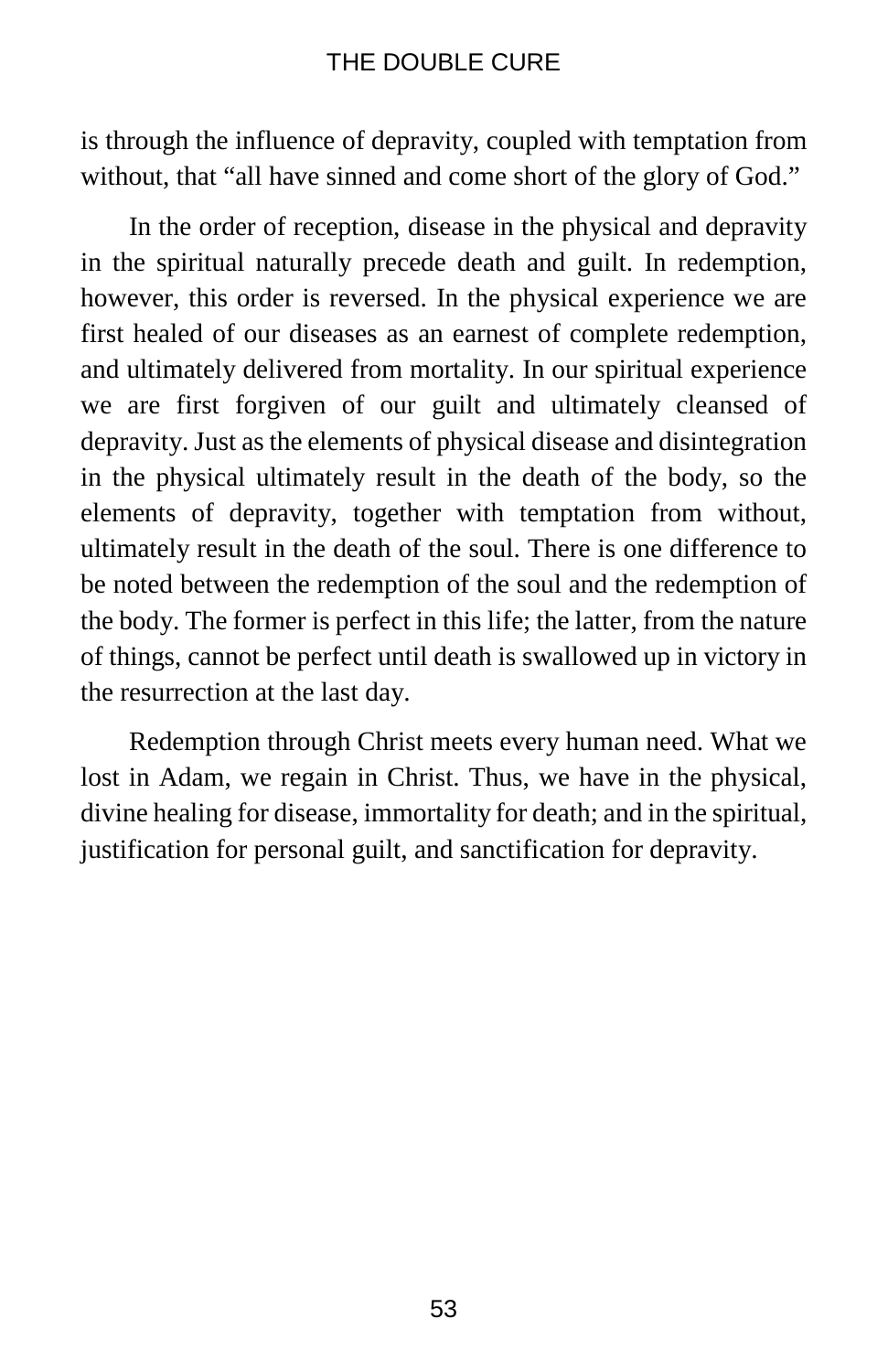is through the influence of depravity, coupled with temptation from without, that "all have sinned and come short of the glory of God."

In the order of reception, disease in the physical and depravity in the spiritual naturally precede death and guilt. In redemption, however, this order is reversed. In the physical experience we are first healed of our diseases as an earnest of complete redemption, and ultimately delivered from mortality. In our spiritual experience we are first forgiven of our guilt and ultimately cleansed of depravity. Just as the elements of physical disease and disintegration in the physical ultimately result in the death of the body, so the elements of depravity, together with temptation from without, ultimately result in the death of the soul. There is one difference to be noted between the redemption of the soul and the redemption of the body. The former is perfect in this life; the latter, from the nature of things, cannot be perfect until death is swallowed up in victory in the resurrection at the last day.

Redemption through Christ meets every human need. What we lost in Adam, we regain in Christ. Thus, we have in the physical, divine healing for disease, immortality for death; and in the spiritual, justification for personal guilt, and sanctification for depravity.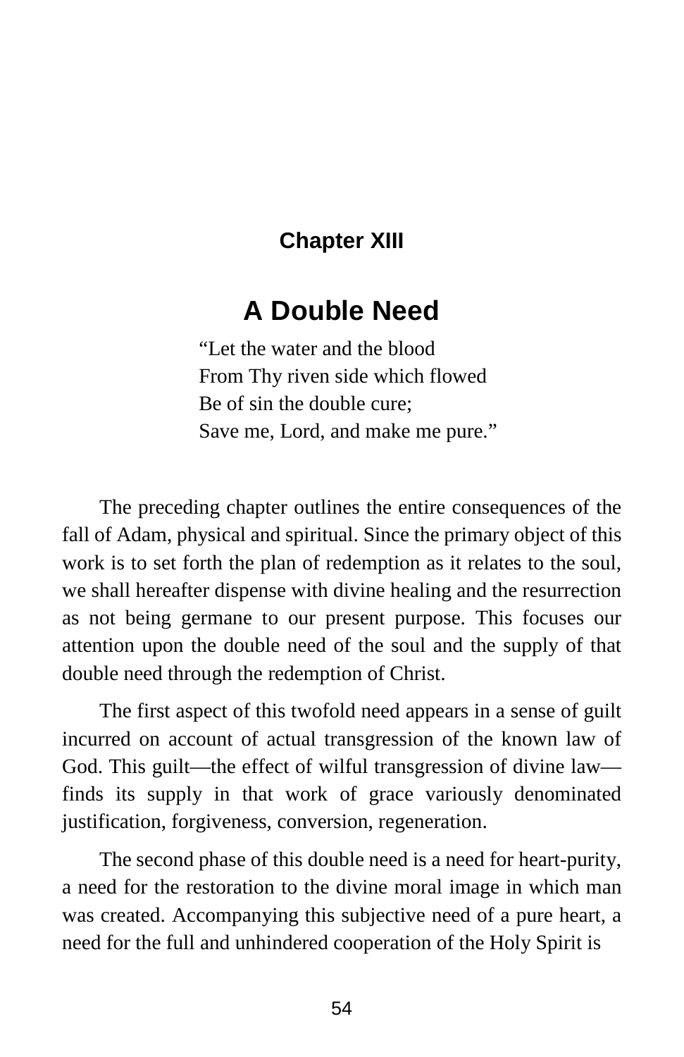## Chapter XIII

# A Double Need

> "Let the water and the blood
> From Thy riven side which flowed
> Be of sin the double cure;
> Save me, Lord, and make me pure."

The preceding chapter outlines the entire consequences of the fall of Adam, physical and spiritual. Since the primary object of this work is to set forth the plan of redemption as it relates to the soul, we shall hereafter dispense with divine healing and the resurrection as not being germane to our present purpose. This focuses our attention upon the double need of the soul and the supply of that double need through the redemption of Christ.

The first aspect of this twofold need appears in a sense of guilt incurred on account of actual transgression of the known law of God. This guilt—the effect of wilful transgression of divine law—finds its supply in that work of grace variously denominated justification, forgiveness, conversion, regeneration.

The second phase of this double need is a need for heart-purity, a need for the restoration to the divine moral image in which man was created. Accompanying this subjective need of a pure heart, a need for the full and unhindered cooperation of the Holy Spirit is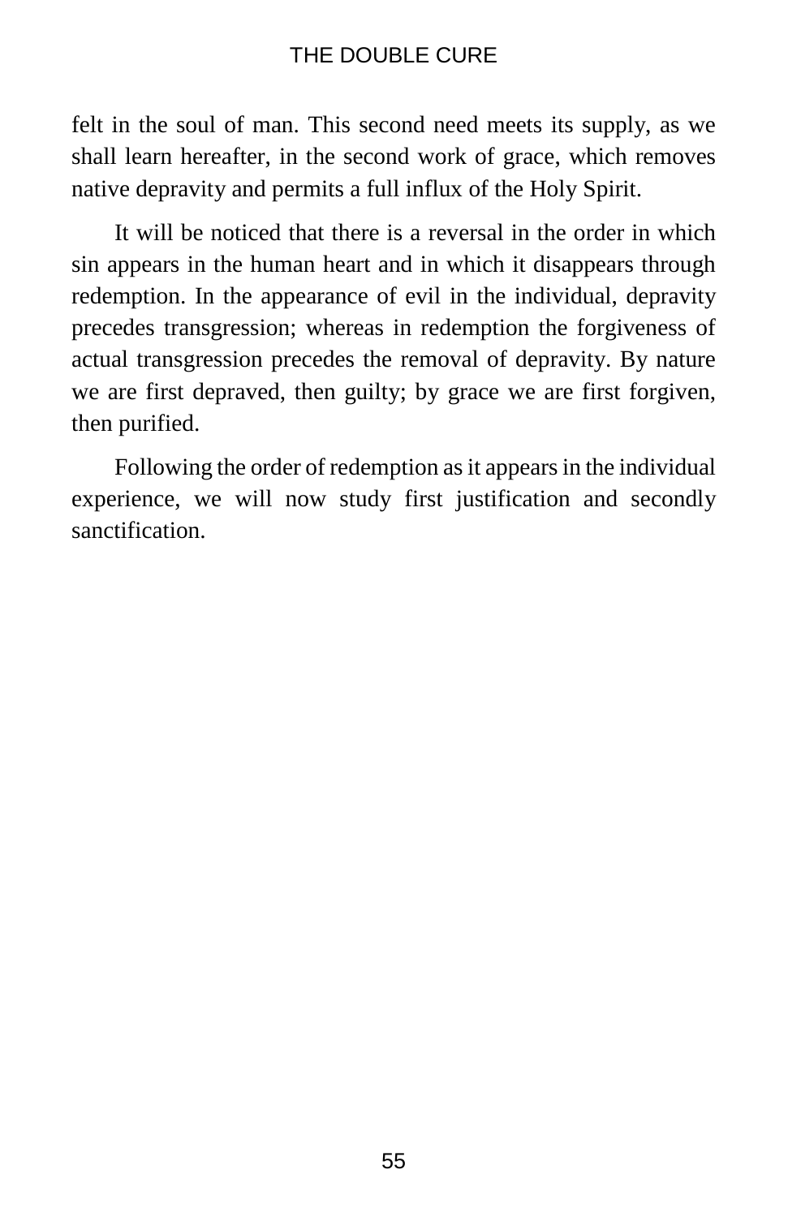felt in the soul of man. This second need meets its supply, as we shall learn hereafter, in the second work of grace, which removes native depravity and permits a full influx of the Holy Spirit.

It will be noticed that there is a reversal in the order in which sin appears in the human heart and in which it disappears through redemption. In the appearance of evil in the individual, depravity precedes transgression; whereas in redemption the forgiveness of actual transgression precedes the removal of depravity. By nature we are first depraved, then guilty; by grace we are first forgiven, then purified.

Following the order of redemption as it appears in the individual experience, we will now study first justification and secondly sanctification.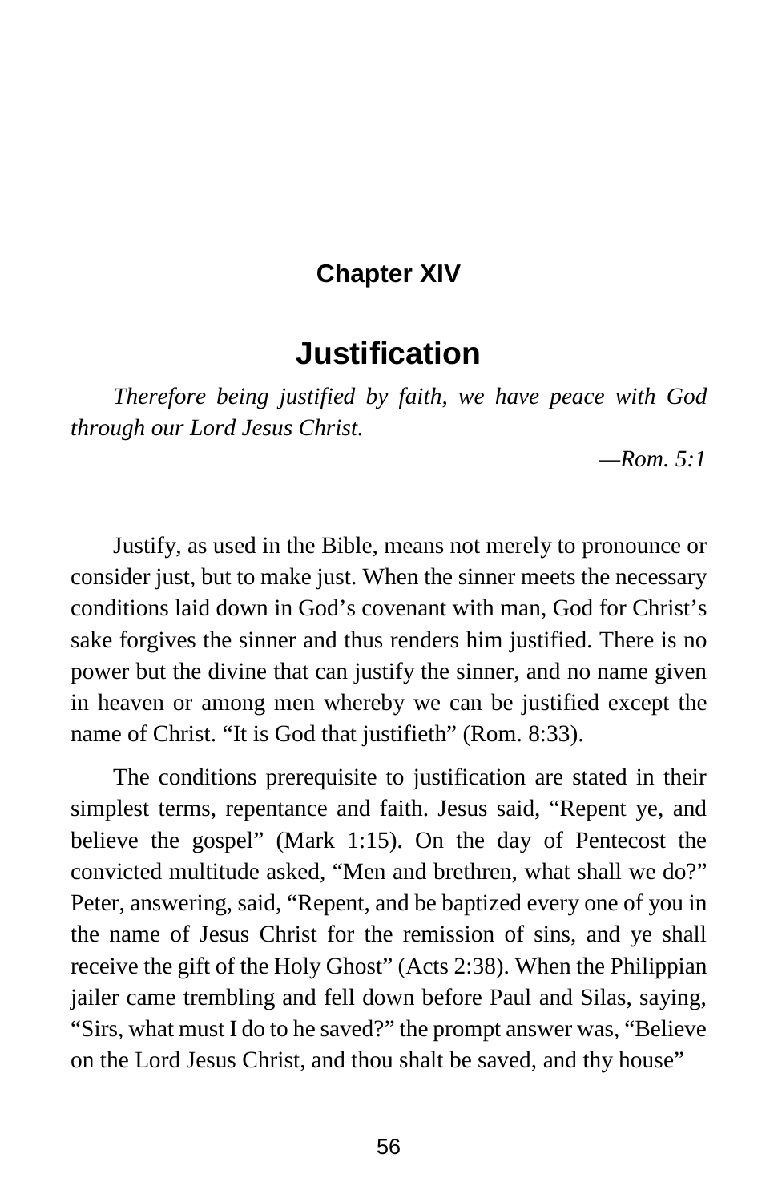## Chapter XIV

# Justification

*Therefore being justified by faith, we have peace with God through our Lord Jesus Christ.*

*—Rom. 5:1*

Justify, as used in the Bible, means not merely to pronounce or consider just, but to make just. When the sinner meets the necessary conditions laid down in God's covenant with man, God for Christ's sake forgives the sinner and thus renders him justified. There is no power but the divine that can justify the sinner, and no name given in heaven or among men whereby we can be justified except the name of Christ. "It is God that justifieth" (Rom. 8:33).

The conditions prerequisite to justification are stated in their simplest terms, repentance and faith. Jesus said, "Repent ye, and believe the gospel" (Mark 1:15). On the day of Pentecost the convicted multitude asked, "Men and brethren, what shall we do?" Peter, answering, said, "Repent, and be baptized every one of you in the name of Jesus Christ for the remission of sins, and ye shall receive the gift of the Holy Ghost" (Acts 2:38). When the Philippian jailer came trembling and fell down before Paul and Silas, saying, "Sirs, what must I do to he saved?" the prompt answer was, "Believe on the Lord Jesus Christ, and thou shalt be saved, and thy house"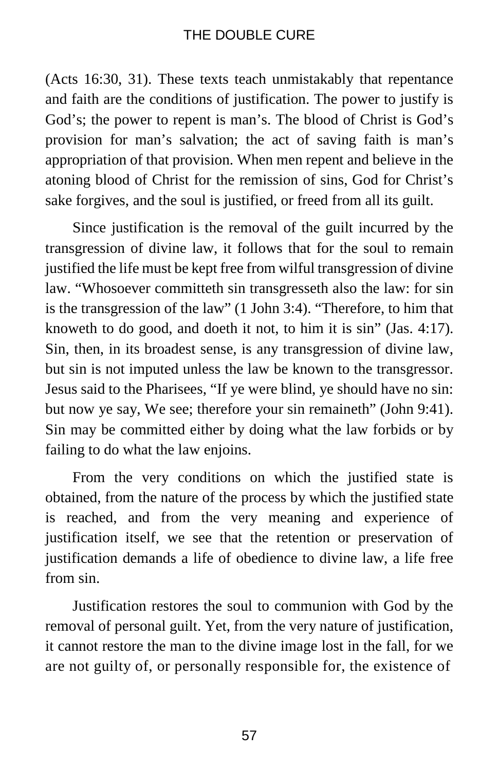(Acts 16:30, 31). These texts teach unmistakably that repentance and faith are the conditions of justification. The power to justify is God's; the power to repent is man's. The blood of Christ is God's provision for man's salvation; the act of saving faith is man's appropriation of that provision. When men repent and believe in the atoning blood of Christ for the remission of sins, God for Christ's sake forgives, and the soul is justified, or freed from all its guilt.

Since justification is the removal of the guilt incurred by the transgression of divine law, it follows that for the soul to remain justified the life must be kept free from wilful transgression of divine law. "Whosoever committeth sin transgresseth also the law: for sin is the transgression of the law" (1 John 3:4). "Therefore, to him that knoweth to do good, and doeth it not, to him it is sin" (Jas. 4:17). Sin, then, in its broadest sense, is any transgression of divine law, but sin is not imputed unless the law be known to the transgressor. Jesus said to the Pharisees, "If ye were blind, ye should have no sin: but now ye say, We see; therefore your sin remaineth" (John 9:41). Sin may be committed either by doing what the law forbids or by failing to do what the law enjoins.

From the very conditions on which the justified state is obtained, from the nature of the process by which the justified state is reached, and from the very meaning and experience of justification itself, we see that the retention or preservation of justification demands a life of obedience to divine law, a life free from sin.

Justification restores the soul to communion with God by the removal of personal guilt. Yet, from the very nature of justification, it cannot restore the man to the divine image lost in the fall, for we are not guilty of, or personally responsible for, the existence of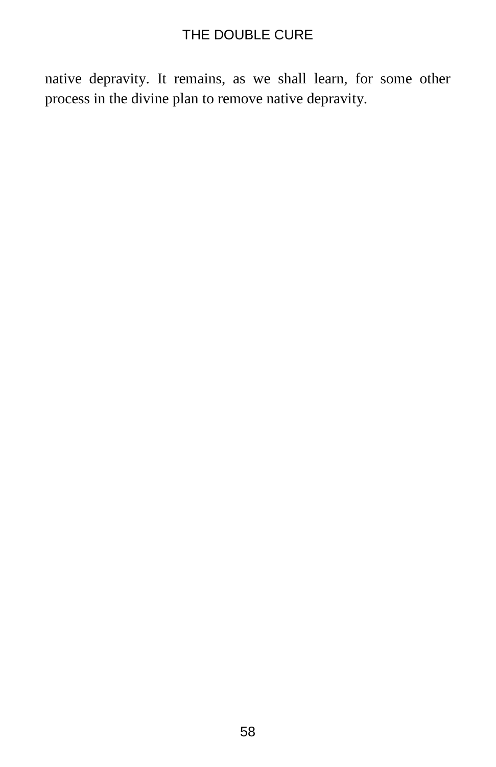native depravity. It remains, as we shall learn, for some other process in the divine plan to remove native depravity.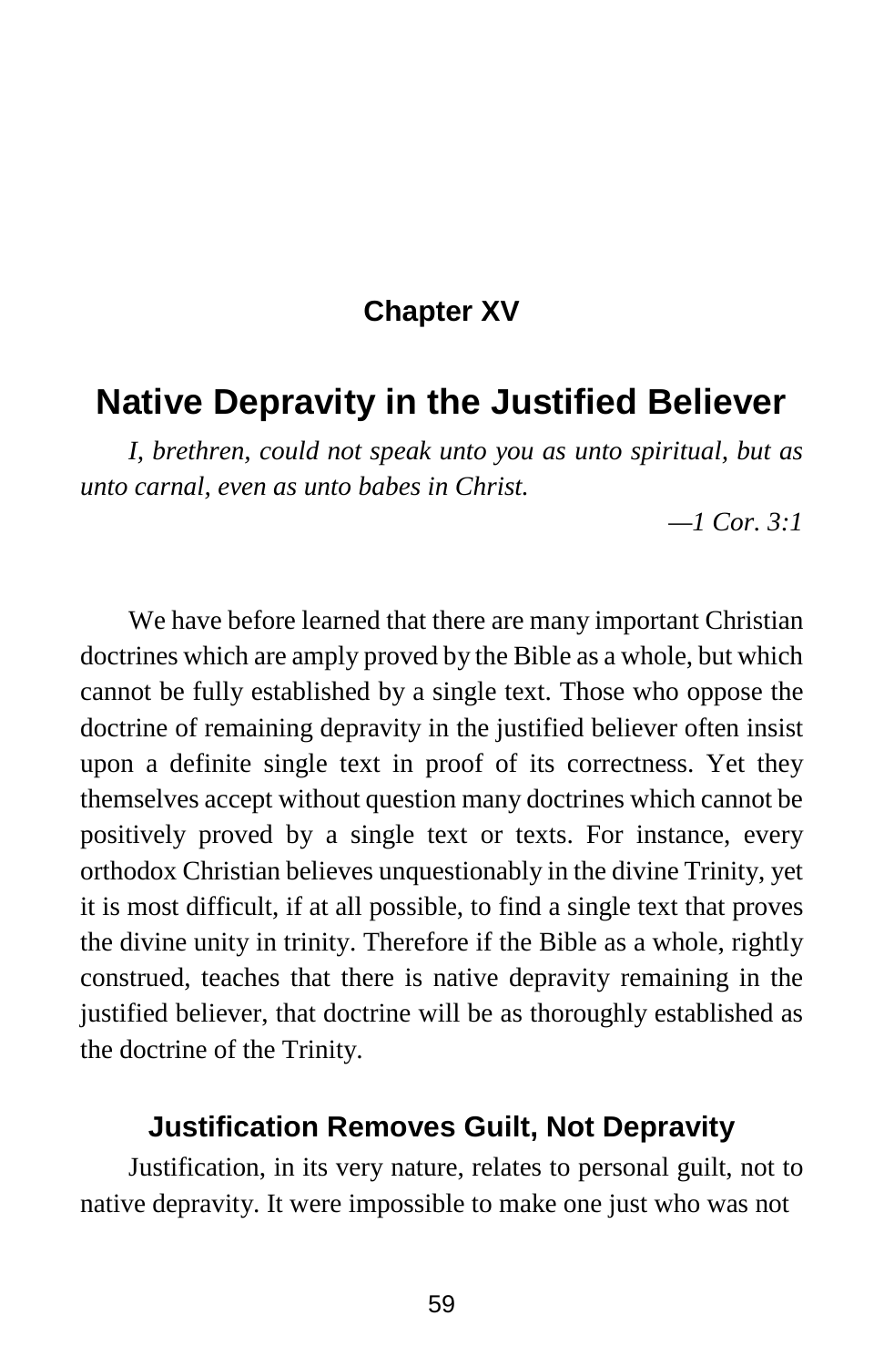## Chapter XV

# Native Depravity in the Justified Believer

*I, brethren, could not speak unto you as unto spiritual, but as unto carnal, even as unto babes in Christ.*

*—1 Cor. 3:1*

We have before learned that there are many important Christian doctrines which are amply proved by the Bible as a whole, but which cannot be fully established by a single text. Those who oppose the doctrine of remaining depravity in the justified believer often insist upon a definite single text in proof of its correctness. Yet they themselves accept without question many doctrines which cannot be positively proved by a single text or texts. For instance, every orthodox Christian believes unquestionably in the divine Trinity, yet it is most difficult, if at all possible, to find a single text that proves the divine unity in trinity. Therefore if the Bible as a whole, rightly construed, teaches that there is native depravity remaining in the justified believer, that doctrine will be as thoroughly established as the doctrine of the Trinity.

### Justification Removes Guilt, Not Depravity

Justification, in its very nature, relates to personal guilt, not to native depravity. It were impossible to make one just who was not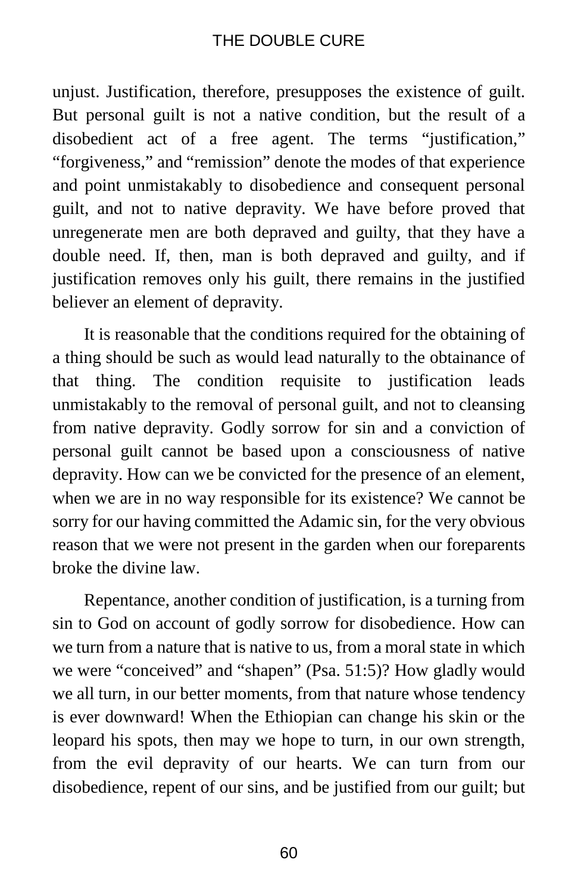unjust. Justification, therefore, presupposes the existence of guilt. But personal guilt is not a native condition, but the result of a disobedient act of a free agent. The terms "justification," "forgiveness," and "remission" denote the modes of that experience and point unmistakably to disobedience and consequent personal guilt, and not to native depravity. We have before proved that unregenerate men are both depraved and guilty, that they have a double need. If, then, man is both depraved and guilty, and if justification removes only his guilt, there remains in the justified believer an element of depravity.

It is reasonable that the conditions required for the obtaining of a thing should be such as would lead naturally to the obtainance of that thing. The condition requisite to justification leads unmistakably to the removal of personal guilt, and not to cleansing from native depravity. Godly sorrow for sin and a conviction of personal guilt cannot be based upon a consciousness of native depravity. How can we be convicted for the presence of an element, when we are in no way responsible for its existence? We cannot be sorry for our having committed the Adamic sin, for the very obvious reason that we were not present in the garden when our foreparents broke the divine law.

Repentance, another condition of justification, is a turning from sin to God on account of godly sorrow for disobedience. How can we turn from a nature that is native to us, from a moral state in which we were "conceived" and "shapen" (Psa. 51:5)? How gladly would we all turn, in our better moments, from that nature whose tendency is ever downward! When the Ethiopian can change his skin or the leopard his spots, then may we hope to turn, in our own strength, from the evil depravity of our hearts. We can turn from our disobedience, repent of our sins, and be justified from our guilt; but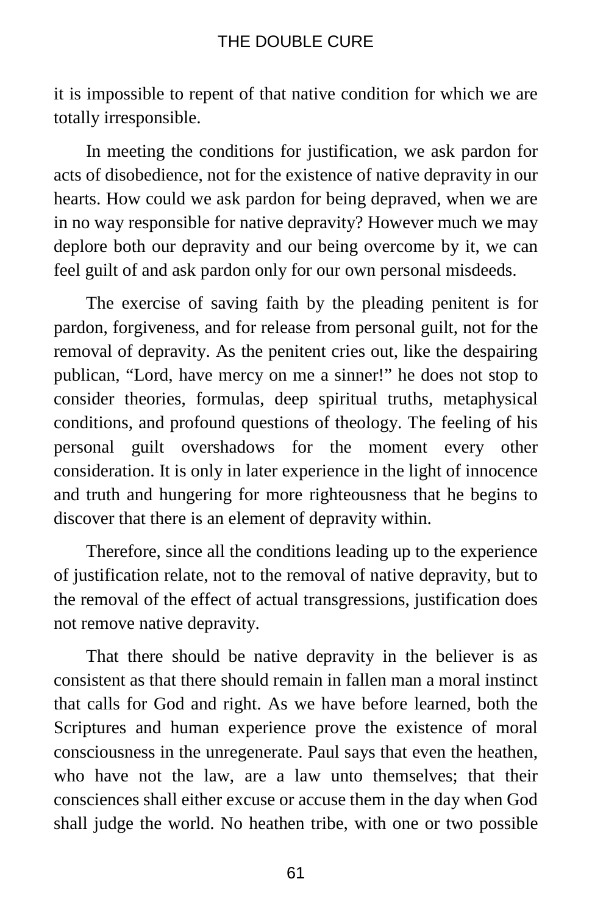it is impossible to repent of that native condition for which we are totally irresponsible.

In meeting the conditions for justification, we ask pardon for acts of disobedience, not for the existence of native depravity in our hearts. How could we ask pardon for being depraved, when we are in no way responsible for native depravity? However much we may deplore both our depravity and our being overcome by it, we can feel guilt of and ask pardon only for our own personal misdeeds.

The exercise of saving faith by the pleading penitent is for pardon, forgiveness, and for release from personal guilt, not for the removal of depravity. As the penitent cries out, like the despairing publican, "Lord, have mercy on me a sinner!" he does not stop to consider theories, formulas, deep spiritual truths, metaphysical conditions, and profound questions of theology. The feeling of his personal guilt overshadows for the moment every other consideration. It is only in later experience in the light of innocence and truth and hungering for more righteousness that he begins to discover that there is an element of depravity within.

Therefore, since all the conditions leading up to the experience of justification relate, not to the removal of native depravity, but to the removal of the effect of actual transgressions, justification does not remove native depravity.

That there should be native depravity in the believer is as consistent as that there should remain in fallen man a moral instinct that calls for God and right. As we have before learned, both the Scriptures and human experience prove the existence of moral consciousness in the unregenerate. Paul says that even the heathen, who have not the law, are a law unto themselves; that their consciences shall either excuse or accuse them in the day when God shall judge the world. No heathen tribe, with one or two possible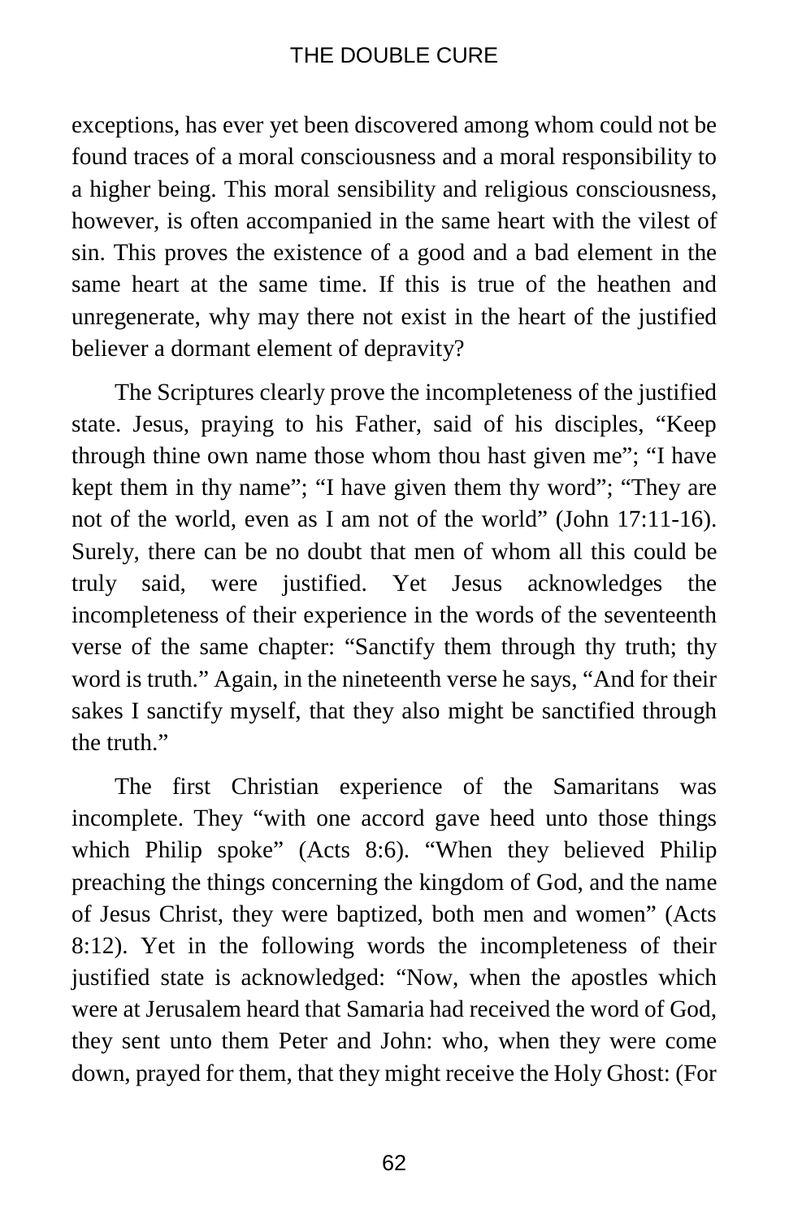exceptions, has ever yet been discovered among whom could not be found traces of a moral consciousness and a moral responsibility to a higher being. This moral sensibility and religious consciousness, however, is often accompanied in the same heart with the vilest of sin. This proves the existence of a good and a bad element in the same heart at the same time. If this is true of the heathen and unregenerate, why may there not exist in the heart of the justified believer a dormant element of depravity?

The Scriptures clearly prove the incompleteness of the justified state. Jesus, praying to his Father, said of his disciples, "Keep through thine own name those whom thou hast given me"; "I have kept them in thy name"; "I have given them thy word"; "They are not of the world, even as I am not of the world" (John 17:11-16). Surely, there can be no doubt that men of whom all this could be truly said, were justified. Yet Jesus acknowledges the incompleteness of their experience in the words of the seventeenth verse of the same chapter: "Sanctify them through thy truth; thy word is truth." Again, in the nineteenth verse he says, "And for their sakes I sanctify myself, that they also might be sanctified through the truth."

The first Christian experience of the Samaritans was incomplete. They "with one accord gave heed unto those things which Philip spoke" (Acts 8:6). "When they believed Philip preaching the things concerning the kingdom of God, and the name of Jesus Christ, they were baptized, both men and women" (Acts 8:12). Yet in the following words the incompleteness of their justified state is acknowledged: "Now, when the apostles which were at Jerusalem heard that Samaria had received the word of God, they sent unto them Peter and John: who, when they were come down, prayed for them, that they might receive the Holy Ghost: (For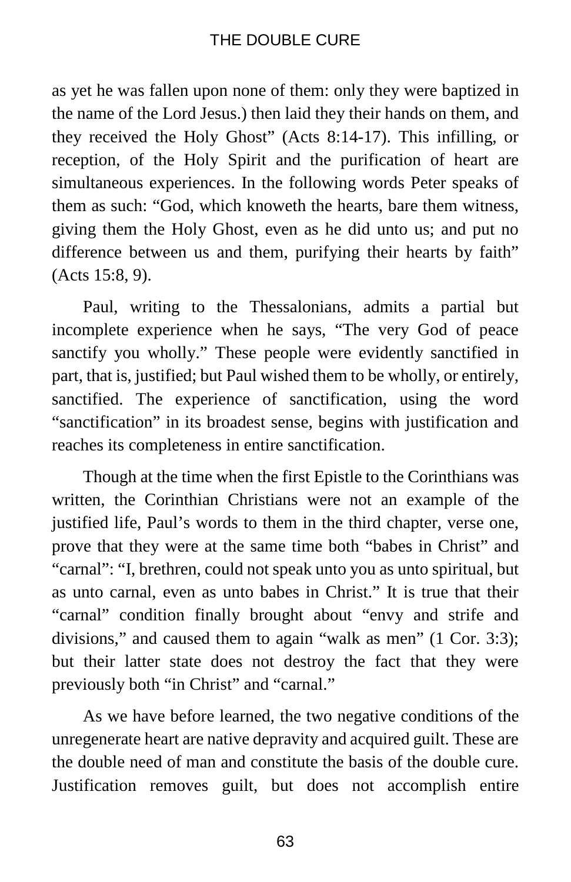as yet he was fallen upon none of them: only they were baptized in the name of the Lord Jesus.) then laid they their hands on them, and they received the Holy Ghost" (Acts 8:14-17). This infilling, or reception, of the Holy Spirit and the purification of heart are simultaneous experiences. In the following words Peter speaks of them as such: "God, which knoweth the hearts, bare them witness, giving them the Holy Ghost, even as he did unto us; and put no difference between us and them, purifying their hearts by faith" (Acts 15:8, 9).

Paul, writing to the Thessalonians, admits a partial but incomplete experience when he says, "The very God of peace sanctify you wholly." These people were evidently sanctified in part, that is, justified; but Paul wished them to be wholly, or entirely, sanctified. The experience of sanctification, using the word "sanctification" in its broadest sense, begins with justification and reaches its completeness in entire sanctification.

Though at the time when the first Epistle to the Corinthians was written, the Corinthian Christians were not an example of the justified life, Paul's words to them in the third chapter, verse one, prove that they were at the same time both "babes in Christ" and "carnal": "I, brethren, could not speak unto you as unto spiritual, but as unto carnal, even as unto babes in Christ." It is true that their "carnal" condition finally brought about "envy and strife and divisions," and caused them to again "walk as men" (1 Cor. 3:3); but their latter state does not destroy the fact that they were previously both "in Christ" and "carnal."

As we have before learned, the two negative conditions of the unregenerate heart are native depravity and acquired guilt. These are the double need of man and constitute the basis of the double cure. Justification removes guilt, but does not accomplish entire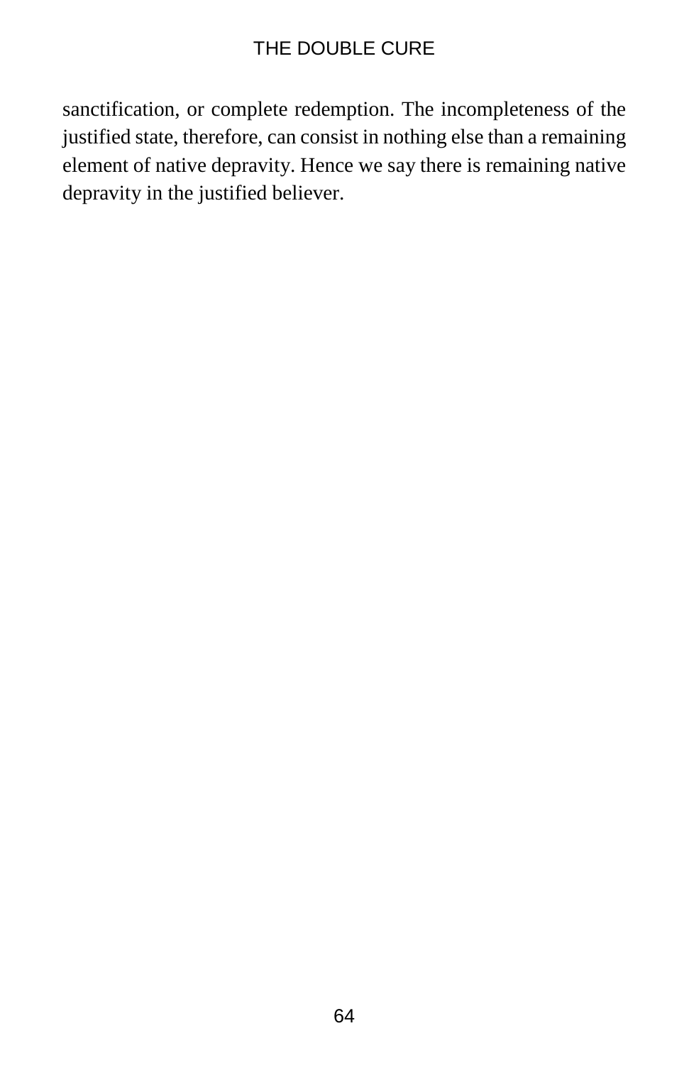sanctification, or complete redemption. The incompleteness of the justified state, therefore, can consist in nothing else than a remaining element of native depravity. Hence we say there is remaining native depravity in the justified believer.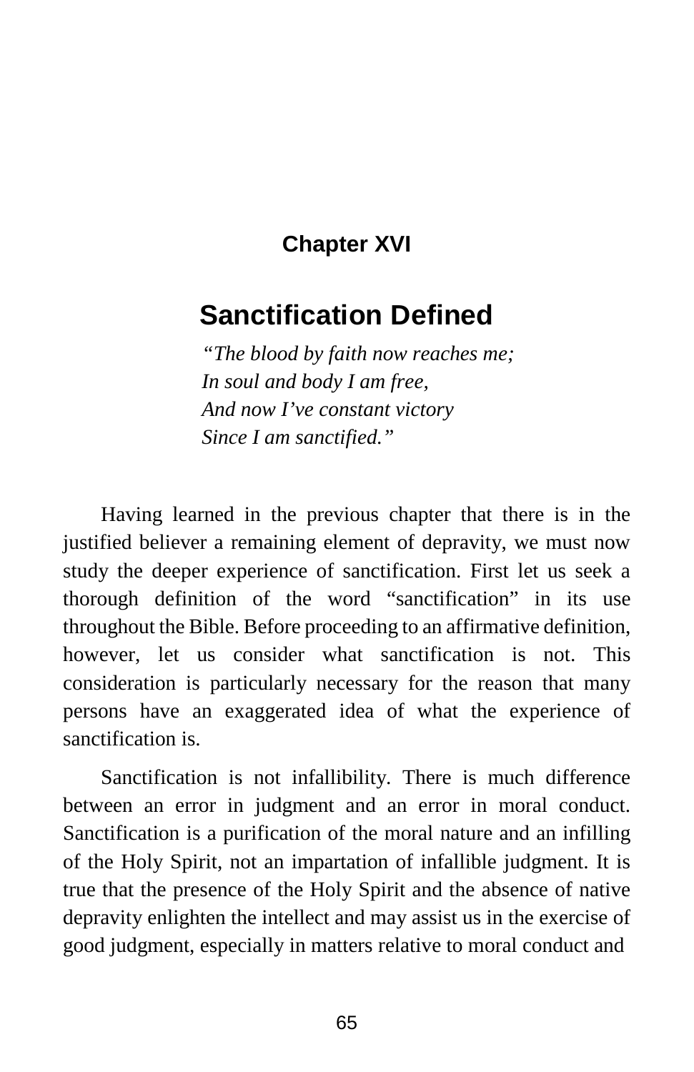## Chapter XVI

# Sanctification Defined

*"The blood by faith now reaches me;*
*In soul and body I am free,*
*And now I've constant victory*
*Since I am sanctified."*

Having learned in the previous chapter that there is in the justified believer a remaining element of depravity, we must now study the deeper experience of sanctification. First let us seek a thorough definition of the word "sanctification" in its use throughout the Bible. Before proceeding to an affirmative definition, however, let us consider what sanctification is not. This consideration is particularly necessary for the reason that many persons have an exaggerated idea of what the experience of sanctification is.

Sanctification is not infallibility. There is much difference between an error in judgment and an error in moral conduct. Sanctification is a purification of the moral nature and an infilling of the Holy Spirit, not an impartation of infallible judgment. It is true that the presence of the Holy Spirit and the absence of native depravity enlighten the intellect and may assist us in the exercise of good judgment, especially in matters relative to moral conduct and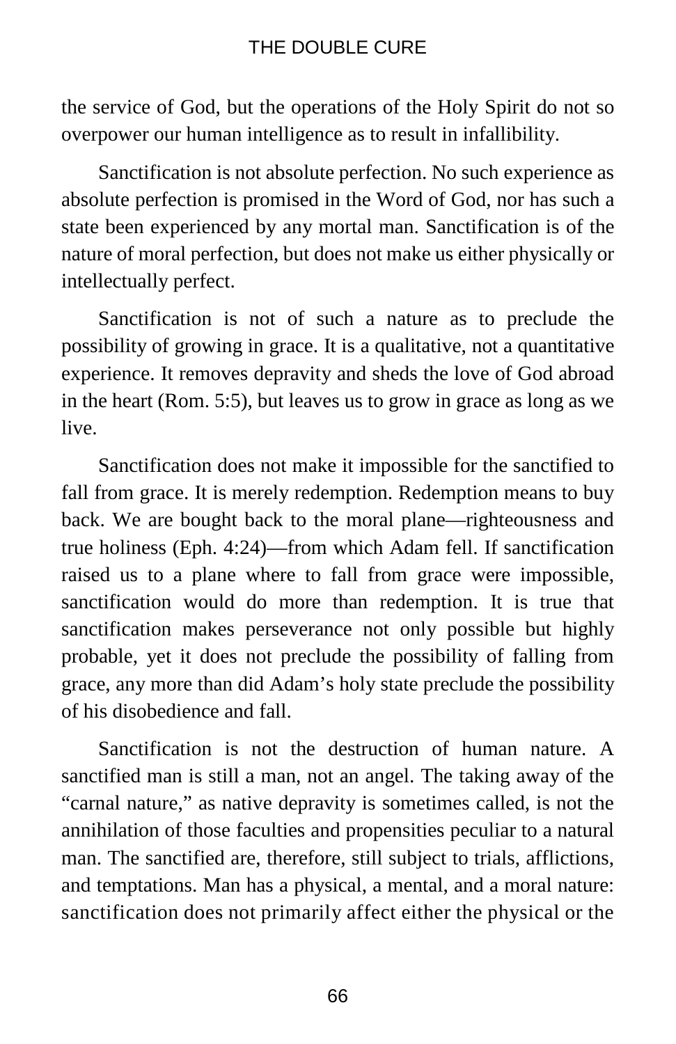the service of God, but the operations of the Holy Spirit do not so overpower our human intelligence as to result in infallibility.

Sanctification is not absolute perfection. No such experience as absolute perfection is promised in the Word of God, nor has such a state been experienced by any mortal man. Sanctification is of the nature of moral perfection, but does not make us either physically or intellectually perfect.

Sanctification is not of such a nature as to preclude the possibility of growing in grace. It is a qualitative, not a quantitative experience. It removes depravity and sheds the love of God abroad in the heart (Rom. 5:5), but leaves us to grow in grace as long as we live.

Sanctification does not make it impossible for the sanctified to fall from grace. It is merely redemption. Redemption means to buy back. We are bought back to the moral plane—righteousness and true holiness (Eph. 4:24)—from which Adam fell. If sanctification raised us to a plane where to fall from grace were impossible, sanctification would do more than redemption. It is true that sanctification makes perseverance not only possible but highly probable, yet it does not preclude the possibility of falling from grace, any more than did Adam's holy state preclude the possibility of his disobedience and fall.

Sanctification is not the destruction of human nature. A sanctified man is still a man, not an angel. The taking away of the "carnal nature," as native depravity is sometimes called, is not the annihilation of those faculties and propensities peculiar to a natural man. The sanctified are, therefore, still subject to trials, afflictions, and temptations. Man has a physical, a mental, and a moral nature: sanctification does not primarily affect either the physical or the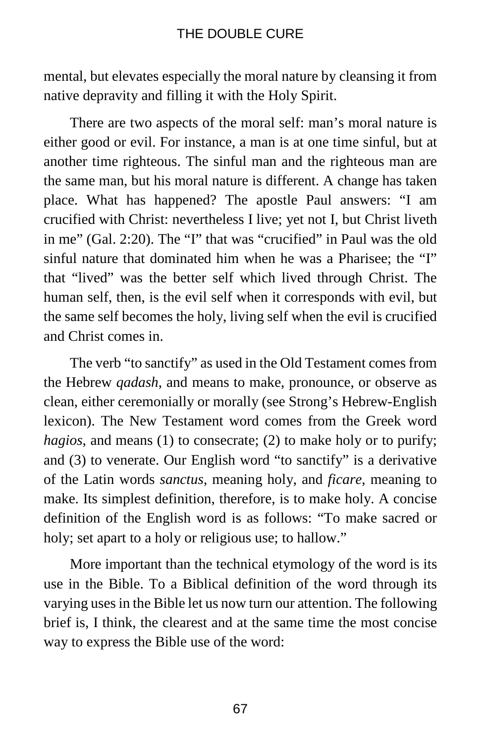mental, but elevates especially the moral nature by cleansing it from native depravity and filling it with the Holy Spirit.

There are two aspects of the moral self: man's moral nature is either good or evil. For instance, a man is at one time sinful, but at another time righteous. The sinful man and the righteous man are the same man, but his moral nature is different. A change has taken place. What has happened? The apostle Paul answers: "I am crucified with Christ: nevertheless I live; yet not I, but Christ liveth in me" (Gal. 2:20). The "I" that was "crucified" in Paul was the old sinful nature that dominated him when he was a Pharisee; the "I" that "lived" was the better self which lived through Christ. The human self, then, is the evil self when it corresponds with evil, but the same self becomes the holy, living self when the evil is crucified and Christ comes in.

The verb "to sanctify" as used in the Old Testament comes from the Hebrew *qadash*, and means to make, pronounce, or observe as clean, either ceremonially or morally (see Strong's Hebrew-English lexicon). The New Testament word comes from the Greek word *hagios*, and means (1) to consecrate; (2) to make holy or to purify; and (3) to venerate. Our English word "to sanctify" is a derivative of the Latin words *sanctus*, meaning holy, and *ficare*, meaning to make. Its simplest definition, therefore, is to make holy. A concise definition of the English word is as follows: "To make sacred or holy; set apart to a holy or religious use; to hallow."

More important than the technical etymology of the word is its use in the Bible. To a Biblical definition of the word through its varying uses in the Bible let us now turn our attention. The following brief is, I think, the clearest and at the same time the most concise way to express the Bible use of the word: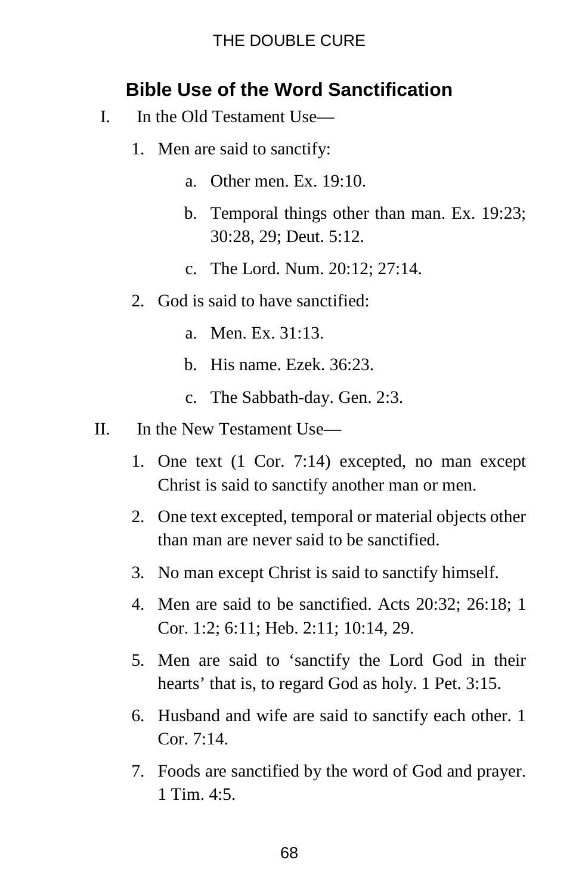## Bible Use of the Word Sanctification

I. In the Old Testament Use—

1. Men are said to sanctify:
   a. Other men. Ex. 19:10.
   b. Temporal things other than man. Ex. 19:23; 30:28, 29; Deut. 5:12.
   c. The Lord. Num. 20:12; 27:14.
2. God is said to have sanctified:
   a. Men. Ex. 31:13.
   b. His name. Ezek. 36:23.
   c. The Sabbath-day. Gen. 2:3.

II. In the New Testament Use—

1. One text (1 Cor. 7:14) excepted, no man except Christ is said to sanctify another man or men.
2. One text excepted, temporal or material objects other than man are never said to be sanctified.
3. No man except Christ is said to sanctify himself.
4. Men are said to be sanctified. Acts 20:32; 26:18; 1 Cor. 1:2; 6:11; Heb. 2:11; 10:14, 29.
5. Men are said to 'sanctify the Lord God in their hearts' that is, to regard God as holy. 1 Pet. 3:15.
6. Husband and wife are said to sanctify each other. 1 Cor. 7:14.
7. Foods are sanctified by the word of God and prayer. 1 Tim. 4:5.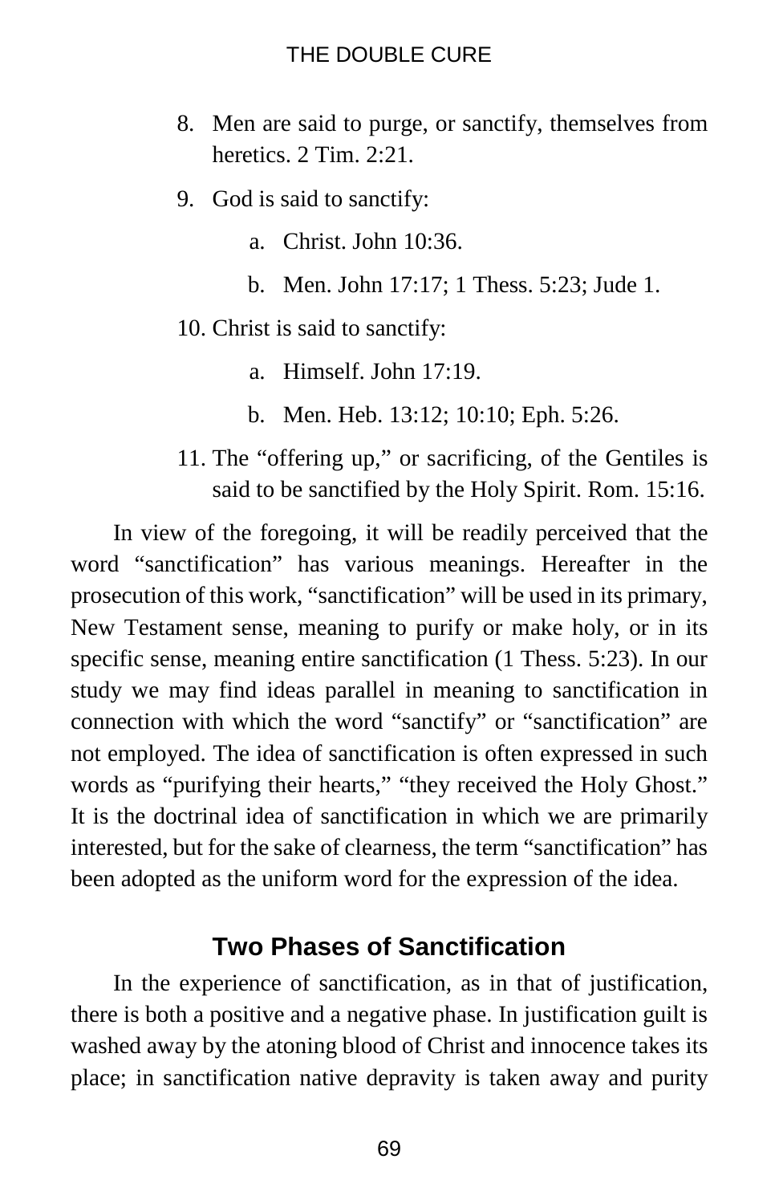8. Men are said to purge, or sanctify, themselves from heretics. 2 Tim. 2:21.
9. God is said to sanctify:
   a. Christ. John 10:36.
   b. Men. John 17:17; 1 Thess. 5:23; Jude 1.
10. Christ is said to sanctify:
    a. Himself. John 17:19.
    b. Men. Heb. 13:12; 10:10; Eph. 5:26.
11. The “offering up,” or sacrificing, of the Gentiles is said to be sanctified by the Holy Spirit. Rom. 15:16.

In view of the foregoing, it will be readily perceived that the word “sanctification” has various meanings. Hereafter in the prosecution of this work, “sanctification” will be used in its primary, New Testament sense, meaning to purify or make holy, or in its specific sense, meaning entire sanctification (1 Thess. 5:23). In our study we may find ideas parallel in meaning to sanctification in connection with which the word “sanctify” or “sanctification” are not employed. The idea of sanctification is often expressed in such words as “purifying their hearts,” “they received the Holy Ghost.” It is the doctrinal idea of sanctification in which we are primarily interested, but for the sake of clearness, the term “sanctification” has been adopted as the uniform word for the expression of the idea.

## Two Phases of Sanctification

In the experience of sanctification, as in that of justification, there is both a positive and a negative phase. In justification guilt is washed away by the atoning blood of Christ and innocence takes its place; in sanctification native depravity is taken away and purity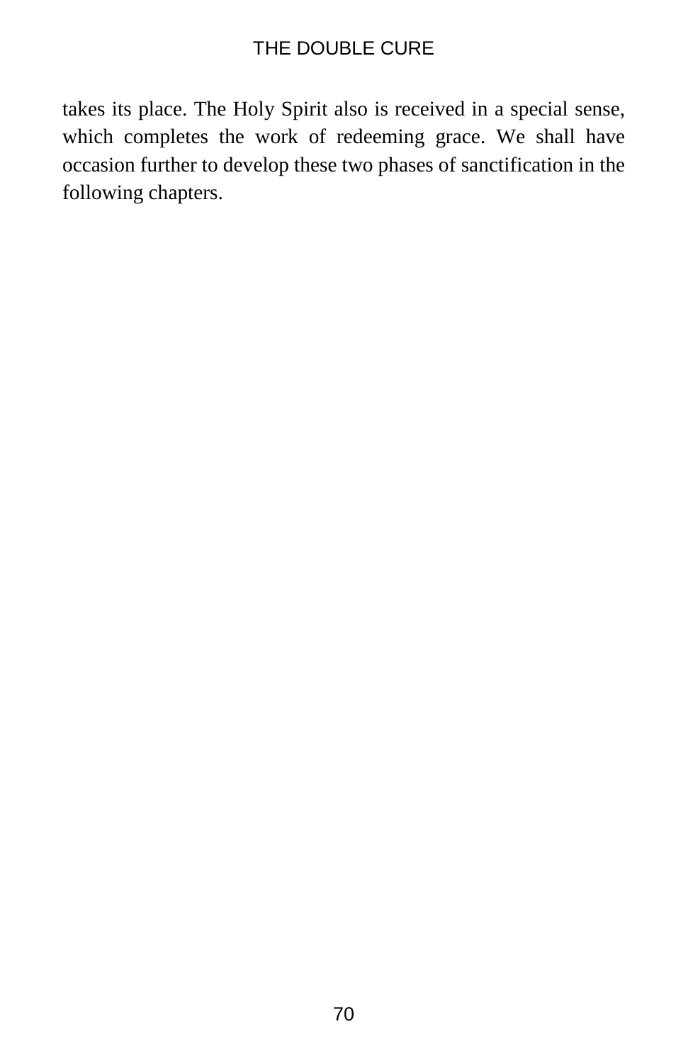takes its place. The Holy Spirit also is received in a special sense, which completes the work of redeeming grace. We shall have occasion further to develop these two phases of sanctification in the following chapters.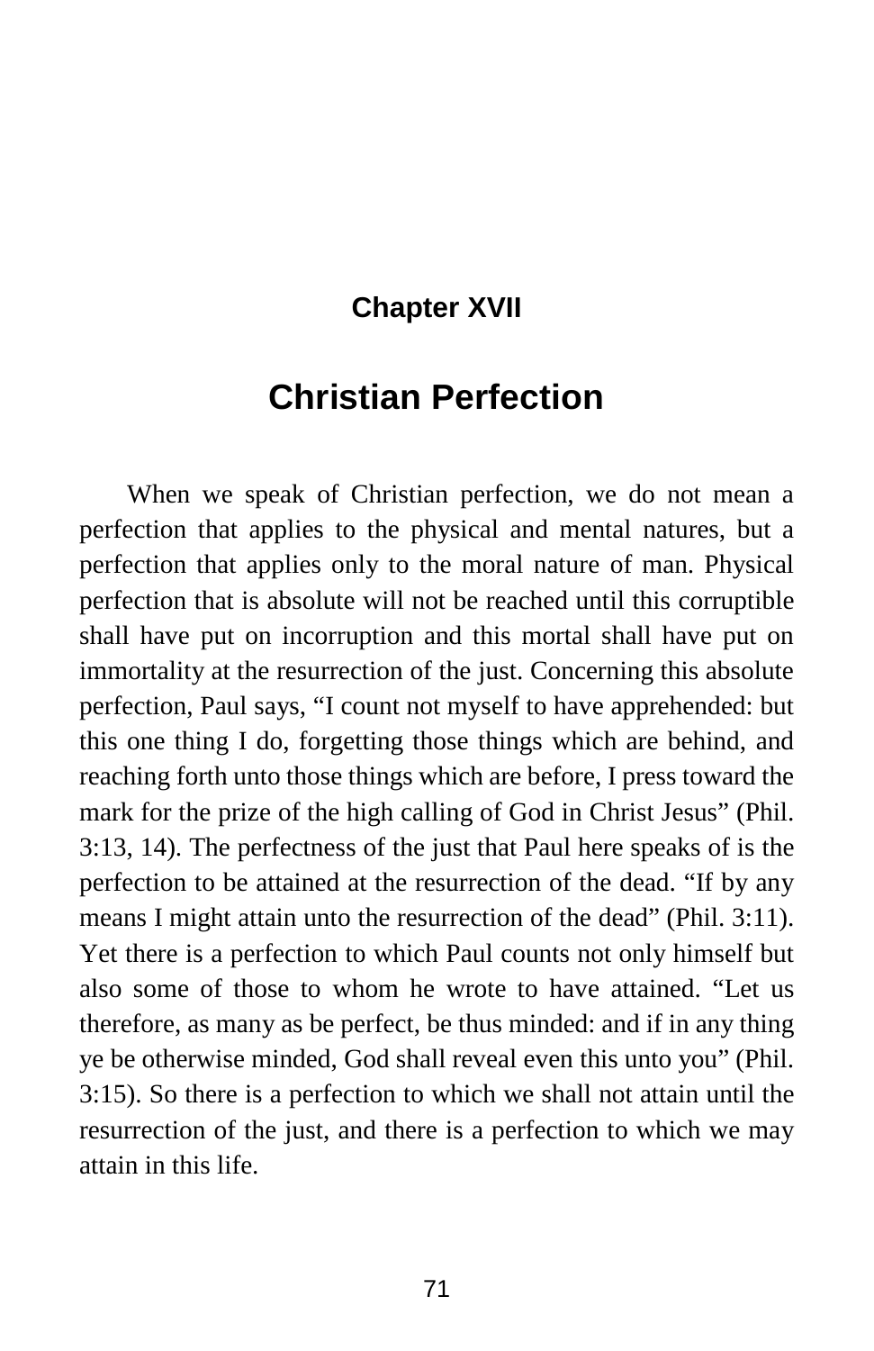## Chapter XVII

# Christian Perfection

When we speak of Christian perfection, we do not mean a perfection that applies to the physical and mental natures, but a perfection that applies only to the moral nature of man. Physical perfection that is absolute will not be reached until this corruptible shall have put on incorruption and this mortal shall have put on immortality at the resurrection of the just. Concerning this absolute perfection, Paul says, “I count not myself to have apprehended: but this one thing I do, forgetting those things which are behind, and reaching forth unto those things which are before, I press toward the mark for the prize of the high calling of God in Christ Jesus” (Phil. 3:13, 14). The perfectness of the just that Paul here speaks of is the perfection to be attained at the resurrection of the dead. “If by any means I might attain unto the resurrection of the dead” (Phil. 3:11). Yet there is a perfection to which Paul counts not only himself but also some of those to whom he wrote to have attained. “Let us therefore, as many as be perfect, be thus minded: and if in any thing ye be otherwise minded, God shall reveal even this unto you” (Phil. 3:15). So there is a perfection to which we shall not attain until the resurrection of the just, and there is a perfection to which we may attain in this life.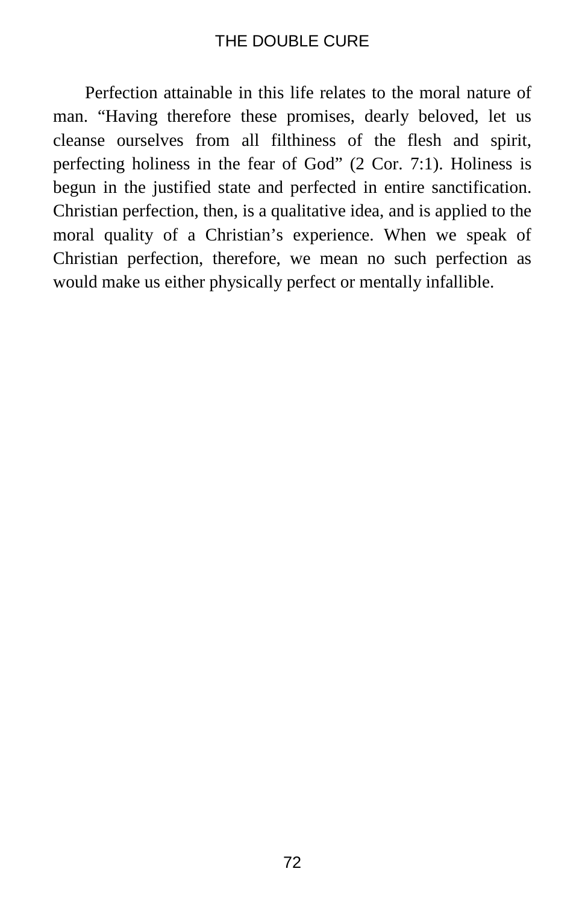Perfection attainable in this life relates to the moral nature of man. “Having therefore these promises, dearly beloved, let us cleanse ourselves from all filthiness of the flesh and spirit, perfecting holiness in the fear of God” (2 Cor. 7:1). Holiness is begun in the justified state and perfected in entire sanctification. Christian perfection, then, is a qualitative idea, and is applied to the moral quality of a Christian’s experience. When we speak of Christian perfection, therefore, we mean no such perfection as would make us either physically perfect or mentally infallible.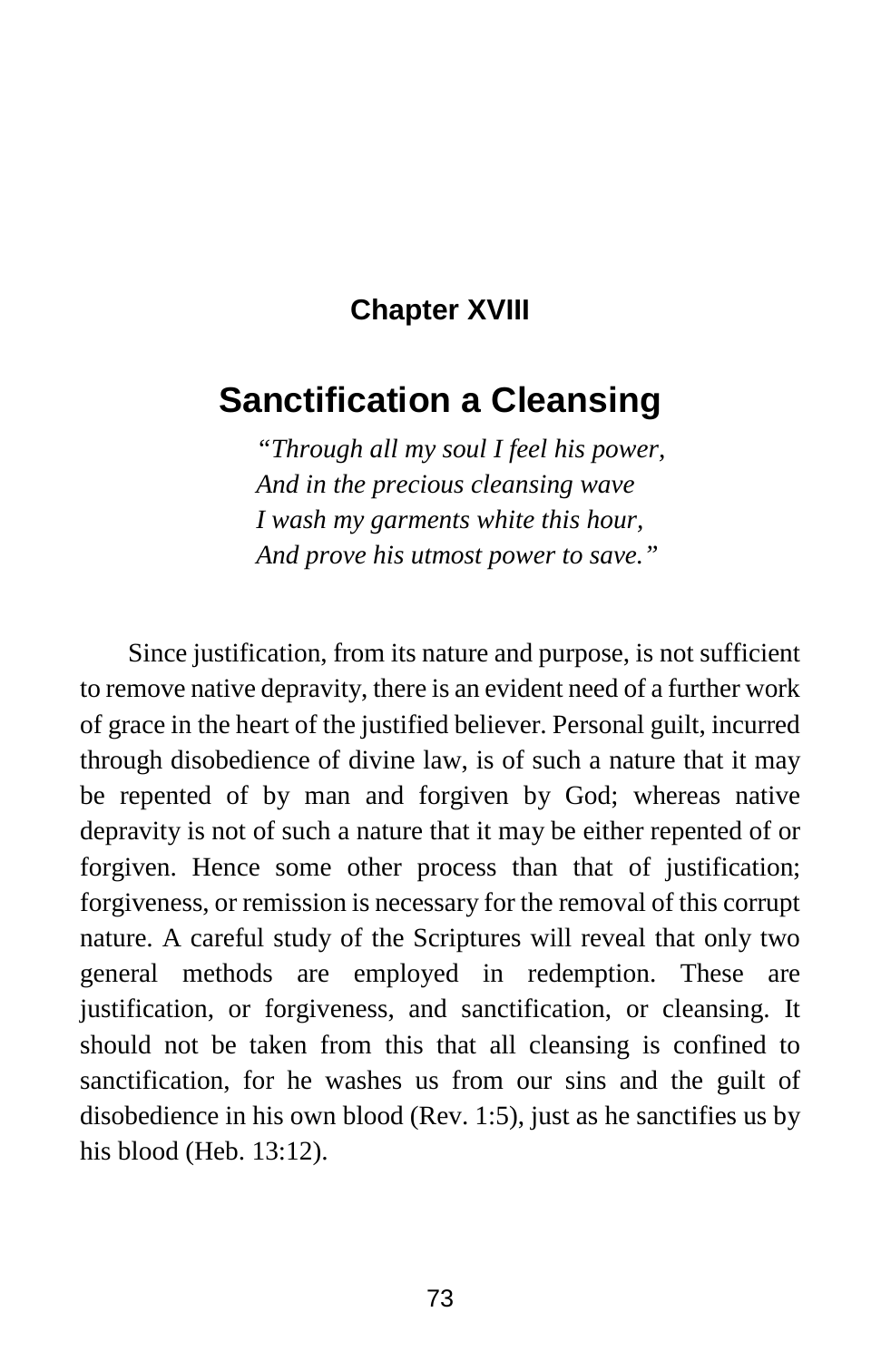## Chapter XVIII

# Sanctification a Cleansing

> *"Through all my soul I feel his power,*
> *And in the precious cleansing wave*
> *I wash my garments white this hour,*
> *And prove his utmost power to save."*

Since justification, from its nature and purpose, is not sufficient to remove native depravity, there is an evident need of a further work of grace in the heart of the justified believer. Personal guilt, incurred through disobedience of divine law, is of such a nature that it may be repented of by man and forgiven by God; whereas native depravity is not of such a nature that it may be either repented of or forgiven. Hence some other process than that of justification; forgiveness, or remission is necessary for the removal of this corrupt nature. A careful study of the Scriptures will reveal that only two general methods are employed in redemption. These are justification, or forgiveness, and sanctification, or cleansing. It should not be taken from this that all cleansing is confined to sanctification, for he washes us from our sins and the guilt of disobedience in his own blood (Rev. 1:5), just as he sanctifies us by his blood (Heb. 13:12).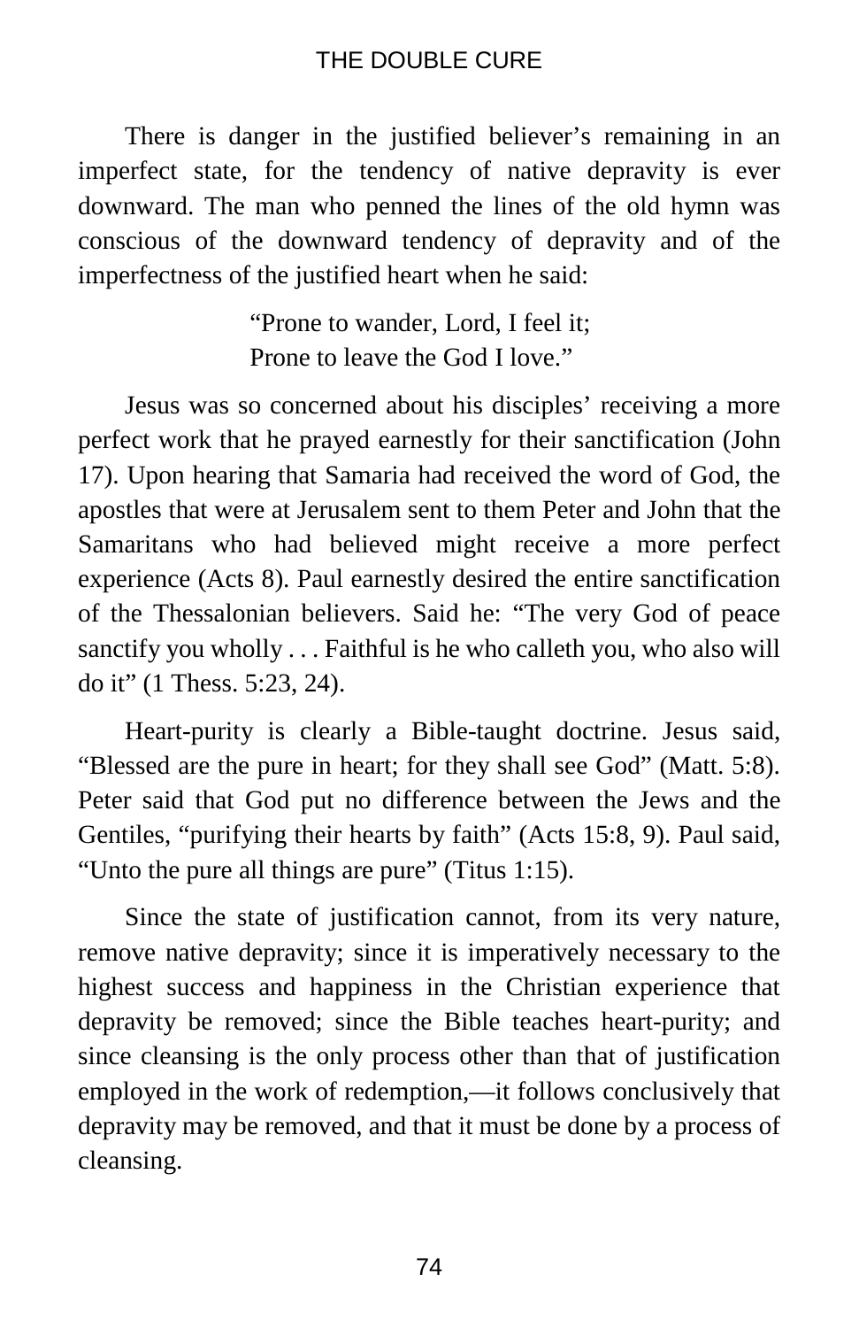There is danger in the justified believer’s remaining in an imperfect state, for the tendency of native depravity is ever downward. The man who penned the lines of the old hymn was conscious of the downward tendency of depravity and of the imperfectness of the justified heart when he said:

> “Prone to wander, Lord, I feel it;
> Prone to leave the God I love.”

Jesus was so concerned about his disciples’ receiving a more perfect work that he prayed earnestly for their sanctification (John 17). Upon hearing that Samaria had received the word of God, the apostles that were at Jerusalem sent to them Peter and John that the Samaritans who had believed might receive a more perfect experience (Acts 8). Paul earnestly desired the entire sanctification of the Thessalonian believers. Said he: “The very God of peace sanctify you wholly . . . Faithful is he who calleth you, who also will do it” (1 Thess. 5:23, 24).

Heart-purity is clearly a Bible-taught doctrine. Jesus said, “Blessed are the pure in heart; for they shall see God” (Matt. 5:8). Peter said that God put no difference between the Jews and the Gentiles, “purifying their hearts by faith” (Acts 15:8, 9). Paul said, “Unto the pure all things are pure” (Titus 1:15).

Since the state of justification cannot, from its very nature, remove native depravity; since it is imperatively necessary to the highest success and happiness in the Christian experience that depravity be removed; since the Bible teaches heart-purity; and since cleansing is the only process other than that of justification employed in the work of redemption,—it follows conclusively that depravity may be removed, and that it must be done by a process of cleansing.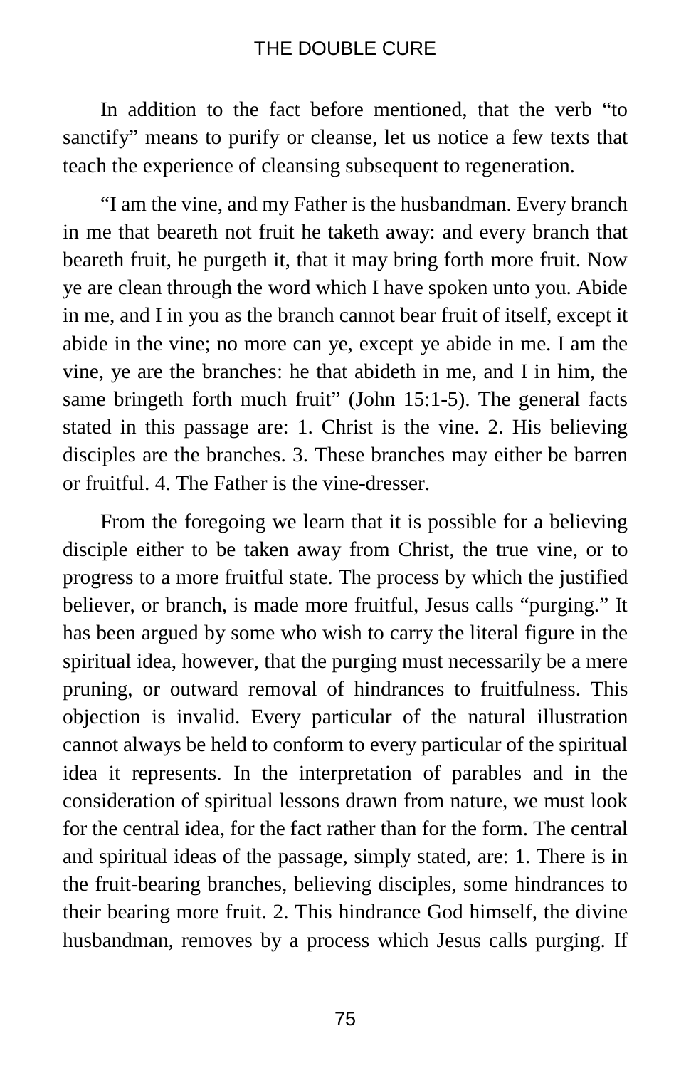In addition to the fact before mentioned, that the verb "to sanctify" means to purify or cleanse, let us notice a few texts that teach the experience of cleansing subsequent to regeneration.

"I am the vine, and my Father is the husbandman. Every branch in me that beareth not fruit he taketh away: and every branch that beareth fruit, he purgeth it, that it may bring forth more fruit. Now ye are clean through the word which I have spoken unto you. Abide in me, and I in you as the branch cannot bear fruit of itself, except it abide in the vine; no more can ye, except ye abide in me. I am the vine, ye are the branches: he that abideth in me, and I in him, the same bringeth forth much fruit" (John 15:1-5). The general facts stated in this passage are: 1. Christ is the vine. 2. His believing disciples are the branches. 3. These branches may either be barren or fruitful. 4. The Father is the vine-dresser.

From the foregoing we learn that it is possible for a believing disciple either to be taken away from Christ, the true vine, or to progress to a more fruitful state. The process by which the justified believer, or branch, is made more fruitful, Jesus calls "purging." It has been argued by some who wish to carry the literal figure in the spiritual idea, however, that the purging must necessarily be a mere pruning, or outward removal of hindrances to fruitfulness. This objection is invalid. Every particular of the natural illustration cannot always be held to conform to every particular of the spiritual idea it represents. In the interpretation of parables and in the consideration of spiritual lessons drawn from nature, we must look for the central idea, for the fact rather than for the form. The central and spiritual ideas of the passage, simply stated, are: 1. There is in the fruit-bearing branches, believing disciples, some hindrances to their bearing more fruit. 2. This hindrance God himself, the divine husbandman, removes by a process which Jesus calls purging. If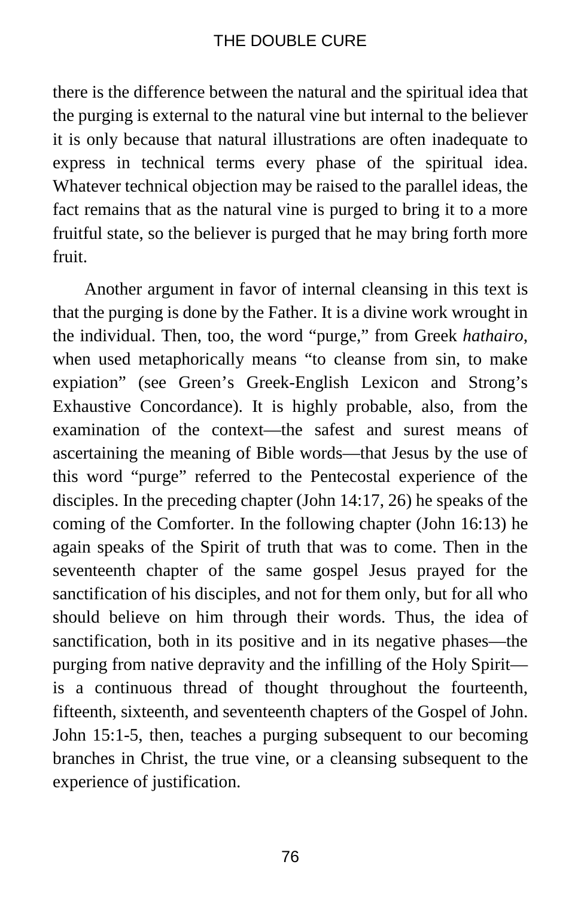there is the difference between the natural and the spiritual idea that the purging is external to the natural vine but internal to the believer it is only because that natural illustrations are often inadequate to express in technical terms every phase of the spiritual idea. Whatever technical objection may be raised to the parallel ideas, the fact remains that as the natural vine is purged to bring it to a more fruitful state, so the believer is purged that he may bring forth more fruit.

Another argument in favor of internal cleansing in this text is that the purging is done by the Father. It is a divine work wrought in the individual. Then, too, the word "purge," from Greek *hathairo*, when used metaphorically means "to cleanse from sin, to make expiation" (see Green's Greek-English Lexicon and Strong's Exhaustive Concordance). It is highly probable, also, from the examination of the context—the safest and surest means of ascertaining the meaning of Bible words—that Jesus by the use of this word "purge" referred to the Pentecostal experience of the disciples. In the preceding chapter (John 14:17, 26) he speaks of the coming of the Comforter. In the following chapter (John 16:13) he again speaks of the Spirit of truth that was to come. Then in the seventeenth chapter of the same gospel Jesus prayed for the sanctification of his disciples, and not for them only, but for all who should believe on him through their words. Thus, the idea of sanctification, both in its positive and in its negative phases—the purging from native depravity and the infilling of the Holy Spirit—is a continuous thread of thought throughout the fourteenth, fifteenth, sixteenth, and seventeenth chapters of the Gospel of John. John 15:1-5, then, teaches a purging subsequent to our becoming branches in Christ, the true vine, or a cleansing subsequent to the experience of justification.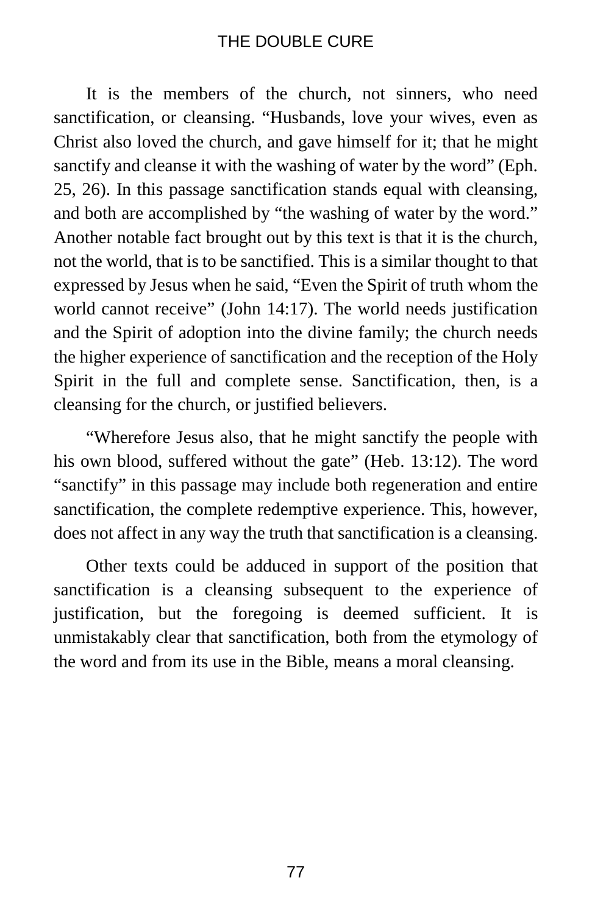It is the members of the church, not sinners, who need sanctification, or cleansing. “Husbands, love your wives, even as Christ also loved the church, and gave himself for it; that he might sanctify and cleanse it with the washing of water by the word” (Eph. 25, 26). In this passage sanctification stands equal with cleansing, and both are accomplished by “the washing of water by the word.” Another notable fact brought out by this text is that it is the church, not the world, that is to be sanctified. This is a similar thought to that expressed by Jesus when he said, “Even the Spirit of truth whom the world cannot receive” (John 14:17). The world needs justification and the Spirit of adoption into the divine family; the church needs the higher experience of sanctification and the reception of the Holy Spirit in the full and complete sense. Sanctification, then, is a cleansing for the church, or justified believers.

“Wherefore Jesus also, that he might sanctify the people with his own blood, suffered without the gate” (Heb. 13:12). The word “sanctify” in this passage may include both regeneration and entire sanctification, the complete redemptive experience. This, however, does not affect in any way the truth that sanctification is a cleansing.

Other texts could be adduced in support of the position that sanctification is a cleansing subsequent to the experience of justification, but the foregoing is deemed sufficient. It is unmistakably clear that sanctification, both from the etymology of the word and from its use in the Bible, means a moral cleansing.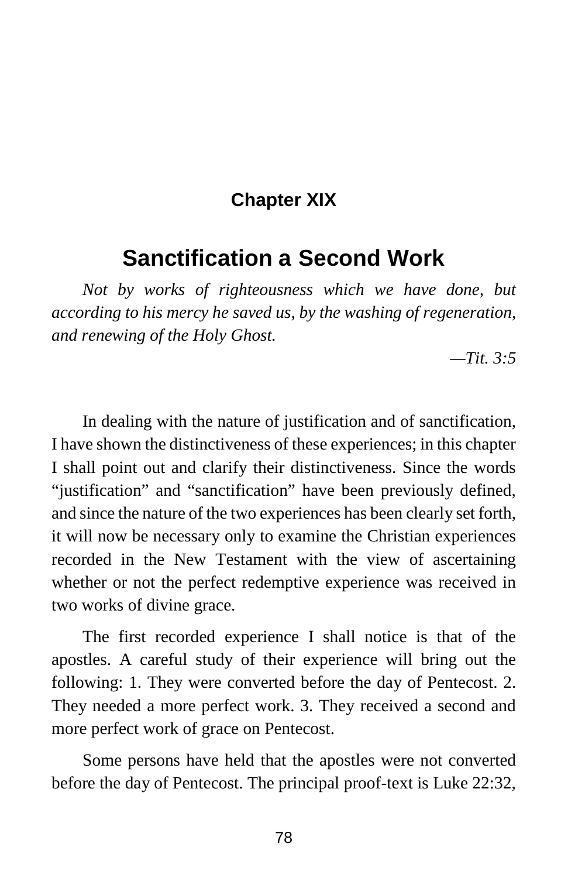## Chapter XIX

# Sanctification a Second Work

*Not by works of righteousness which we have done, but according to his mercy he saved us, by the washing of regeneration, and renewing of the Holy Ghost.*

*—Tit. 3:5*

In dealing with the nature of justification and of sanctification, I have shown the distinctiveness of these experiences; in this chapter I shall point out and clarify their distinctiveness. Since the words "justification" and "sanctification" have been previously defined, and since the nature of the two experiences has been clearly set forth, it will now be necessary only to examine the Christian experiences recorded in the New Testament with the view of ascertaining whether or not the perfect redemptive experience was received in two works of divine grace.

The first recorded experience I shall notice is that of the apostles. A careful study of their experience will bring out the following: 1. They were converted before the day of Pentecost. 2. They needed a more perfect work. 3. They received a second and more perfect work of grace on Pentecost.

Some persons have held that the apostles were not converted before the day of Pentecost. The principal proof-text is Luke 22:32,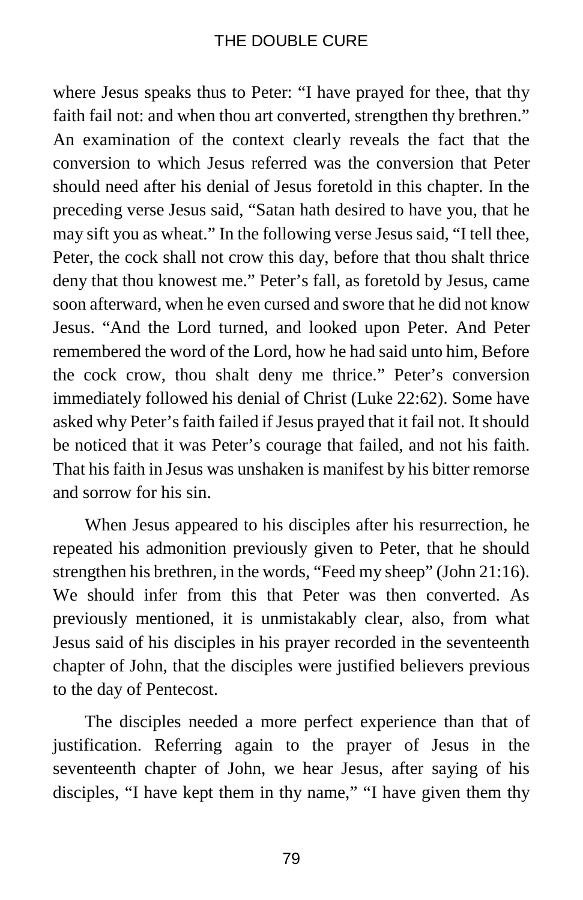where Jesus speaks thus to Peter: "I have prayed for thee, that thy faith fail not: and when thou art converted, strengthen thy brethren." An examination of the context clearly reveals the fact that the conversion to which Jesus referred was the conversion that Peter should need after his denial of Jesus foretold in this chapter. In the preceding verse Jesus said, "Satan hath desired to have you, that he may sift you as wheat." In the following verse Jesus said, "I tell thee, Peter, the cock shall not crow this day, before that thou shalt thrice deny that thou knowest me." Peter's fall, as foretold by Jesus, came soon afterward, when he even cursed and swore that he did not know Jesus. "And the Lord turned, and looked upon Peter. And Peter remembered the word of the Lord, how he had said unto him, Before the cock crow, thou shalt deny me thrice." Peter's conversion immediately followed his denial of Christ (Luke 22:62). Some have asked why Peter's faith failed if Jesus prayed that it fail not. It should be noticed that it was Peter's courage that failed, and not his faith. That his faith in Jesus was unshaken is manifest by his bitter remorse and sorrow for his sin.

When Jesus appeared to his disciples after his resurrection, he repeated his admonition previously given to Peter, that he should strengthen his brethren, in the words, "Feed my sheep" (John 21:16). We should infer from this that Peter was then converted. As previously mentioned, it is unmistakably clear, also, from what Jesus said of his disciples in his prayer recorded in the seventeenth chapter of John, that the disciples were justified believers previous to the day of Pentecost.

The disciples needed a more perfect experience than that of justification. Referring again to the prayer of Jesus in the seventeenth chapter of John, we hear Jesus, after saying of his disciples, "I have kept them in thy name," "I have given them thy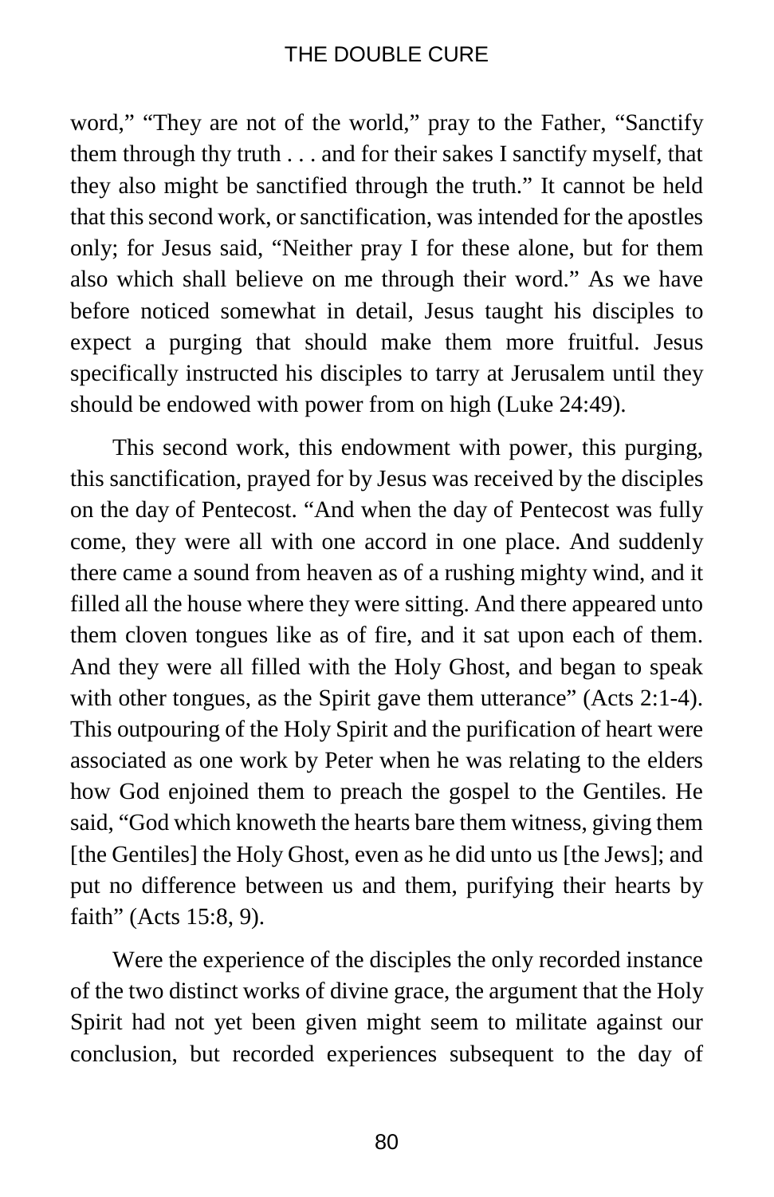word," "They are not of the world," pray to the Father, "Sanctify them through thy truth . . . and for their sakes I sanctify myself, that they also might be sanctified through the truth." It cannot be held that this second work, or sanctification, was intended for the apostles only; for Jesus said, "Neither pray I for these alone, but for them also which shall believe on me through their word." As we have before noticed somewhat in detail, Jesus taught his disciples to expect a purging that should make them more fruitful. Jesus specifically instructed his disciples to tarry at Jerusalem until they should be endowed with power from on high (Luke 24:49).

This second work, this endowment with power, this purging, this sanctification, prayed for by Jesus was received by the disciples on the day of Pentecost. "And when the day of Pentecost was fully come, they were all with one accord in one place. And suddenly there came a sound from heaven as of a rushing mighty wind, and it filled all the house where they were sitting. And there appeared unto them cloven tongues like as of fire, and it sat upon each of them. And they were all filled with the Holy Ghost, and began to speak with other tongues, as the Spirit gave them utterance" (Acts 2:1-4). This outpouring of the Holy Spirit and the purification of heart were associated as one work by Peter when he was relating to the elders how God enjoined them to preach the gospel to the Gentiles. He said, "God which knoweth the hearts bare them witness, giving them [the Gentiles] the Holy Ghost, even as he did unto us [the Jews]; and put no difference between us and them, purifying their hearts by faith" (Acts 15:8, 9).

Were the experience of the disciples the only recorded instance of the two distinct works of divine grace, the argument that the Holy Spirit had not yet been given might seem to militate against our conclusion, but recorded experiences subsequent to the day of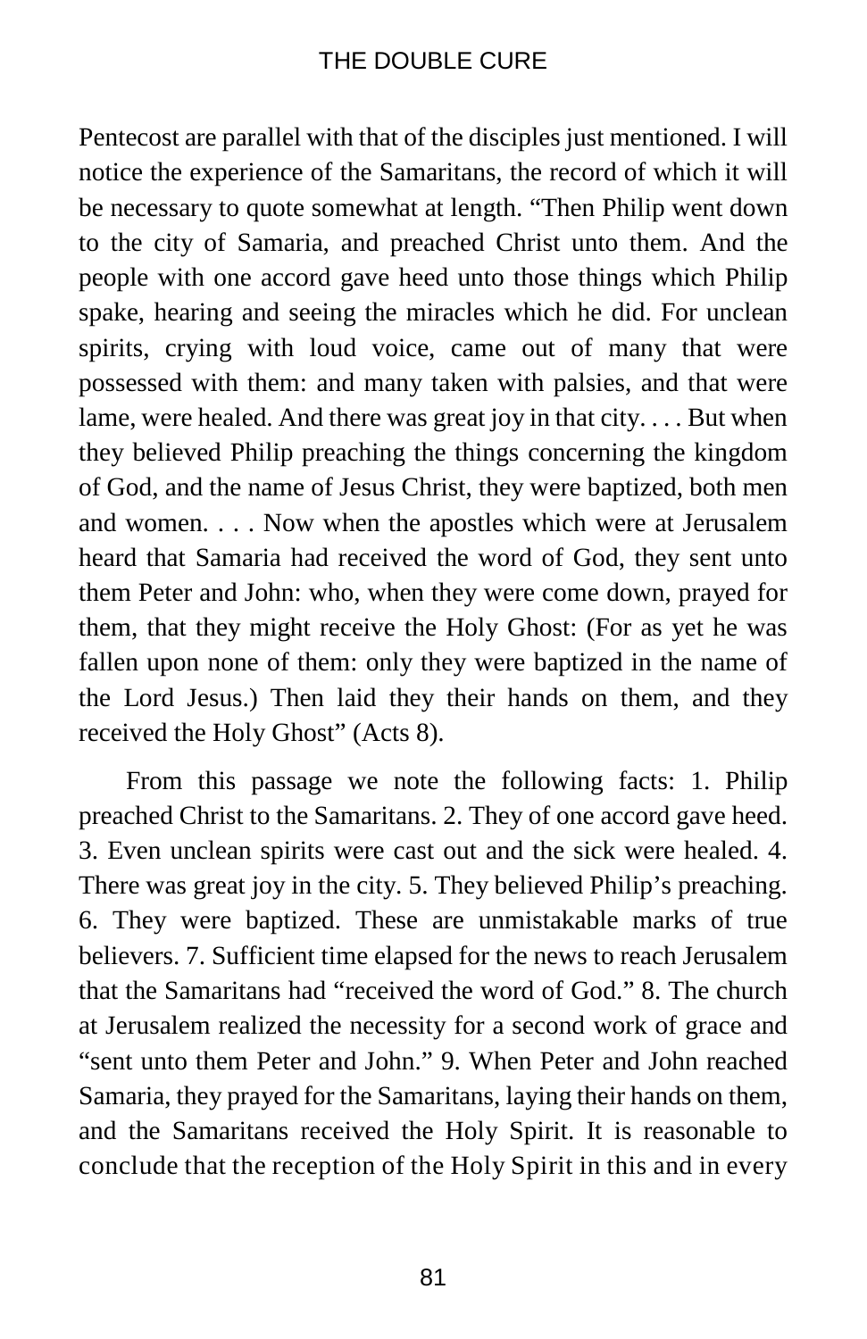Pentecost are parallel with that of the disciples just mentioned. I will notice the experience of the Samaritans, the record of which it will be necessary to quote somewhat at length. "Then Philip went down to the city of Samaria, and preached Christ unto them. And the people with one accord gave heed unto those things which Philip spake, hearing and seeing the miracles which he did. For unclean spirits, crying with loud voice, came out of many that were possessed with them: and many taken with palsies, and that were lame, were healed. And there was great joy in that city. . . . But when they believed Philip preaching the things concerning the kingdom of God, and the name of Jesus Christ, they were baptized, both men and women. . . . Now when the apostles which were at Jerusalem heard that Samaria had received the word of God, they sent unto them Peter and John: who, when they were come down, prayed for them, that they might receive the Holy Ghost: (For as yet he was fallen upon none of them: only they were baptized in the name of the Lord Jesus.) Then laid they their hands on them, and they received the Holy Ghost" (Acts 8).

From this passage we note the following facts: 1. Philip preached Christ to the Samaritans. 2. They of one accord gave heed. 3. Even unclean spirits were cast out and the sick were healed. 4. There was great joy in the city. 5. They believed Philip's preaching. 6. They were baptized. These are unmistakable marks of true believers. 7. Sufficient time elapsed for the news to reach Jerusalem that the Samaritans had "received the word of God." 8. The church at Jerusalem realized the necessity for a second work of grace and "sent unto them Peter and John." 9. When Peter and John reached Samaria, they prayed for the Samaritans, laying their hands on them, and the Samaritans received the Holy Spirit. It is reasonable to conclude that the reception of the Holy Spirit in this and in every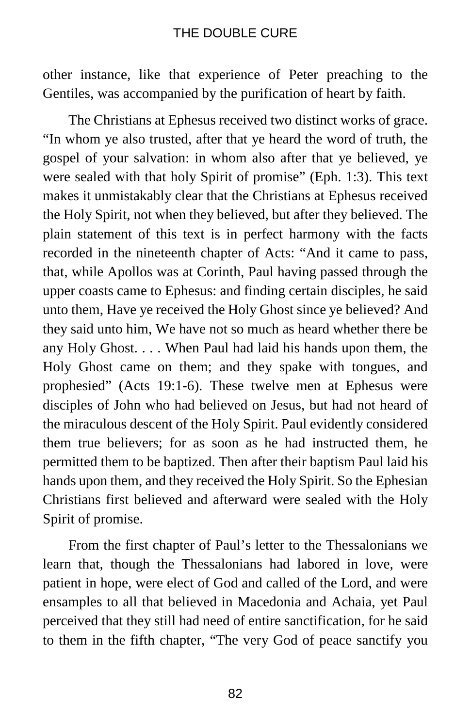other instance, like that experience of Peter preaching to the Gentiles, was accompanied by the purification of heart by faith.

The Christians at Ephesus received two distinct works of grace. "In whom ye also trusted, after that ye heard the word of truth, the gospel of your salvation: in whom also after that ye believed, ye were sealed with that holy Spirit of promise" (Eph. 1:3). This text makes it unmistakably clear that the Christians at Ephesus received the Holy Spirit, not when they believed, but after they believed. The plain statement of this text is in perfect harmony with the facts recorded in the nineteenth chapter of Acts: "And it came to pass, that, while Apollos was at Corinth, Paul having passed through the upper coasts came to Ephesus: and finding certain disciples, he said unto them, Have ye received the Holy Ghost since ye believed? And they said unto him, We have not so much as heard whether there be any Holy Ghost. . . . When Paul had laid his hands upon them, the Holy Ghost came on them; and they spake with tongues, and prophesied" (Acts 19:1-6). These twelve men at Ephesus were disciples of John who had believed on Jesus, but had not heard of the miraculous descent of the Holy Spirit. Paul evidently considered them true believers; for as soon as he had instructed them, he permitted them to be baptized. Then after their baptism Paul laid his hands upon them, and they received the Holy Spirit. So the Ephesian Christians first believed and afterward were sealed with the Holy Spirit of promise.

From the first chapter of Paul's letter to the Thessalonians we learn that, though the Thessalonians had labored in love, were patient in hope, were elect of God and called of the Lord, and were ensamples to all that believed in Macedonia and Achaia, yet Paul perceived that they still had need of entire sanctification, for he said to them in the fifth chapter, "The very God of peace sanctify you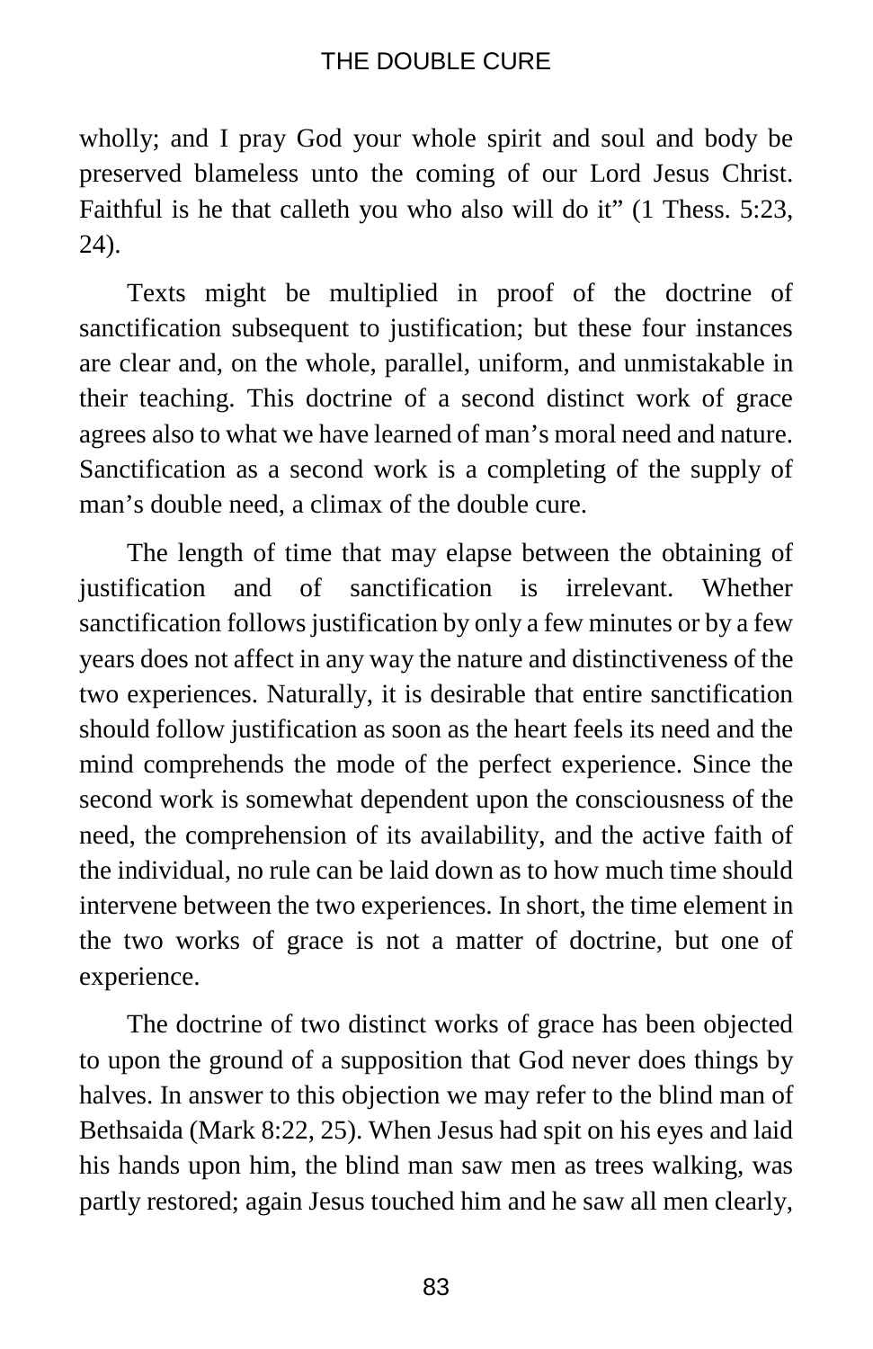wholly; and I pray God your whole spirit and soul and body be preserved blameless unto the coming of our Lord Jesus Christ. Faithful is he that calleth you who also will do it" (1 Thess. 5:23, 24).

Texts might be multiplied in proof of the doctrine of sanctification subsequent to justification; but these four instances are clear and, on the whole, parallel, uniform, and unmistakable in their teaching. This doctrine of a second distinct work of grace agrees also to what we have learned of man's moral need and nature. Sanctification as a second work is a completing of the supply of man's double need, a climax of the double cure.

The length of time that may elapse between the obtaining of justification and of sanctification is irrelevant. Whether sanctification follows justification by only a few minutes or by a few years does not affect in any way the nature and distinctiveness of the two experiences. Naturally, it is desirable that entire sanctification should follow justification as soon as the heart feels its need and the mind comprehends the mode of the perfect experience. Since the second work is somewhat dependent upon the consciousness of the need, the comprehension of its availability, and the active faith of the individual, no rule can be laid down as to how much time should intervene between the two experiences. In short, the time element in the two works of grace is not a matter of doctrine, but one of experience.

The doctrine of two distinct works of grace has been objected to upon the ground of a supposition that God never does things by halves. In answer to this objection we may refer to the blind man of Bethsaida (Mark 8:22, 25). When Jesus had spit on his eyes and laid his hands upon him, the blind man saw men as trees walking, was partly restored; again Jesus touched him and he saw all men clearly,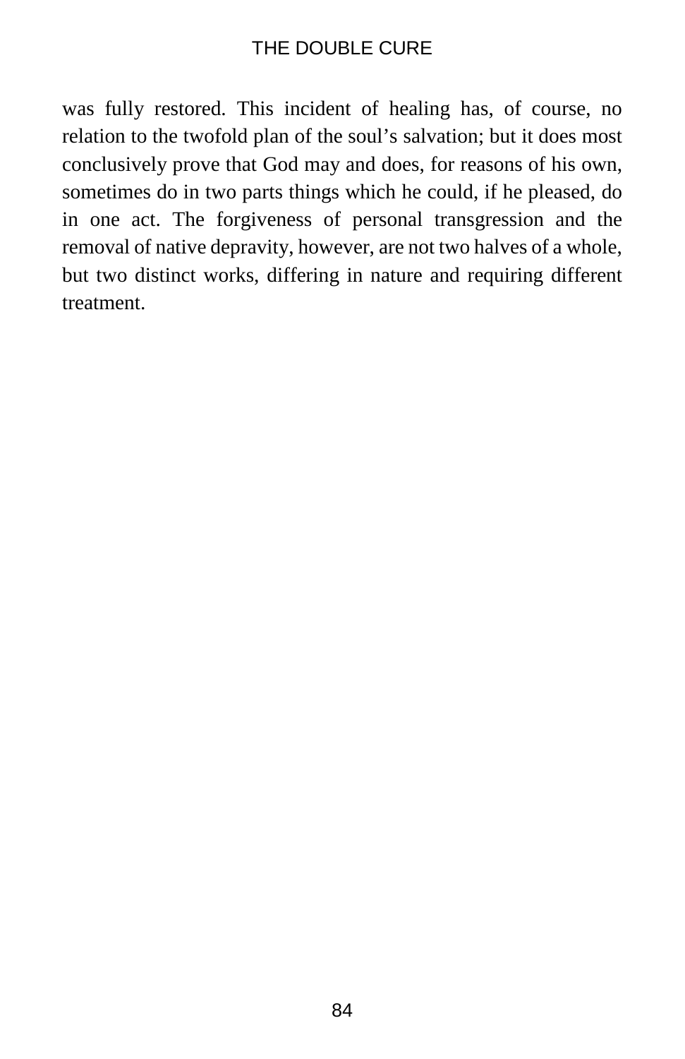was fully restored. This incident of healing has, of course, no relation to the twofold plan of the soul's salvation; but it does most conclusively prove that God may and does, for reasons of his own, sometimes do in two parts things which he could, if he pleased, do in one act. The forgiveness of personal transgression and the removal of native depravity, however, are not two halves of a whole, but two distinct works, differing in nature and requiring different treatment.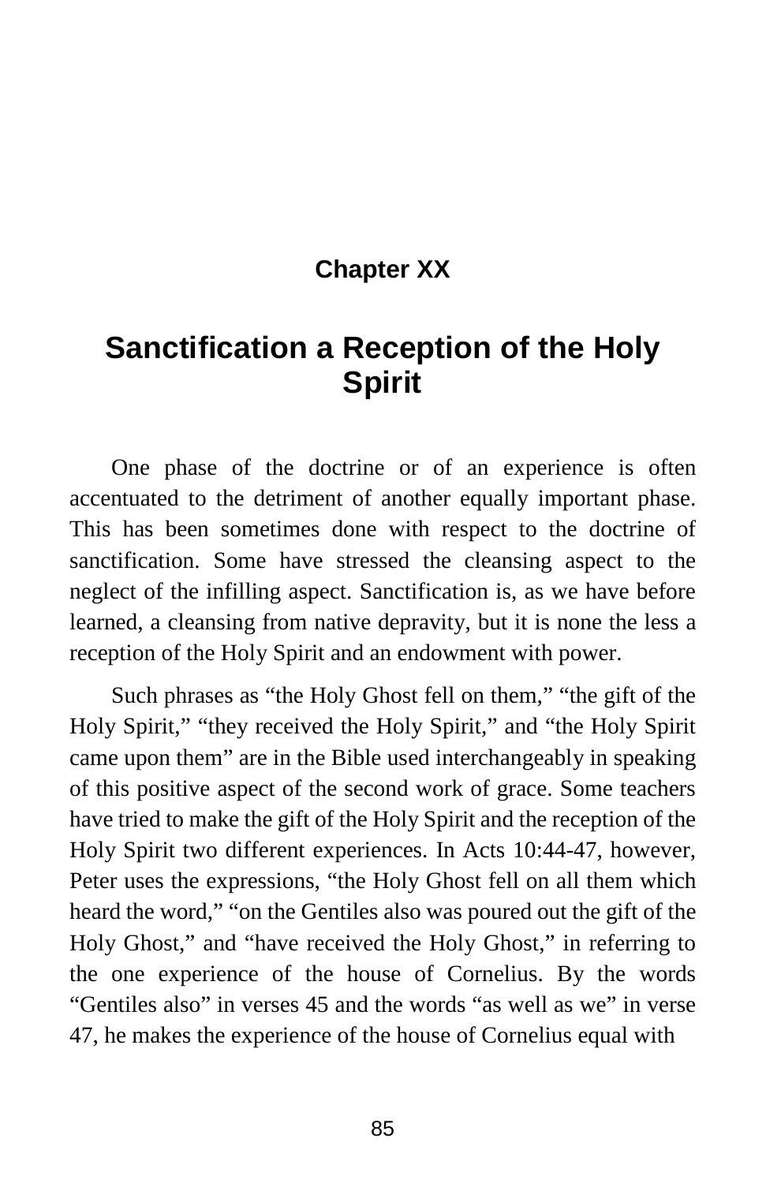## Chapter XX

# Sanctification a Reception of the Holy Spirit

One phase of the doctrine or of an experience is often accentuated to the detriment of another equally important phase. This has been sometimes done with respect to the doctrine of sanctification. Some have stressed the cleansing aspect to the neglect of the infilling aspect. Sanctification is, as we have before learned, a cleansing from native depravity, but it is none the less a reception of the Holy Spirit and an endowment with power.

Such phrases as “the Holy Ghost fell on them,” “the gift of the Holy Spirit,” “they received the Holy Spirit,” and “the Holy Spirit came upon them” are in the Bible used interchangeably in speaking of this positive aspect of the second work of grace. Some teachers have tried to make the gift of the Holy Spirit and the reception of the Holy Spirit two different experiences. In Acts 10:44-47, however, Peter uses the expressions, “the Holy Ghost fell on all them which heard the word,” “on the Gentiles also was poured out the gift of the Holy Ghost,” and “have received the Holy Ghost,” in referring to the one experience of the house of Cornelius. By the words “Gentiles also” in verses 45 and the words “as well as we” in verse 47, he makes the experience of the house of Cornelius equal with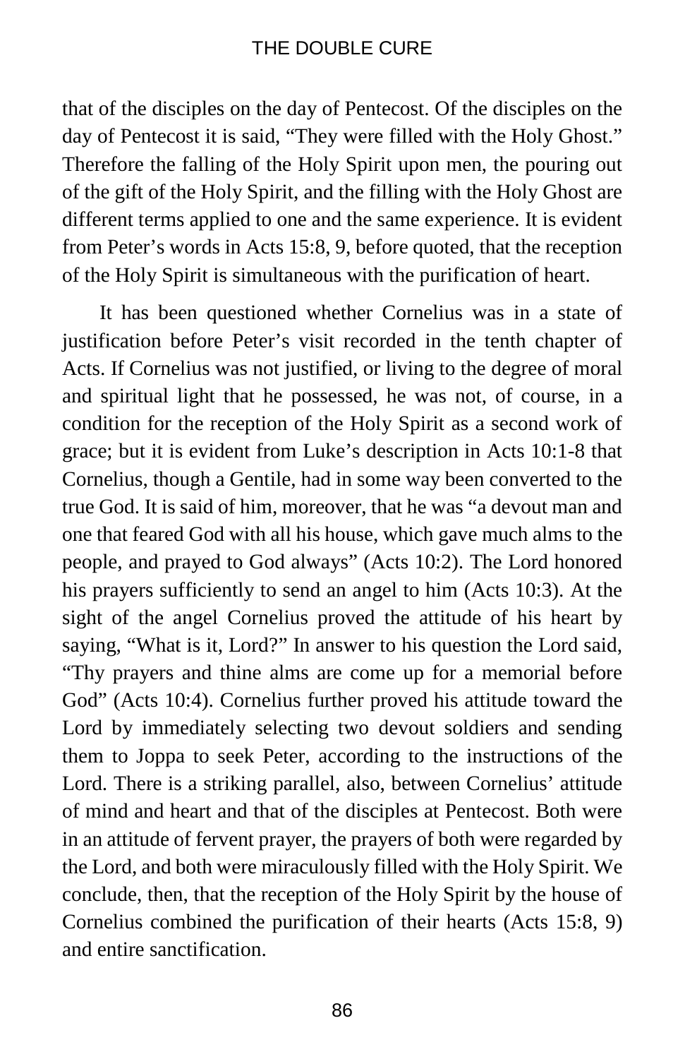that of the disciples on the day of Pentecost. Of the disciples on the day of Pentecost it is said, "They were filled with the Holy Ghost." Therefore the falling of the Holy Spirit upon men, the pouring out of the gift of the Holy Spirit, and the filling with the Holy Ghost are different terms applied to one and the same experience. It is evident from Peter's words in Acts 15:8, 9, before quoted, that the reception of the Holy Spirit is simultaneous with the purification of heart.

It has been questioned whether Cornelius was in a state of justification before Peter's visit recorded in the tenth chapter of Acts. If Cornelius was not justified, or living to the degree of moral and spiritual light that he possessed, he was not, of course, in a condition for the reception of the Holy Spirit as a second work of grace; but it is evident from Luke's description in Acts 10:1-8 that Cornelius, though a Gentile, had in some way been converted to the true God. It is said of him, moreover, that he was "a devout man and one that feared God with all his house, which gave much alms to the people, and prayed to God always" (Acts 10:2). The Lord honored his prayers sufficiently to send an angel to him (Acts 10:3). At the sight of the angel Cornelius proved the attitude of his heart by saying, "What is it, Lord?" In answer to his question the Lord said, "Thy prayers and thine alms are come up for a memorial before God" (Acts 10:4). Cornelius further proved his attitude toward the Lord by immediately selecting two devout soldiers and sending them to Joppa to seek Peter, according to the instructions of the Lord. There is a striking parallel, also, between Cornelius' attitude of mind and heart and that of the disciples at Pentecost. Both were in an attitude of fervent prayer, the prayers of both were regarded by the Lord, and both were miraculously filled with the Holy Spirit. We conclude, then, that the reception of the Holy Spirit by the house of Cornelius combined the purification of their hearts (Acts 15:8, 9) and entire sanctification.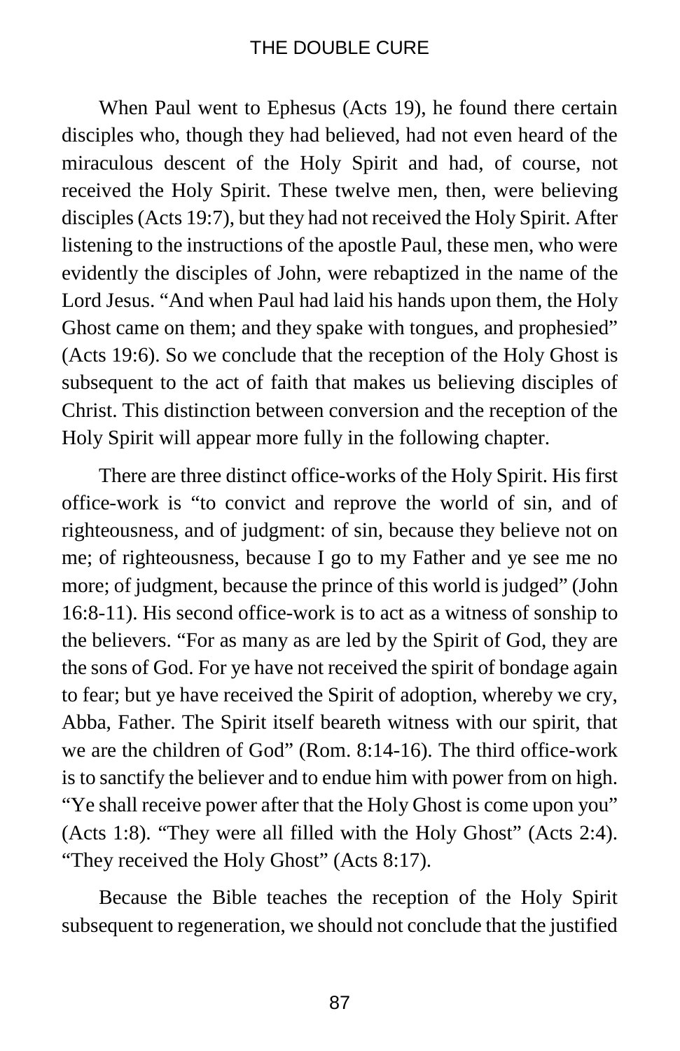When Paul went to Ephesus (Acts 19), he found there certain disciples who, though they had believed, had not even heard of the miraculous descent of the Holy Spirit and had, of course, not received the Holy Spirit. These twelve men, then, were believing disciples (Acts 19:7), but they had not received the Holy Spirit. After listening to the instructions of the apostle Paul, these men, who were evidently the disciples of John, were rebaptized in the name of the Lord Jesus. "And when Paul had laid his hands upon them, the Holy Ghost came on them; and they spake with tongues, and prophesied" (Acts 19:6). So we conclude that the reception of the Holy Ghost is subsequent to the act of faith that makes us believing disciples of Christ. This distinction between conversion and the reception of the Holy Spirit will appear more fully in the following chapter.

There are three distinct office-works of the Holy Spirit. His first office-work is "to convict and reprove the world of sin, and of righteousness, and of judgment: of sin, because they believe not on me; of righteousness, because I go to my Father and ye see me no more; of judgment, because the prince of this world is judged" (John 16:8-11). His second office-work is to act as a witness of sonship to the believers. "For as many as are led by the Spirit of God, they are the sons of God. For ye have not received the spirit of bondage again to fear; but ye have received the Spirit of adoption, whereby we cry, Abba, Father. The Spirit itself beareth witness with our spirit, that we are the children of God" (Rom. 8:14-16). The third office-work is to sanctify the believer and to endue him with power from on high. "Ye shall receive power after that the Holy Ghost is come upon you" (Acts 1:8). "They were all filled with the Holy Ghost" (Acts 2:4). "They received the Holy Ghost" (Acts 8:17).

Because the Bible teaches the reception of the Holy Spirit subsequent to regeneration, we should not conclude that the justified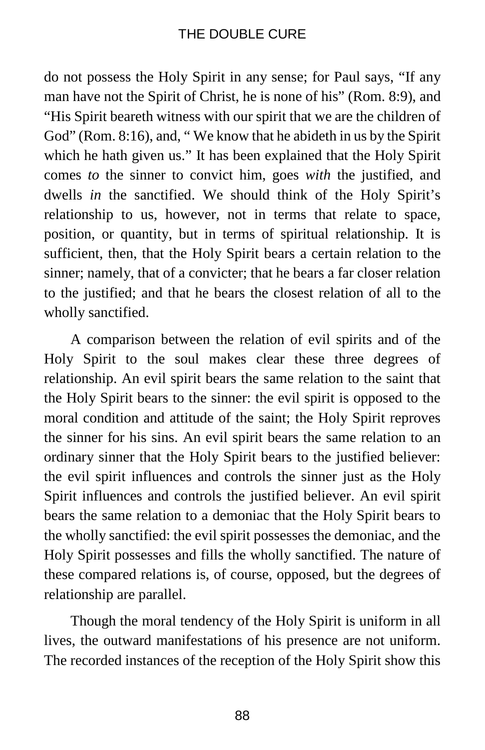do not possess the Holy Spirit in any sense; for Paul says, "If any man have not the Spirit of Christ, he is none of his" (Rom. 8:9), and "His Spirit beareth witness with our spirit that we are the children of God" (Rom. 8:16), and, " We know that he abideth in us by the Spirit which he hath given us." It has been explained that the Holy Spirit comes *to* the sinner to convict him, goes *with* the justified, and dwells *in* the sanctified. We should think of the Holy Spirit's relationship to us, however, not in terms that relate to space, position, or quantity, but in terms of spiritual relationship. It is sufficient, then, that the Holy Spirit bears a certain relation to the sinner; namely, that of a convicter; that he bears a far closer relation to the justified; and that he bears the closest relation of all to the wholly sanctified.

A comparison between the relation of evil spirits and of the Holy Spirit to the soul makes clear these three degrees of relationship. An evil spirit bears the same relation to the saint that the Holy Spirit bears to the sinner: the evil spirit is opposed to the moral condition and attitude of the saint; the Holy Spirit reproves the sinner for his sins. An evil spirit bears the same relation to an ordinary sinner that the Holy Spirit bears to the justified believer: the evil spirit influences and controls the sinner just as the Holy Spirit influences and controls the justified believer. An evil spirit bears the same relation to a demoniac that the Holy Spirit bears to the wholly sanctified: the evil spirit possesses the demoniac, and the Holy Spirit possesses and fills the wholly sanctified. The nature of these compared relations is, of course, opposed, but the degrees of relationship are parallel.

Though the moral tendency of the Holy Spirit is uniform in all lives, the outward manifestations of his presence are not uniform. The recorded instances of the reception of the Holy Spirit show this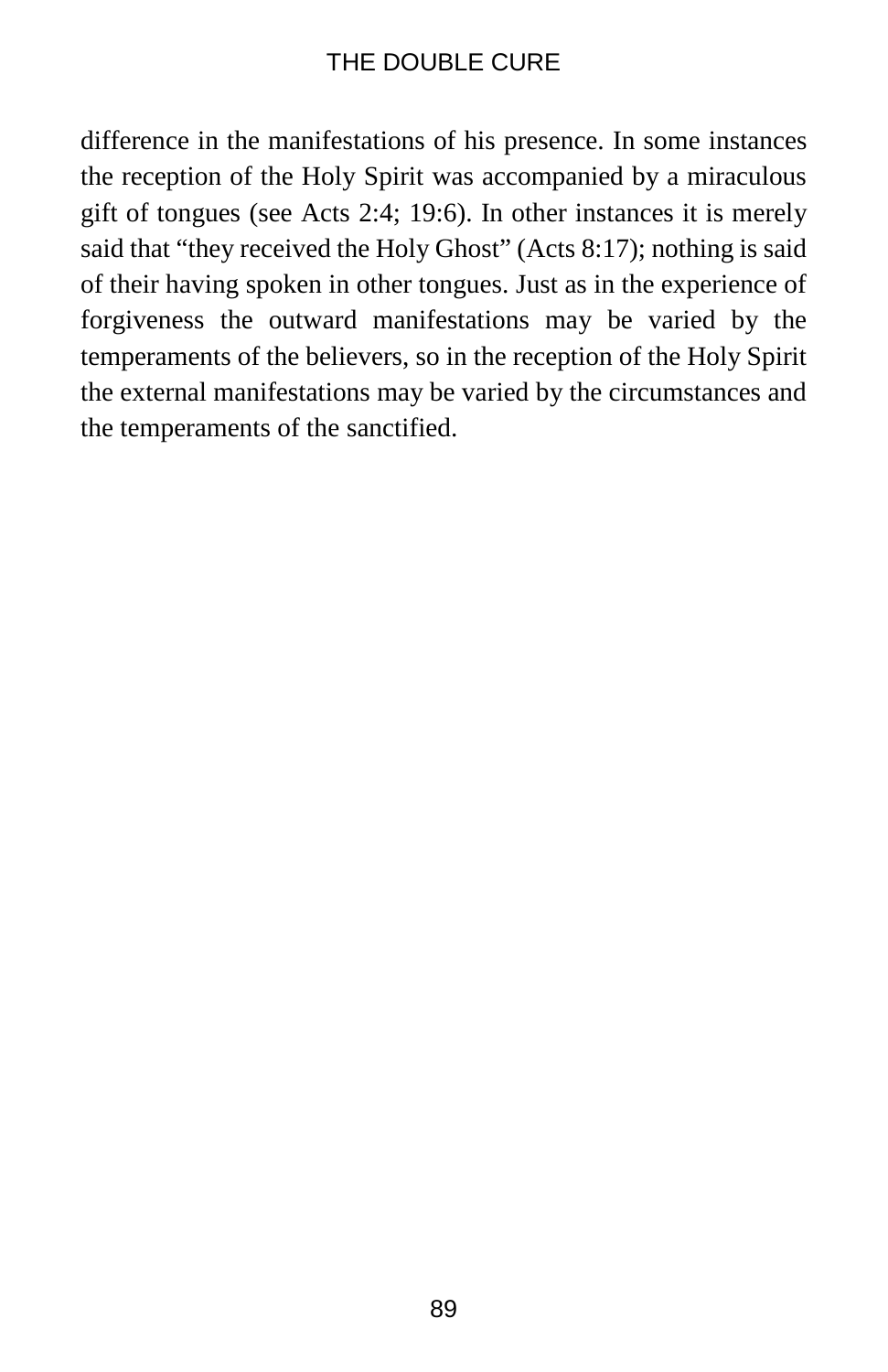difference in the manifestations of his presence. In some instances the reception of the Holy Spirit was accompanied by a miraculous gift of tongues (see Acts 2:4; 19:6). In other instances it is merely said that “they received the Holy Ghost” (Acts 8:17); nothing is said of their having spoken in other tongues. Just as in the experience of forgiveness the outward manifestations may be varied by the temperaments of the believers, so in the reception of the Holy Spirit the external manifestations may be varied by the circumstances and the temperaments of the sanctified.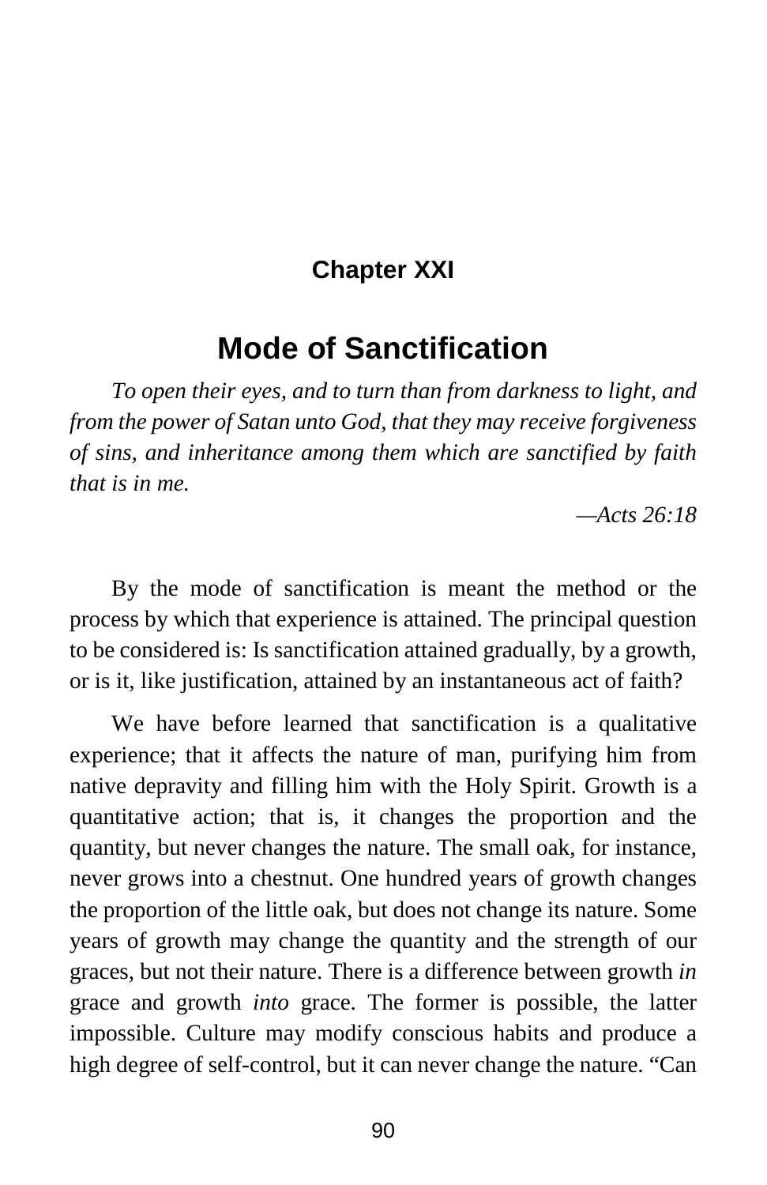## Chapter XXI

# Mode of Sanctification

*To open their eyes, and to turn than from darkness to light, and from the power of Satan unto God, that they may receive forgiveness of sins, and inheritance among them which are sanctified by faith that is in me.*

*—Acts 26:18*

By the mode of sanctification is meant the method or the process by which that experience is attained. The principal question to be considered is: Is sanctification attained gradually, by a growth, or is it, like justification, attained by an instantaneous act of faith?

We have before learned that sanctification is a qualitative experience; that it affects the nature of man, purifying him from native depravity and filling him with the Holy Spirit. Growth is a quantitative action; that is, it changes the proportion and the quantity, but never changes the nature. The small oak, for instance, never grows into a chestnut. One hundred years of growth changes the proportion of the little oak, but does not change its nature. Some years of growth may change the quantity and the strength of our graces, but not their nature. There is a difference between growth *in* grace and growth *into* grace. The former is possible, the latter impossible. Culture may modify conscious habits and produce a high degree of self-control, but it can never change the nature. "Can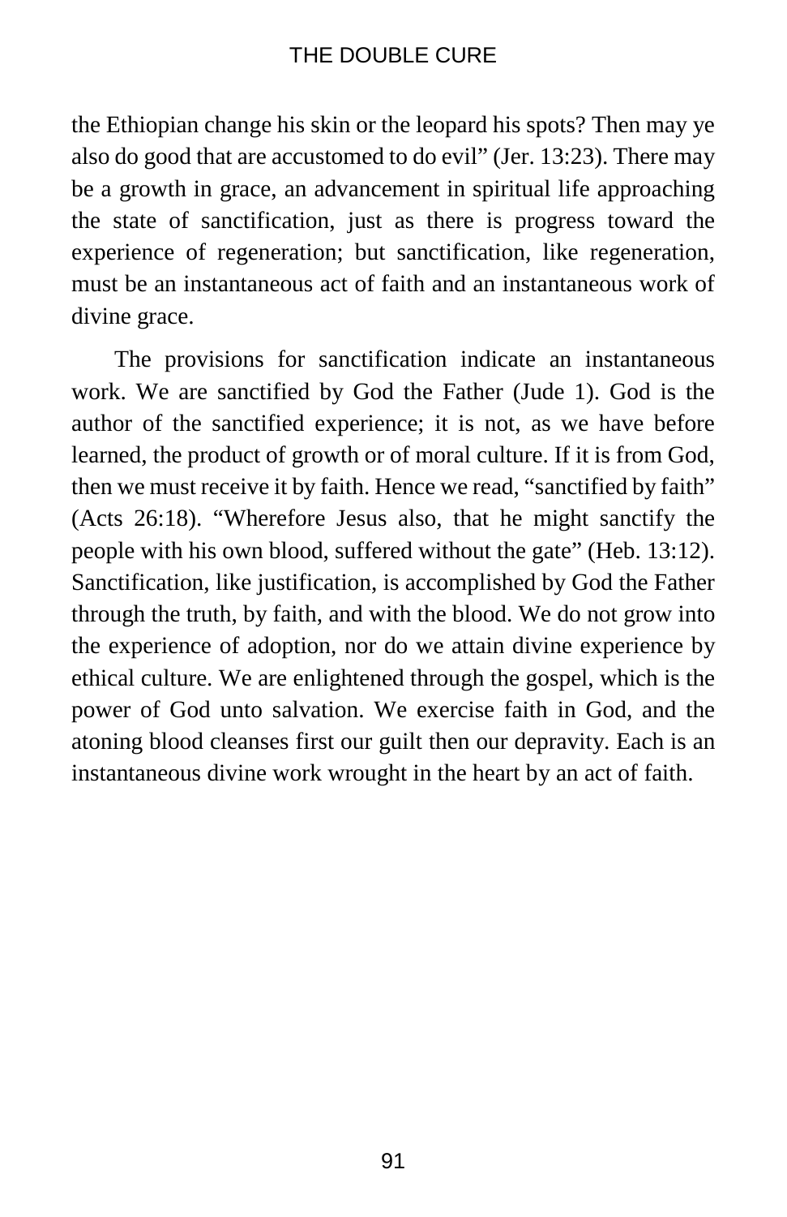the Ethiopian change his skin or the leopard his spots? Then may ye also do good that are accustomed to do evil" (Jer. 13:23). There may be a growth in grace, an advancement in spiritual life approaching the state of sanctification, just as there is progress toward the experience of regeneration; but sanctification, like regeneration, must be an instantaneous act of faith and an instantaneous work of divine grace.

The provisions for sanctification indicate an instantaneous work. We are sanctified by God the Father (Jude 1). God is the author of the sanctified experience; it is not, as we have before learned, the product of growth or of moral culture. If it is from God, then we must receive it by faith. Hence we read, "sanctified by faith" (Acts 26:18). "Wherefore Jesus also, that he might sanctify the people with his own blood, suffered without the gate" (Heb. 13:12). Sanctification, like justification, is accomplished by God the Father through the truth, by faith, and with the blood. We do not grow into the experience of adoption, nor do we attain divine experience by ethical culture. We are enlightened through the gospel, which is the power of God unto salvation. We exercise faith in God, and the atoning blood cleanses first our guilt then our depravity. Each is an instantaneous divine work wrought in the heart by an act of faith.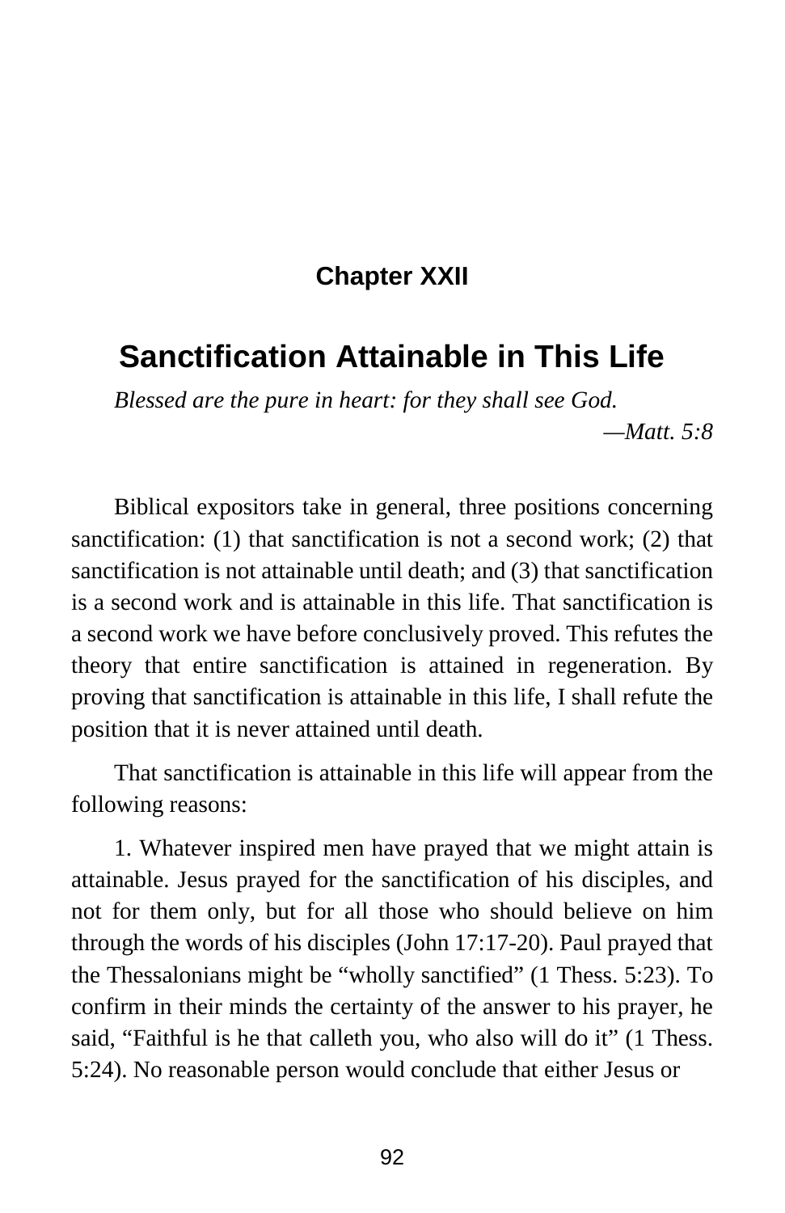## Chapter XXII

# Sanctification Attainable in This Life

*Blessed are the pure in heart: for they shall see God.*

*—Matt. 5:8*

Biblical expositors take in general, three positions concerning sanctification: (1) that sanctification is not a second work; (2) that sanctification is not attainable until death; and (3) that sanctification is a second work and is attainable in this life. That sanctification is a second work we have before conclusively proved. This refutes the theory that entire sanctification is attained in regeneration. By proving that sanctification is attainable in this life, I shall refute the position that it is never attained until death.

That sanctification is attainable in this life will appear from the following reasons:

1. Whatever inspired men have prayed that we might attain is attainable. Jesus prayed for the sanctification of his disciples, and not for them only, but for all those who should believe on him through the words of his disciples (John 17:17-20). Paul prayed that the Thessalonians might be "wholly sanctified" (1 Thess. 5:23). To confirm in their minds the certainty of the answer to his prayer, he said, "Faithful is he that calleth you, who also will do it" (1 Thess. 5:24). No reasonable person would conclude that either Jesus or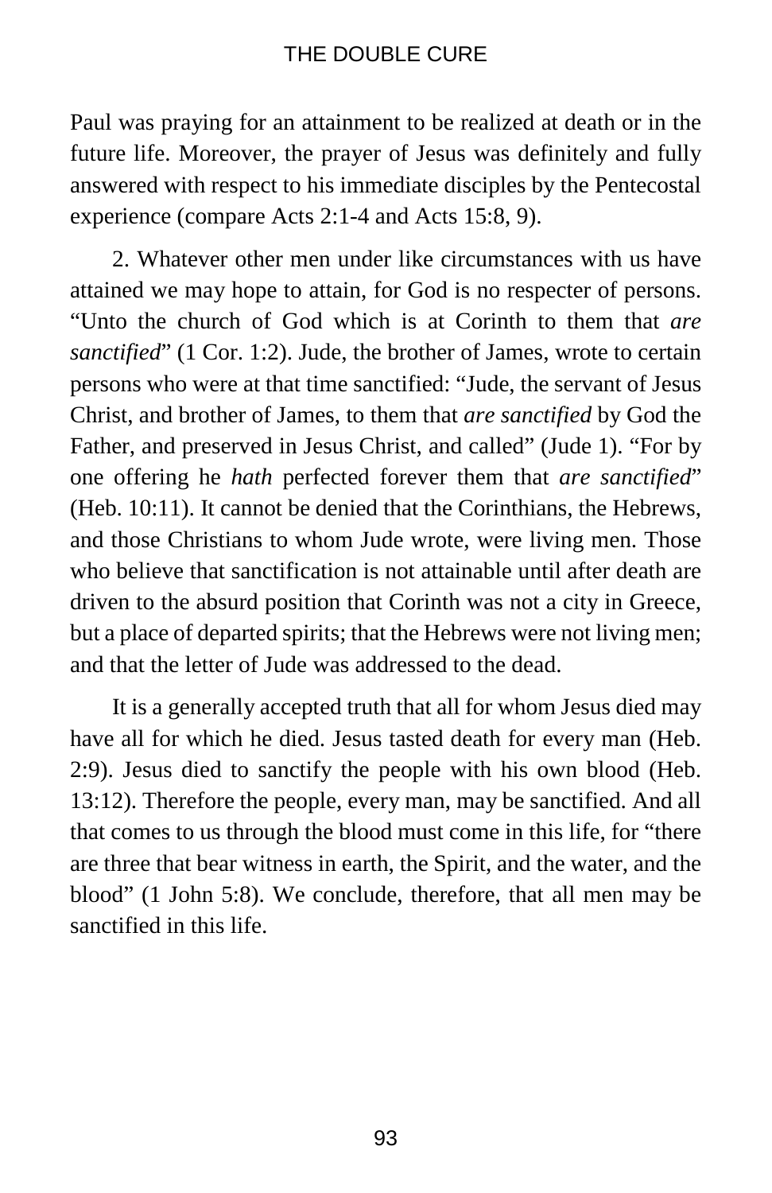Paul was praying for an attainment to be realized at death or in the future life. Moreover, the prayer of Jesus was definitely and fully answered with respect to his immediate disciples by the Pentecostal experience (compare Acts 2:1-4 and Acts 15:8, 9).

2. Whatever other men under like circumstances with us have attained we may hope to attain, for God is no respecter of persons. "Unto the church of God which is at Corinth to them that *are sanctified*" (1 Cor. 1:2). Jude, the brother of James, wrote to certain persons who were at that time sanctified: "Jude, the servant of Jesus Christ, and brother of James, to them that *are sanctified* by God the Father, and preserved in Jesus Christ, and called" (Jude 1). "For by one offering he *hath* perfected forever them that *are sanctified*" (Heb. 10:11). It cannot be denied that the Corinthians, the Hebrews, and those Christians to whom Jude wrote, were living men. Those who believe that sanctification is not attainable until after death are driven to the absurd position that Corinth was not a city in Greece, but a place of departed spirits; that the Hebrews were not living men; and that the letter of Jude was addressed to the dead.

It is a generally accepted truth that all for whom Jesus died may have all for which he died. Jesus tasted death for every man (Heb. 2:9). Jesus died to sanctify the people with his own blood (Heb. 13:12). Therefore the people, every man, may be sanctified. And all that comes to us through the blood must come in this life, for "there are three that bear witness in earth, the Spirit, and the water, and the blood" (1 John 5:8). We conclude, therefore, that all men may be sanctified in this life.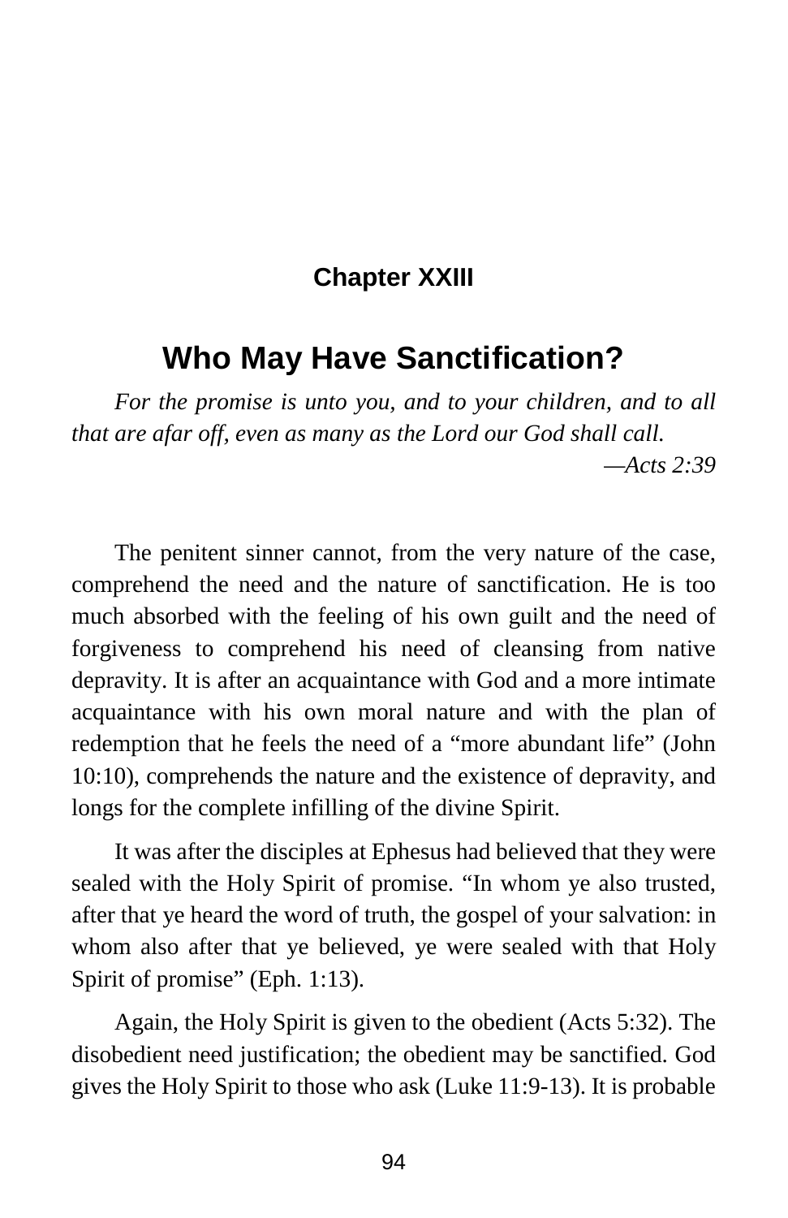## Chapter XXIII

# Who May Have Sanctification?

*For the promise is unto you, and to your children, and to all that are afar off, even as many as the Lord our God shall call.*

*—Acts 2:39*

The penitent sinner cannot, from the very nature of the case, comprehend the need and the nature of sanctification. He is too much absorbed with the feeling of his own guilt and the need of forgiveness to comprehend his need of cleansing from native depravity. It is after an acquaintance with God and a more intimate acquaintance with his own moral nature and with the plan of redemption that he feels the need of a "more abundant life" (John 10:10), comprehends the nature and the existence of depravity, and longs for the complete infilling of the divine Spirit.

It was after the disciples at Ephesus had believed that they were sealed with the Holy Spirit of promise. "In whom ye also trusted, after that ye heard the word of truth, the gospel of your salvation: in whom also after that ye believed, ye were sealed with that Holy Spirit of promise" (Eph. 1:13).

Again, the Holy Spirit is given to the obedient (Acts 5:32). The disobedient need justification; the obedient may be sanctified. God gives the Holy Spirit to those who ask (Luke 11:9-13). It is probable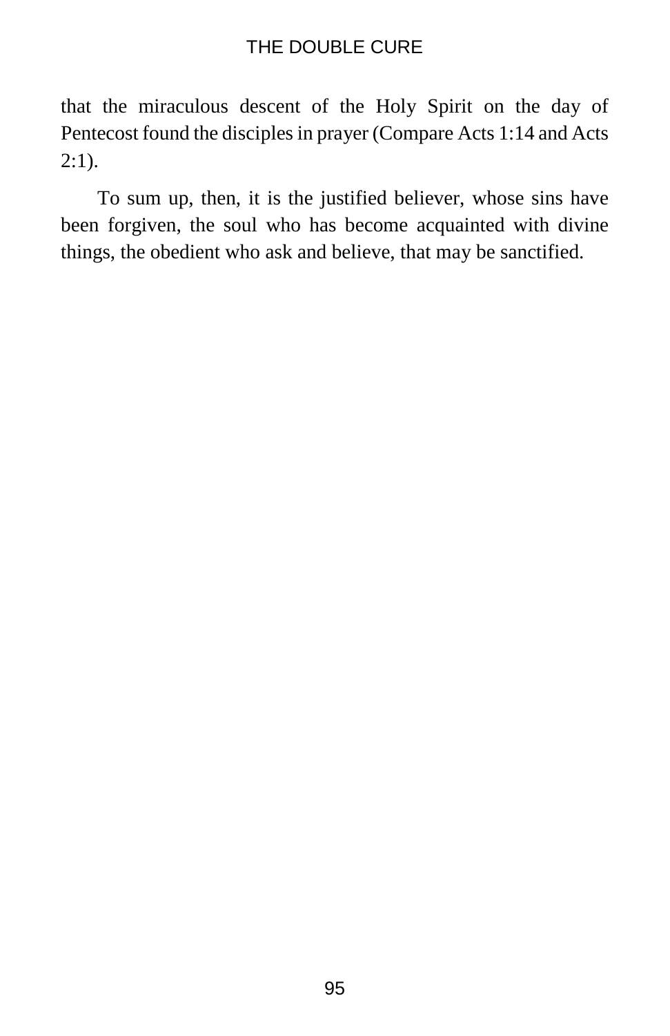that the miraculous descent of the Holy Spirit on the day of Pentecost found the disciples in prayer (Compare Acts 1:14 and Acts 2:1).

To sum up, then, it is the justified believer, whose sins have been forgiven, the soul who has become acquainted with divine things, the obedient who ask and believe, that may be sanctified.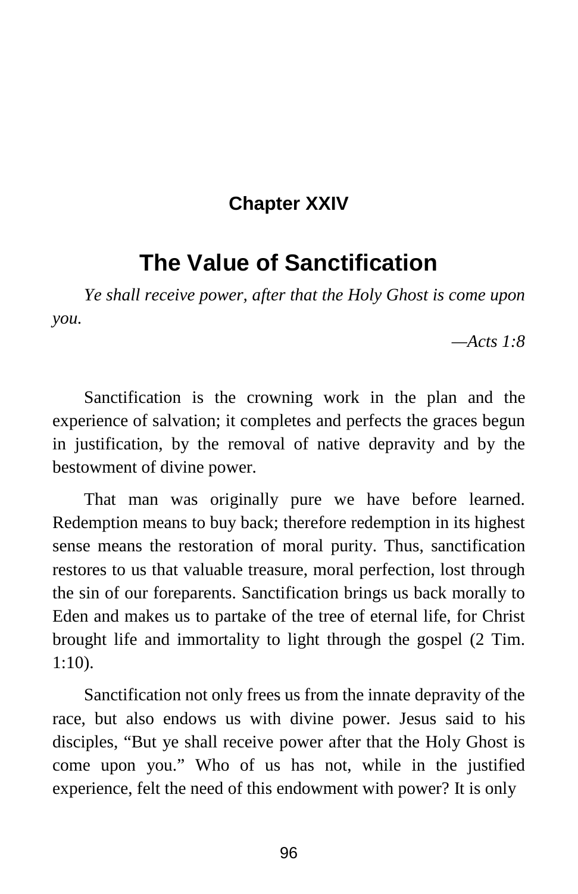## Chapter XXIV

# The Value of Sanctification

*Ye shall receive power, after that the Holy Ghost is come upon you.*

*—Acts 1:8*

Sanctification is the crowning work in the plan and the experience of salvation; it completes and perfects the graces begun in justification, by the removal of native depravity and by the bestowment of divine power.

That man was originally pure we have before learned. Redemption means to buy back; therefore redemption in its highest sense means the restoration of moral purity. Thus, sanctification restores to us that valuable treasure, moral perfection, lost through the sin of our foreparents. Sanctification brings us back morally to Eden and makes us to partake of the tree of eternal life, for Christ brought life and immortality to light through the gospel (2 Tim. 1:10).

Sanctification not only frees us from the innate depravity of the race, but also endows us with divine power. Jesus said to his disciples, "But ye shall receive power after that the Holy Ghost is come upon you." Who of us has not, while in the justified experience, felt the need of this endowment with power? It is only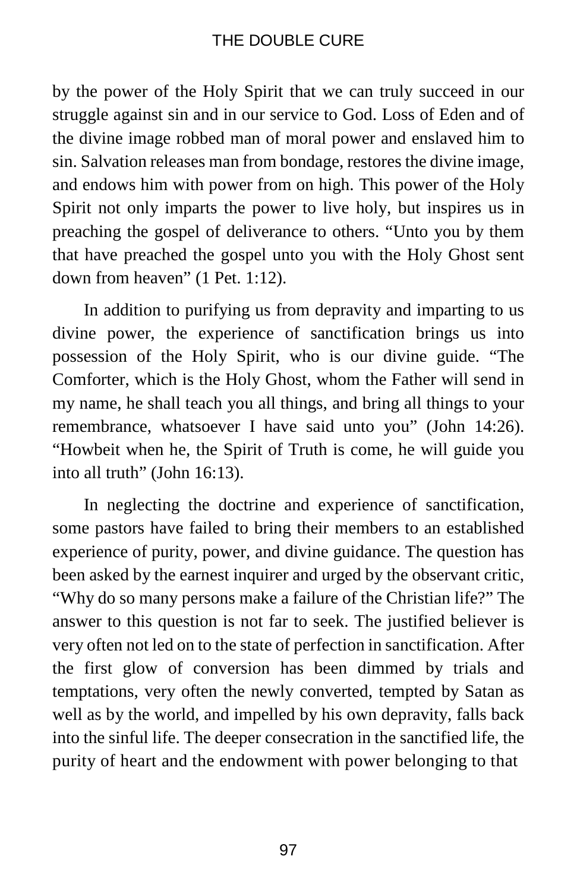by the power of the Holy Spirit that we can truly succeed in our struggle against sin and in our service to God. Loss of Eden and of the divine image robbed man of moral power and enslaved him to sin. Salvation releases man from bondage, restores the divine image, and endows him with power from on high. This power of the Holy Spirit not only imparts the power to live holy, but inspires us in preaching the gospel of deliverance to others. "Unto you by them that have preached the gospel unto you with the Holy Ghost sent down from heaven" (1 Pet. 1:12).

In addition to purifying us from depravity and imparting to us divine power, the experience of sanctification brings us into possession of the Holy Spirit, who is our divine guide. "The Comforter, which is the Holy Ghost, whom the Father will send in my name, he shall teach you all things, and bring all things to your remembrance, whatsoever I have said unto you" (John 14:26). "Howbeit when he, the Spirit of Truth is come, he will guide you into all truth" (John 16:13).

In neglecting the doctrine and experience of sanctification, some pastors have failed to bring their members to an established experience of purity, power, and divine guidance. The question has been asked by the earnest inquirer and urged by the observant critic, "Why do so many persons make a failure of the Christian life?" The answer to this question is not far to seek. The justified believer is very often not led on to the state of perfection in sanctification. After the first glow of conversion has been dimmed by trials and temptations, very often the newly converted, tempted by Satan as well as by the world, and impelled by his own depravity, falls back into the sinful life. The deeper consecration in the sanctified life, the purity of heart and the endowment with power belonging to that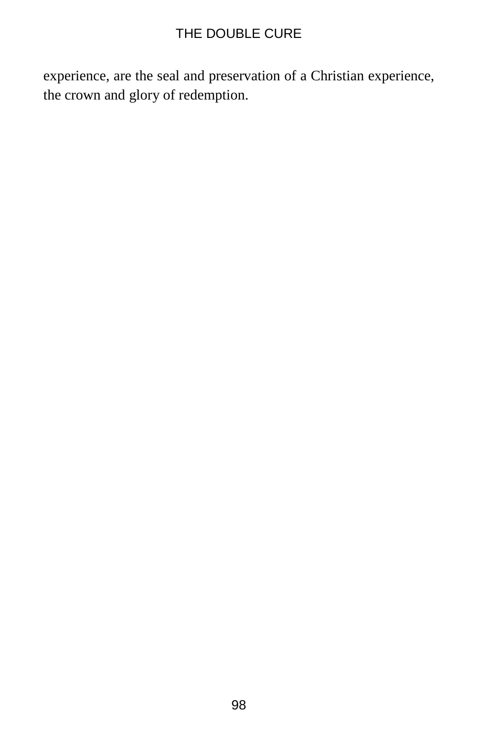experience, are the seal and preservation of a Christian experience, the crown and glory of redemption.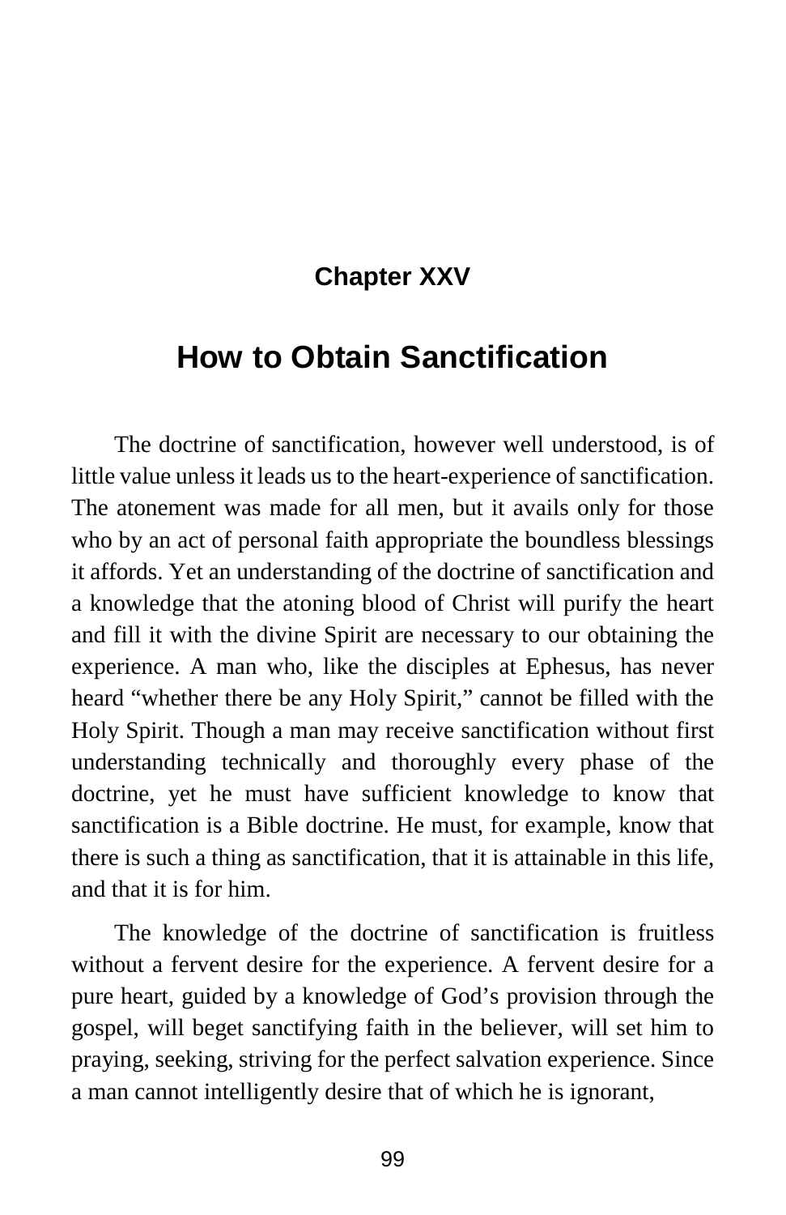## Chapter XXV

# How to Obtain Sanctification

The doctrine of sanctification, however well understood, is of little value unless it leads us to the heart-experience of sanctification. The atonement was made for all men, but it avails only for those who by an act of personal faith appropriate the boundless blessings it affords. Yet an understanding of the doctrine of sanctification and a knowledge that the atoning blood of Christ will purify the heart and fill it with the divine Spirit are necessary to our obtaining the experience. A man who, like the disciples at Ephesus, has never heard "whether there be any Holy Spirit," cannot be filled with the Holy Spirit. Though a man may receive sanctification without first understanding technically and thoroughly every phase of the doctrine, yet he must have sufficient knowledge to know that sanctification is a Bible doctrine. He must, for example, know that there is such a thing as sanctification, that it is attainable in this life, and that it is for him.

The knowledge of the doctrine of sanctification is fruitless without a fervent desire for the experience. A fervent desire for a pure heart, guided by a knowledge of God's provision through the gospel, will beget sanctifying faith in the believer, will set him to praying, seeking, striving for the perfect salvation experience. Since a man cannot intelligently desire that of which he is ignorant,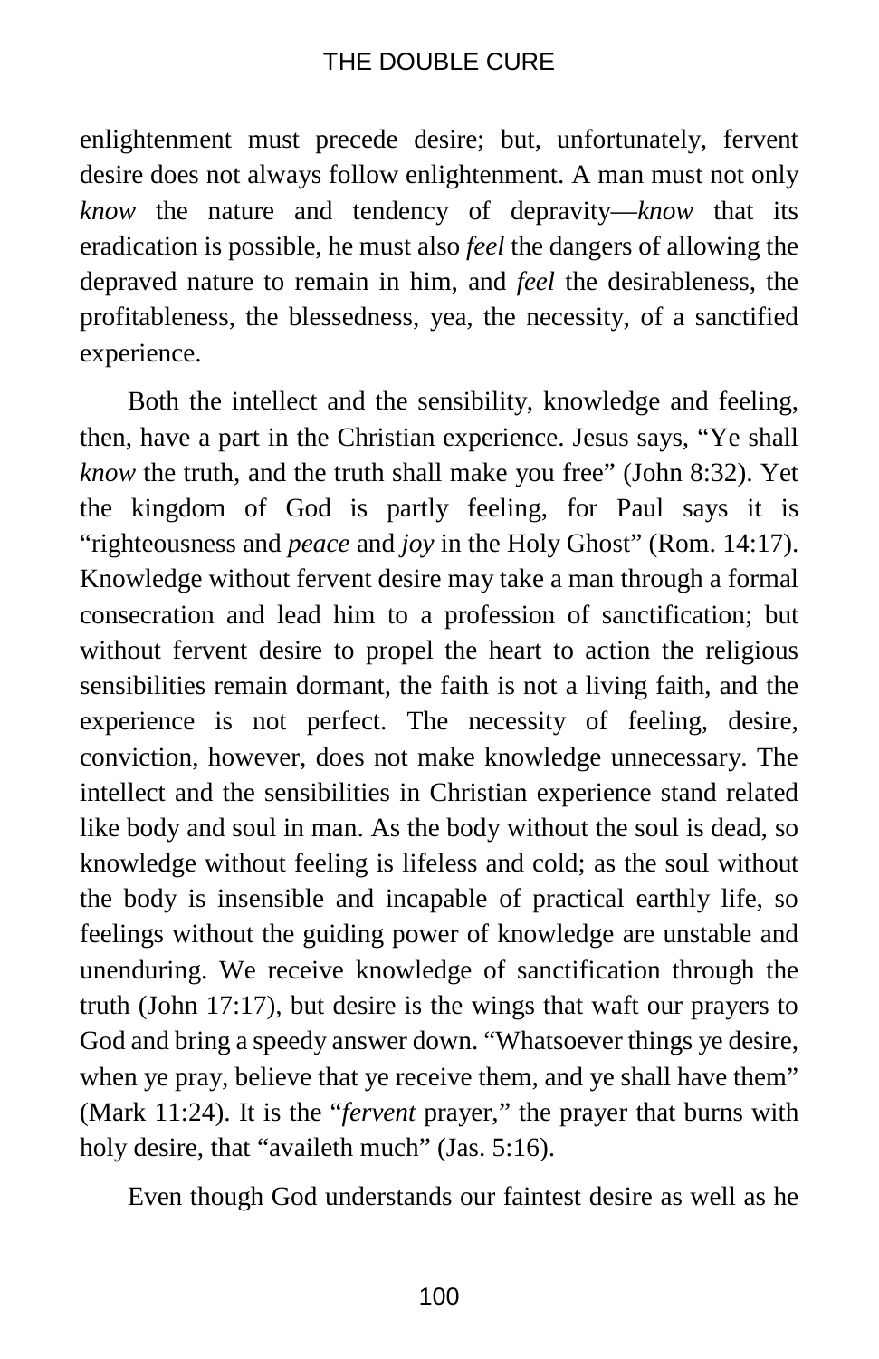enlightenment must precede desire; but, unfortunately, fervent desire does not always follow enlightenment. A man must not only *know* the nature and tendency of depravity—*know* that its eradication is possible, he must also *feel* the dangers of allowing the depraved nature to remain in him, and *feel* the desirableness, the profitableness, the blessedness, yea, the necessity, of a sanctified experience.

Both the intellect and the sensibility, knowledge and feeling, then, have a part in the Christian experience. Jesus says, "Ye shall *know* the truth, and the truth shall make you free" (John 8:32). Yet the kingdom of God is partly feeling, for Paul says it is "righteousness and *peace* and *joy* in the Holy Ghost" (Rom. 14:17). Knowledge without fervent desire may take a man through a formal consecration and lead him to a profession of sanctification; but without fervent desire to propel the heart to action the religious sensibilities remain dormant, the faith is not a living faith, and the experience is not perfect. The necessity of feeling, desire, conviction, however, does not make knowledge unnecessary. The intellect and the sensibilities in Christian experience stand related like body and soul in man. As the body without the soul is dead, so knowledge without feeling is lifeless and cold; as the soul without the body is insensible and incapable of practical earthly life, so feelings without the guiding power of knowledge are unstable and unenduring. We receive knowledge of sanctification through the truth (John 17:17), but desire is the wings that waft our prayers to God and bring a speedy answer down. "Whatsoever things ye desire, when ye pray, believe that ye receive them, and ye shall have them" (Mark 11:24). It is the "*fervent* prayer," the prayer that burns with holy desire, that "availeth much" (Jas. 5:16).

Even though God understands our faintest desire as well as he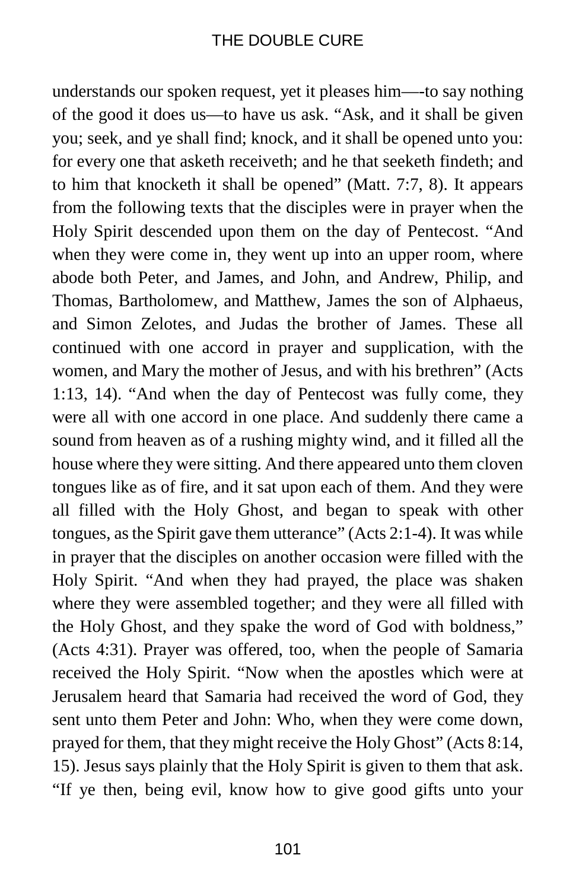understands our spoken request, yet it pleases him—-to say nothing of the good it does us—to have us ask. “Ask, and it shall be given you; seek, and ye shall find; knock, and it shall be opened unto you: for every one that asketh receiveth; and he that seeketh findeth; and to him that knocketh it shall be opened” (Matt. 7:7, 8). It appears from the following texts that the disciples were in prayer when the Holy Spirit descended upon them on the day of Pentecost. “And when they were come in, they went up into an upper room, where abode both Peter, and James, and John, and Andrew, Philip, and Thomas, Bartholomew, and Matthew, James the son of Alphaeus, and Simon Zelotes, and Judas the brother of James. These all continued with one accord in prayer and supplication, with the women, and Mary the mother of Jesus, and with his brethren” (Acts 1:13, 14). “And when the day of Pentecost was fully come, they were all with one accord in one place. And suddenly there came a sound from heaven as of a rushing mighty wind, and it filled all the house where they were sitting. And there appeared unto them cloven tongues like as of fire, and it sat upon each of them. And they were all filled with the Holy Ghost, and began to speak with other tongues, as the Spirit gave them utterance” (Acts 2:1-4). It was while in prayer that the disciples on another occasion were filled with the Holy Spirit. “And when they had prayed, the place was shaken where they were assembled together; and they were all filled with the Holy Ghost, and they spake the word of God with boldness,” (Acts 4:31). Prayer was offered, too, when the people of Samaria received the Holy Spirit. “Now when the apostles which were at Jerusalem heard that Samaria had received the word of God, they sent unto them Peter and John: Who, when they were come down, prayed for them, that they might receive the Holy Ghost” (Acts 8:14, 15). Jesus says plainly that the Holy Spirit is given to them that ask. “If ye then, being evil, know how to give good gifts unto your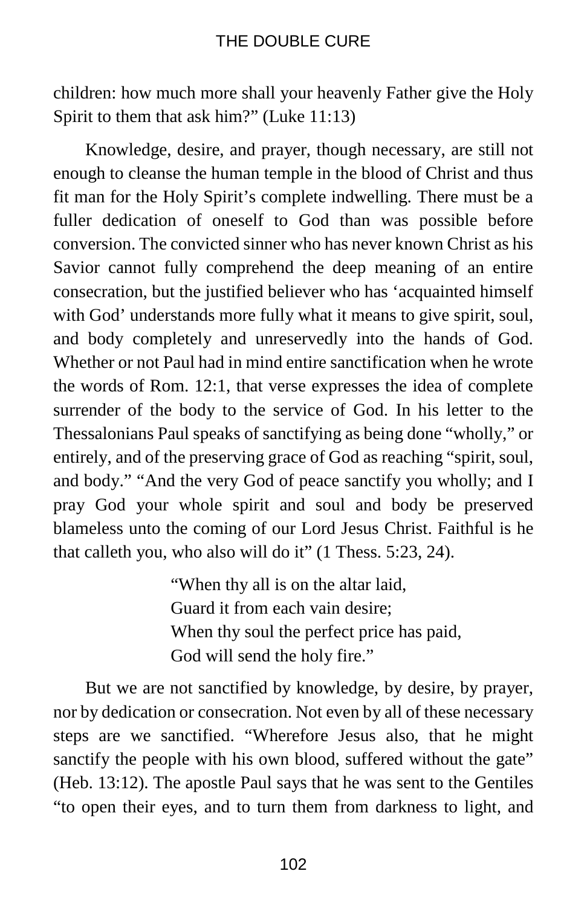children: how much more shall your heavenly Father give the Holy Spirit to them that ask him?" (Luke 11:13)

Knowledge, desire, and prayer, though necessary, are still not enough to cleanse the human temple in the blood of Christ and thus fit man for the Holy Spirit's complete indwelling. There must be a fuller dedication of oneself to God than was possible before conversion. The convicted sinner who has never known Christ as his Savior cannot fully comprehend the deep meaning of an entire consecration, but the justified believer who has 'acquainted himself with God' understands more fully what it means to give spirit, soul, and body completely and unreservedly into the hands of God. Whether or not Paul had in mind entire sanctification when he wrote the words of Rom. 12:1, that verse expresses the idea of complete surrender of the body to the service of God. In his letter to the Thessalonians Paul speaks of sanctifying as being done "wholly," or entirely, and of the preserving grace of God as reaching "spirit, soul, and body." "And the very God of peace sanctify you wholly; and I pray God your whole spirit and soul and body be preserved blameless unto the coming of our Lord Jesus Christ. Faithful is he that calleth you, who also will do it" (1 Thess. 5:23, 24).

> "When thy all is on the altar laid,
> Guard it from each vain desire;
> When thy soul the perfect price has paid,
> God will send the holy fire."

But we are not sanctified by knowledge, by desire, by prayer, nor by dedication or consecration. Not even by all of these necessary steps are we sanctified. "Wherefore Jesus also, that he might sanctify the people with his own blood, suffered without the gate" (Heb. 13:12). The apostle Paul says that he was sent to the Gentiles "to open their eyes, and to turn them from darkness to light, and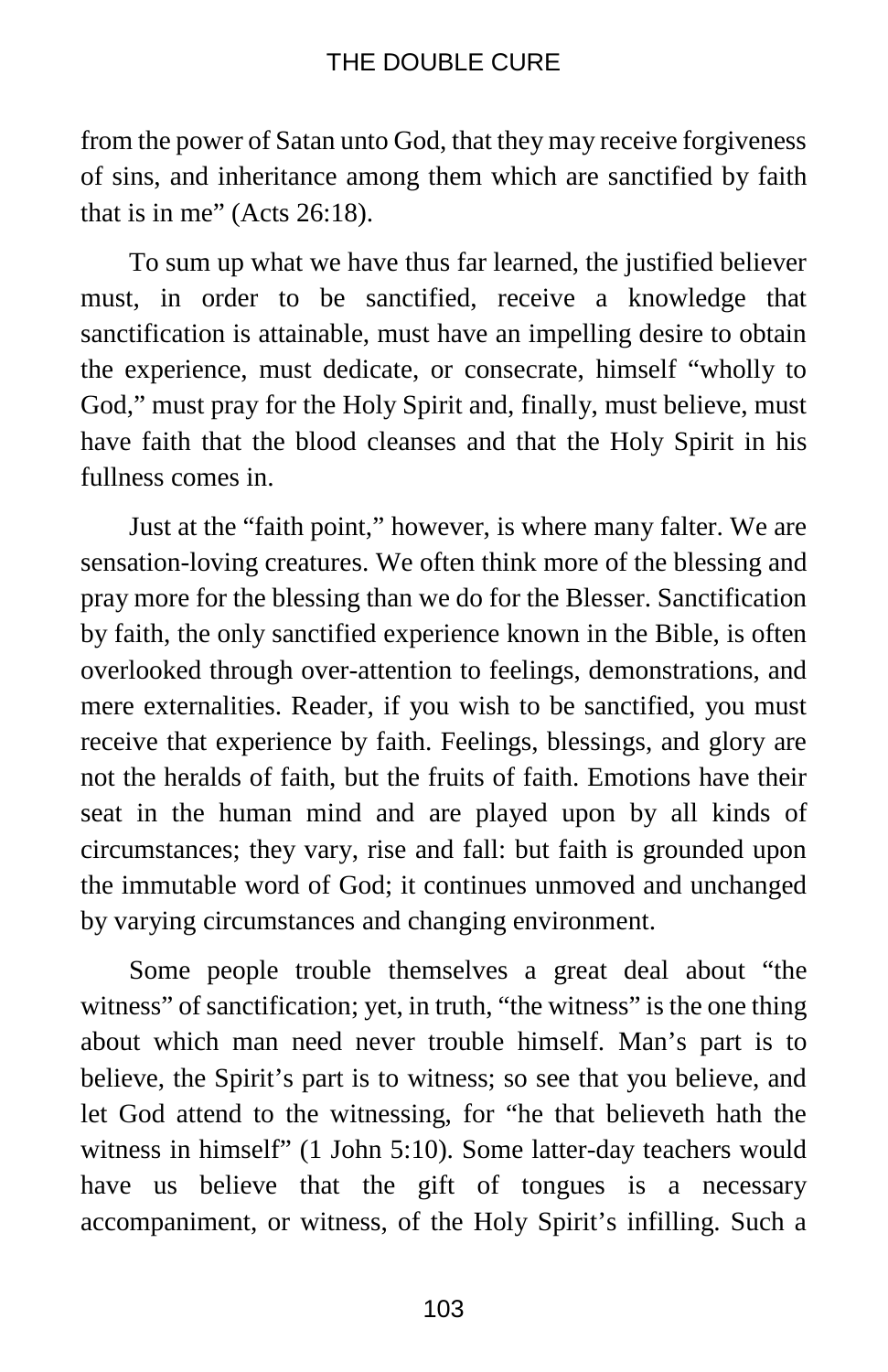from the power of Satan unto God, that they may receive forgiveness of sins, and inheritance among them which are sanctified by faith that is in me" (Acts 26:18).

To sum up what we have thus far learned, the justified believer must, in order to be sanctified, receive a knowledge that sanctification is attainable, must have an impelling desire to obtain the experience, must dedicate, or consecrate, himself "wholly to God," must pray for the Holy Spirit and, finally, must believe, must have faith that the blood cleanses and that the Holy Spirit in his fullness comes in.

Just at the "faith point," however, is where many falter. We are sensation-loving creatures. We often think more of the blessing and pray more for the blessing than we do for the Blesser. Sanctification by faith, the only sanctified experience known in the Bible, is often overlooked through over-attention to feelings, demonstrations, and mere externalities. Reader, if you wish to be sanctified, you must receive that experience by faith. Feelings, blessings, and glory are not the heralds of faith, but the fruits of faith. Emotions have their seat in the human mind and are played upon by all kinds of circumstances; they vary, rise and fall: but faith is grounded upon the immutable word of God; it continues unmoved and unchanged by varying circumstances and changing environment.

Some people trouble themselves a great deal about "the witness" of sanctification; yet, in truth, "the witness" is the one thing about which man need never trouble himself. Man's part is to believe, the Spirit's part is to witness; so see that you believe, and let God attend to the witnessing, for "he that believeth hath the witness in himself" (1 John 5:10). Some latter-day teachers would have us believe that the gift of tongues is a necessary accompaniment, or witness, of the Holy Spirit's infilling. Such a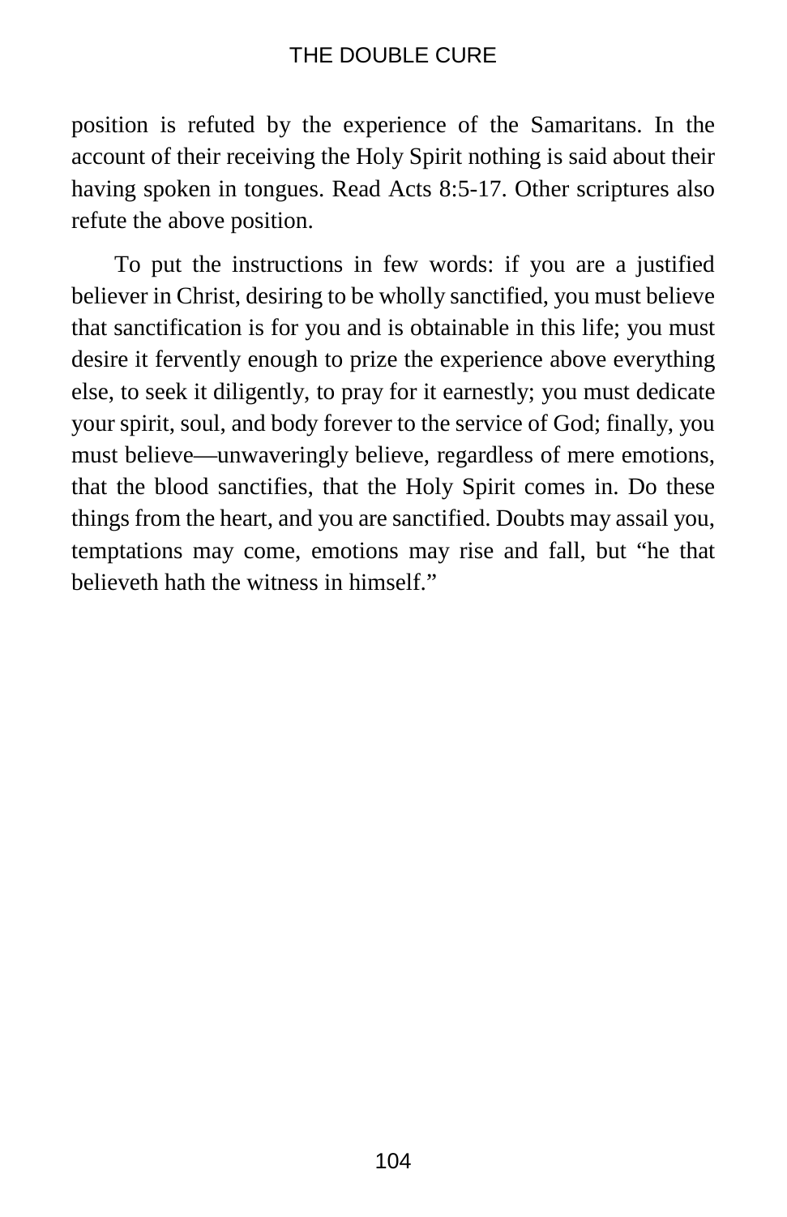position is refuted by the experience of the Samaritans. In the account of their receiving the Holy Spirit nothing is said about their having spoken in tongues. Read Acts 8:5-17. Other scriptures also refute the above position.

To put the instructions in few words: if you are a justified believer in Christ, desiring to be wholly sanctified, you must believe that sanctification is for you and is obtainable in this life; you must desire it fervently enough to prize the experience above everything else, to seek it diligently, to pray for it earnestly; you must dedicate your spirit, soul, and body forever to the service of God; finally, you must believe—unwaveringly believe, regardless of mere emotions, that the blood sanctifies, that the Holy Spirit comes in. Do these things from the heart, and you are sanctified. Doubts may assail you, temptations may come, emotions may rise and fall, but "he that believeth hath the witness in himself."